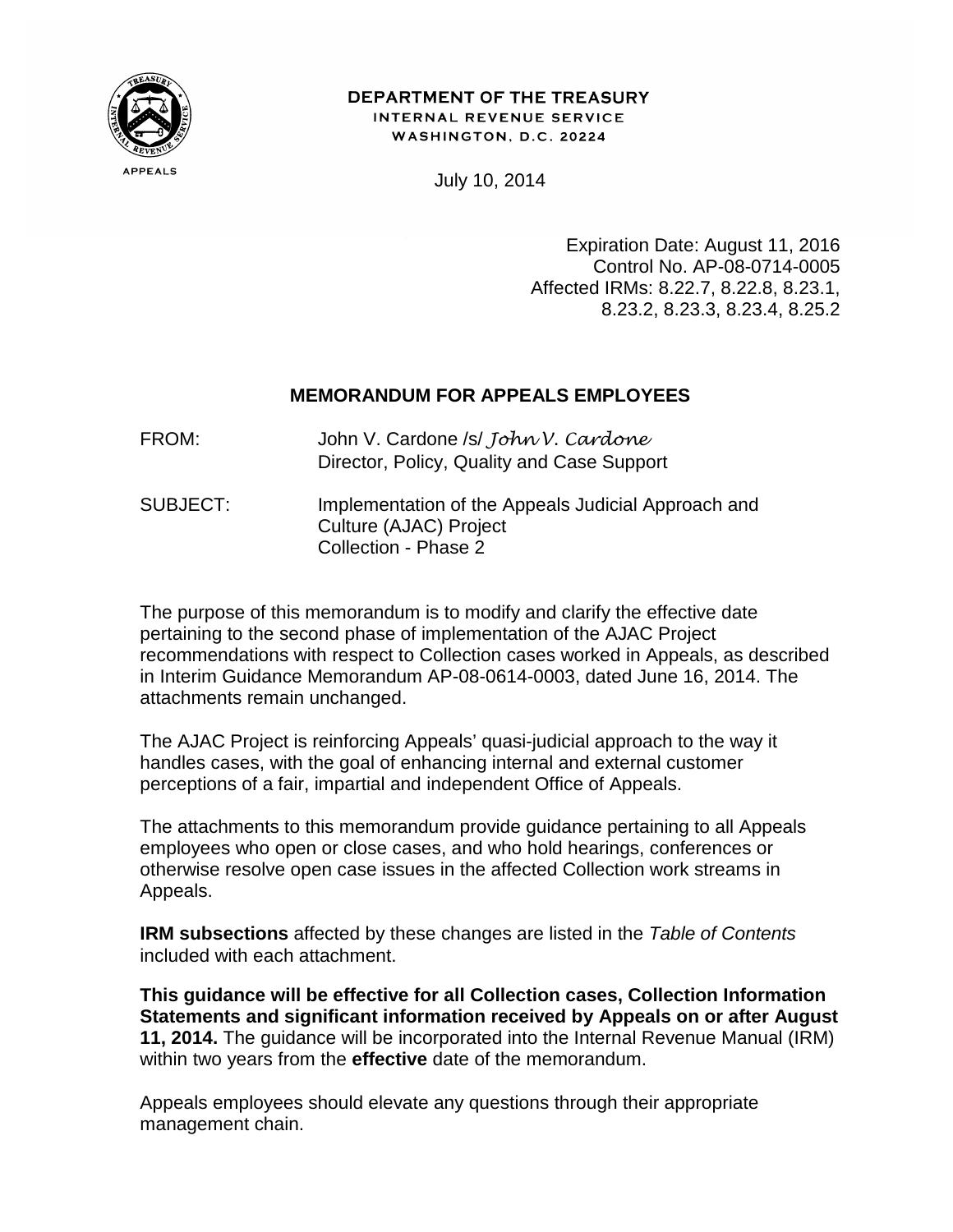APPEALS

**DEPARTMENT OF THE TREASURY**
INTERNAL REVENUE SERVICE
WASHINGTON, D.C. 20224

July 10, 2014

Expiration Date: August 11, 2016
Control No. AP-08-0714-0005
Affected IRMs: 8.22.7, 8.22.8, 8.23.1, 8.23.2, 8.23.3, 8.23.4, 8.25.2

## MEMORANDUM FOR APPEALS EMPLOYEES

FROM: John V. Cardone /s/ *John V. Cardone*
Director, Policy, Quality and Case Support

SUBJECT: Implementation of the Appeals Judicial Approach and Culture (AJAC) Project
Collection - Phase 2

The purpose of this memorandum is to modify and clarify the effective date pertaining to the second phase of implementation of the AJAC Project recommendations with respect to Collection cases worked in Appeals, as described in Interim Guidance Memorandum AP-08-0614-0003, dated June 16, 2014. The attachments remain unchanged.

The AJAC Project is reinforcing Appeals' quasi-judicial approach to the way it handles cases, with the goal of enhancing internal and external customer perceptions of a fair, impartial and independent Office of Appeals.

The attachments to this memorandum provide guidance pertaining to all Appeals employees who open or close cases, and who hold hearings, conferences or otherwise resolve open case issues in the affected Collection work streams in Appeals.

**IRM subsections** affected by these changes are listed in the *Table of Contents* included with each attachment.

**This guidance will be effective for all Collection cases, Collection Information Statements and significant information received by Appeals on or after August 11, 2014.** The guidance will be incorporated into the Internal Revenue Manual (IRM) within two years from the **effective** date of the memorandum.

Appeals employees should elevate any questions through their appropriate management chain.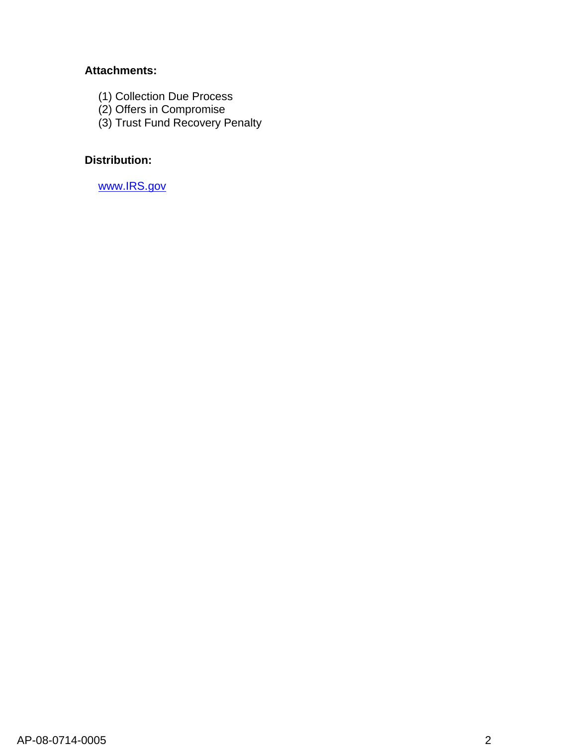**Attachments:**

(1) Collection Due Process
(2) Offers in Compromise
(3) Trust Fund Recovery Penalty

**Distribution:**

www.IRS.gov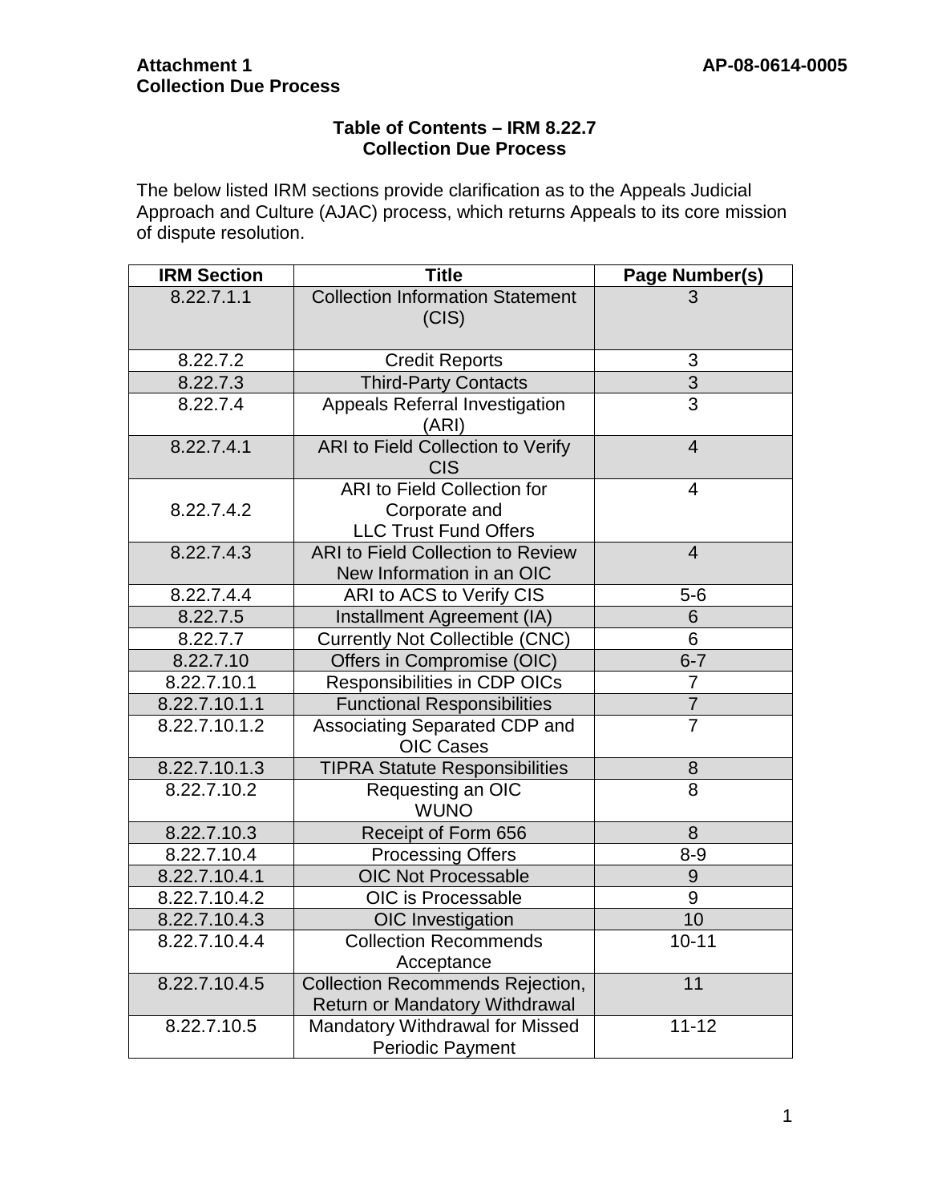**Attachment 1**
**Collection Due Process**

**AP-08-0614-0005**

## Table of Contents – IRM 8.22.7
## Collection Due Process

The below listed IRM sections provide clarification as to the Appeals Judicial Approach and Culture (AJAC) process, which returns Appeals to its core mission of dispute resolution.

| IRM Section | Title | Page Number(s) |
|---|---|---|
| 8.22.7.1.1 | Collection Information Statement (CIS) | 3 |
| 8.22.7.2 | Credit Reports | 3 |
| 8.22.7.3 | Third-Party Contacts | 3 |
| 8.22.7.4 | Appeals Referral Investigation (ARI) | 3 |
| 8.22.7.4.1 | ARI to Field Collection to Verify CIS | 4 |
| 8.22.7.4.2 | ARI to Field Collection for Corporate and LLC Trust Fund Offers | 4 |
| 8.22.7.4.3 | ARI to Field Collection to Review New Information in an OIC | 4 |
| 8.22.7.4.4 | ARI to ACS to Verify CIS | 5-6 |
| 8.22.7.5 | Installment Agreement (IA) | 6 |
| 8.22.7.7 | Currently Not Collectible (CNC) | 6 |
| 8.22.7.10 | Offers in Compromise (OIC) | 6-7 |
| 8.22.7.10.1 | Responsibilities in CDP OICs | 7 |
| 8.22.7.10.1.1 | Functional Responsibilities | 7 |
| 8.22.7.10.1.2 | Associating Separated CDP and OIC Cases | 7 |
| 8.22.7.10.1.3 | TIPRA Statute Responsibilities | 8 |
| 8.22.7.10.2 | Requesting an OIC WUNO | 8 |
| 8.22.7.10.3 | Receipt of Form 656 | 8 |
| 8.22.7.10.4 | Processing Offers | 8-9 |
| 8.22.7.10.4.1 | OIC Not Processable | 9 |
| 8.22.7.10.4.2 | OIC is Processable | 9 |
| 8.22.7.10.4.3 | OIC Investigation | 10 |
| 8.22.7.10.4.4 | Collection Recommends Acceptance | 10-11 |
| 8.22.7.10.4.5 | Collection Recommends Rejection, Return or Mandatory Withdrawal | 11 |
| 8.22.7.10.5 | Mandatory Withdrawal for Missed Periodic Payment | 11-12 |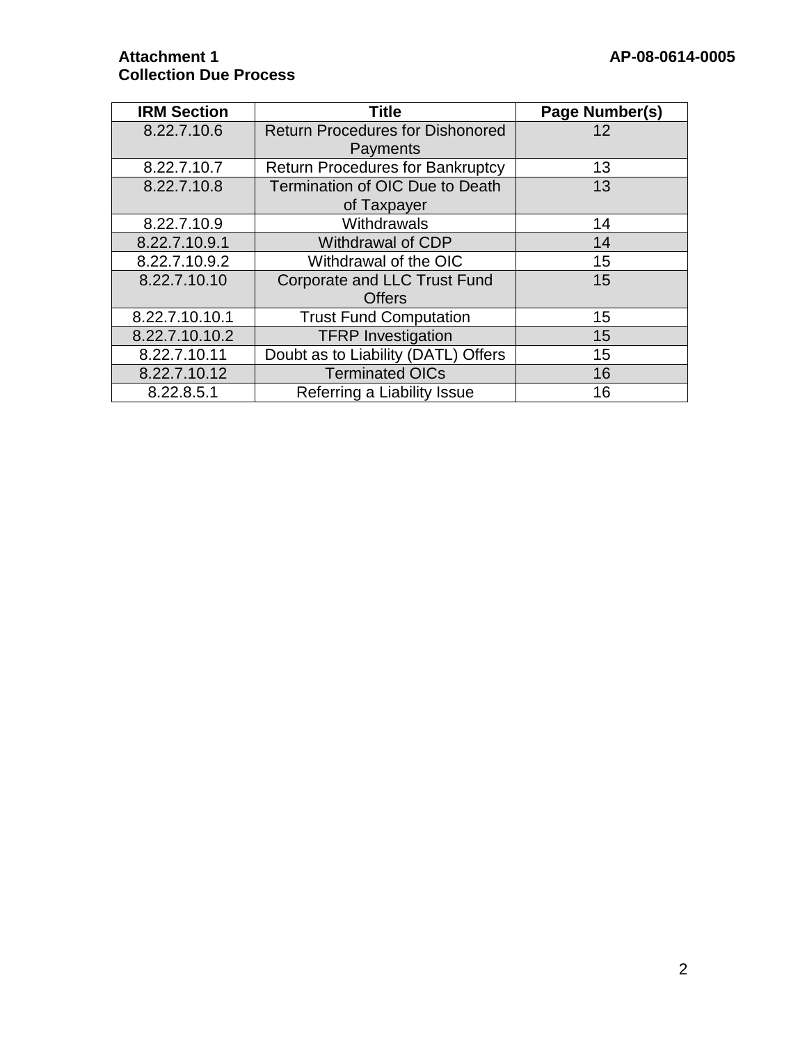**Attachment 1**
**Collection Due Process**

**AP-08-0614-0005**

| IRM Section | Title | Page Number(s) |
| --- | --- | --- |
| 8.22.7.10.6 | Return Procedures for Dishonored Payments | 12 |
| 8.22.7.10.7 | Return Procedures for Bankruptcy | 13 |
| 8.22.7.10.8 | Termination of OIC Due to Death of Taxpayer | 13 |
| 8.22.7.10.9 | Withdrawals | 14 |
| 8.22.7.10.9.1 | Withdrawal of CDP | 14 |
| 8.22.7.10.9.2 | Withdrawal of the OIC | 15 |
| 8.22.7.10.10 | Corporate and LLC Trust Fund Offers | 15 |
| 8.22.7.10.10.1 | Trust Fund Computation | 15 |
| 8.22.7.10.10.2 | TFRP Investigation | 15 |
| 8.22.7.10.11 | Doubt as to Liability (DATL) Offers | 15 |
| 8.22.7.10.12 | Terminated OICs | 16 |
| 8.22.8.5.1 | Referring a Liability Issue | 16 |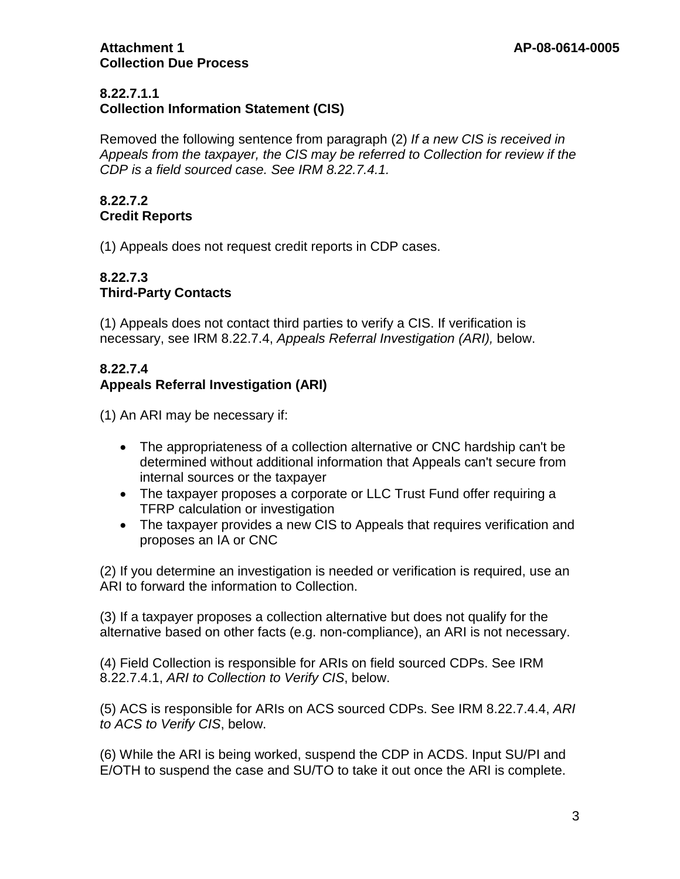**Attachment 1**
**Collection Due Process**

AP-08-0614-0005

**8.22.7.1.1**
**Collection Information Statement (CIS)**

Removed the following sentence from paragraph (2) *If a new CIS is received in Appeals from the taxpayer, the CIS may be referred to Collection for review if the CDP is a field sourced case. See IRM 8.22.7.4.1.*

**8.22.7.2**
**Credit Reports**

(1) Appeals does not request credit reports in CDP cases.

**8.22.7.3**
**Third-Party Contacts**

(1) Appeals does not contact third parties to verify a CIS. If verification is necessary, see IRM 8.22.7.4, *Appeals Referral Investigation (ARI),* below.

**8.22.7.4**
**Appeals Referral Investigation (ARI)**

(1) An ARI may be necessary if:

- The appropriateness of a collection alternative or CNC hardship can't be determined without additional information that Appeals can't secure from internal sources or the taxpayer
- The taxpayer proposes a corporate or LLC Trust Fund offer requiring a TFRP calculation or investigation
- The taxpayer provides a new CIS to Appeals that requires verification and proposes an IA or CNC

(2) If you determine an investigation is needed or verification is required, use an ARI to forward the information to Collection.

(3) If a taxpayer proposes a collection alternative but does not qualify for the alternative based on other facts (e.g. non-compliance), an ARI is not necessary.

(4) Field Collection is responsible for ARIs on field sourced CDPs. See IRM 8.22.7.4.1, *ARI to Collection to Verify CIS*, below.

(5) ACS is responsible for ARIs on ACS sourced CDPs. See IRM 8.22.7.4.4, *ARI to ACS to Verify CIS*, below.

(6) While the ARI is being worked, suspend the CDP in ACDS. Input SU/PI and E/OTH to suspend the case and SU/TO to take it out once the ARI is complete.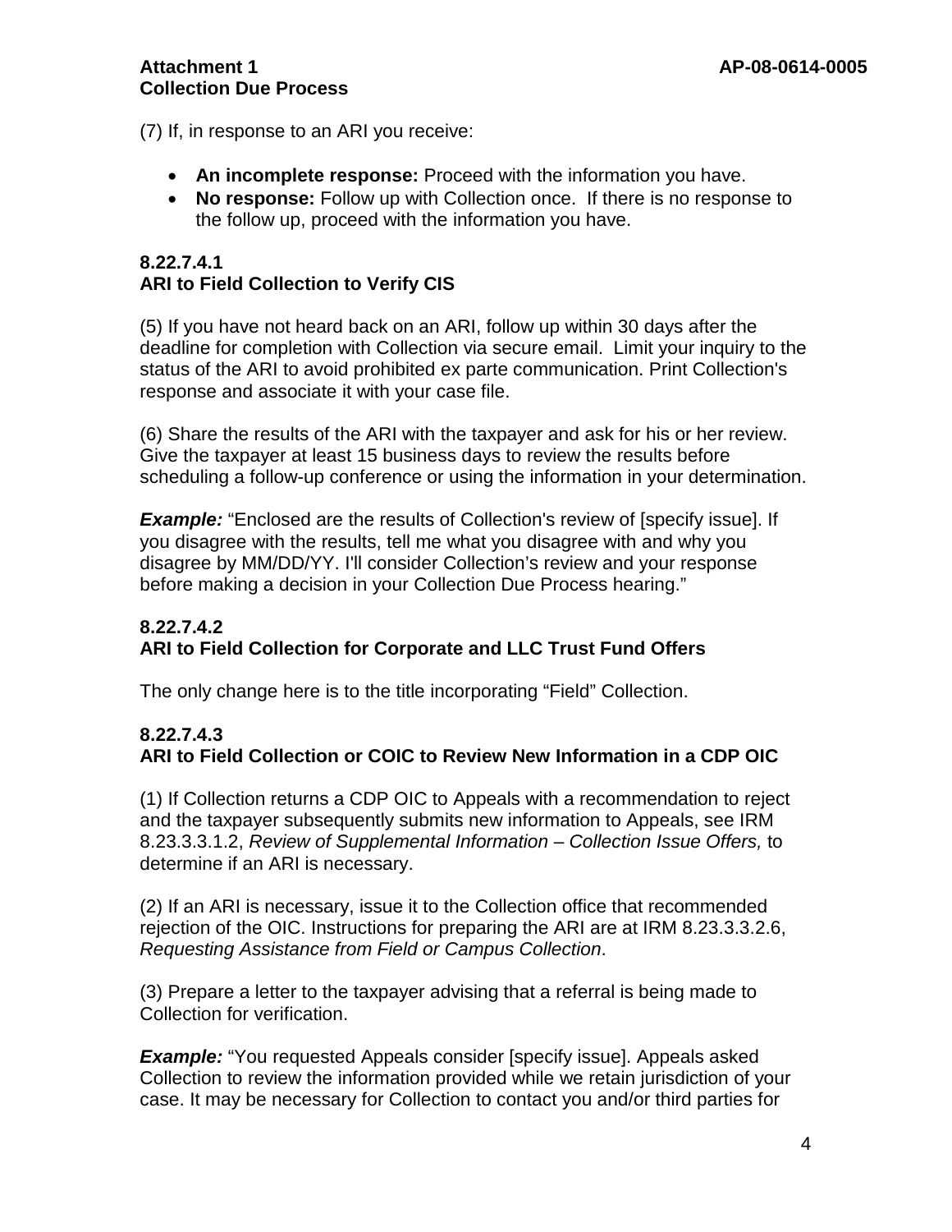(7) If, in response to an ARI you receive:

- **An incomplete response:** Proceed with the information you have.
- **No response:** Follow up with Collection once. If there is no response to the follow up, proceed with the information you have.

### 8.22.7.4.1 ARI to Field Collection to Verify CIS

(5) If you have not heard back on an ARI, follow up within 30 days after the deadline for completion with Collection via secure email. Limit your inquiry to the status of the ARI to avoid prohibited ex parte communication. Print Collection's response and associate it with your case file.

(6) Share the results of the ARI with the taxpayer and ask for his or her review. Give the taxpayer at least 15 business days to review the results before scheduling a follow-up conference or using the information in your determination.

***Example:*** "Enclosed are the results of Collection's review of [specify issue]. If you disagree with the results, tell me what you disagree with and why you disagree by MM/DD/YY. I'll consider Collection's review and your response before making a decision in your Collection Due Process hearing."

### 8.22.7.4.2 ARI to Field Collection for Corporate and LLC Trust Fund Offers

The only change here is to the title incorporating "Field" Collection.

### 8.22.7.4.3 ARI to Field Collection or COIC to Review New Information in a CDP OIC

(1) If Collection returns a CDP OIC to Appeals with a recommendation to reject and the taxpayer subsequently submits new information to Appeals, see IRM 8.23.3.3.1.2, *Review of Supplemental Information – Collection Issue Offers,* to determine if an ARI is necessary.

(2) If an ARI is necessary, issue it to the Collection office that recommended rejection of the OIC. Instructions for preparing the ARI are at IRM 8.23.3.3.2.6, *Requesting Assistance from Field or Campus Collection*.

(3) Prepare a letter to the taxpayer advising that a referral is being made to Collection for verification.

***Example:*** "You requested Appeals consider [specify issue]. Appeals asked Collection to review the information provided while we retain jurisdiction of your case. It may be necessary for Collection to contact you and/or third parties for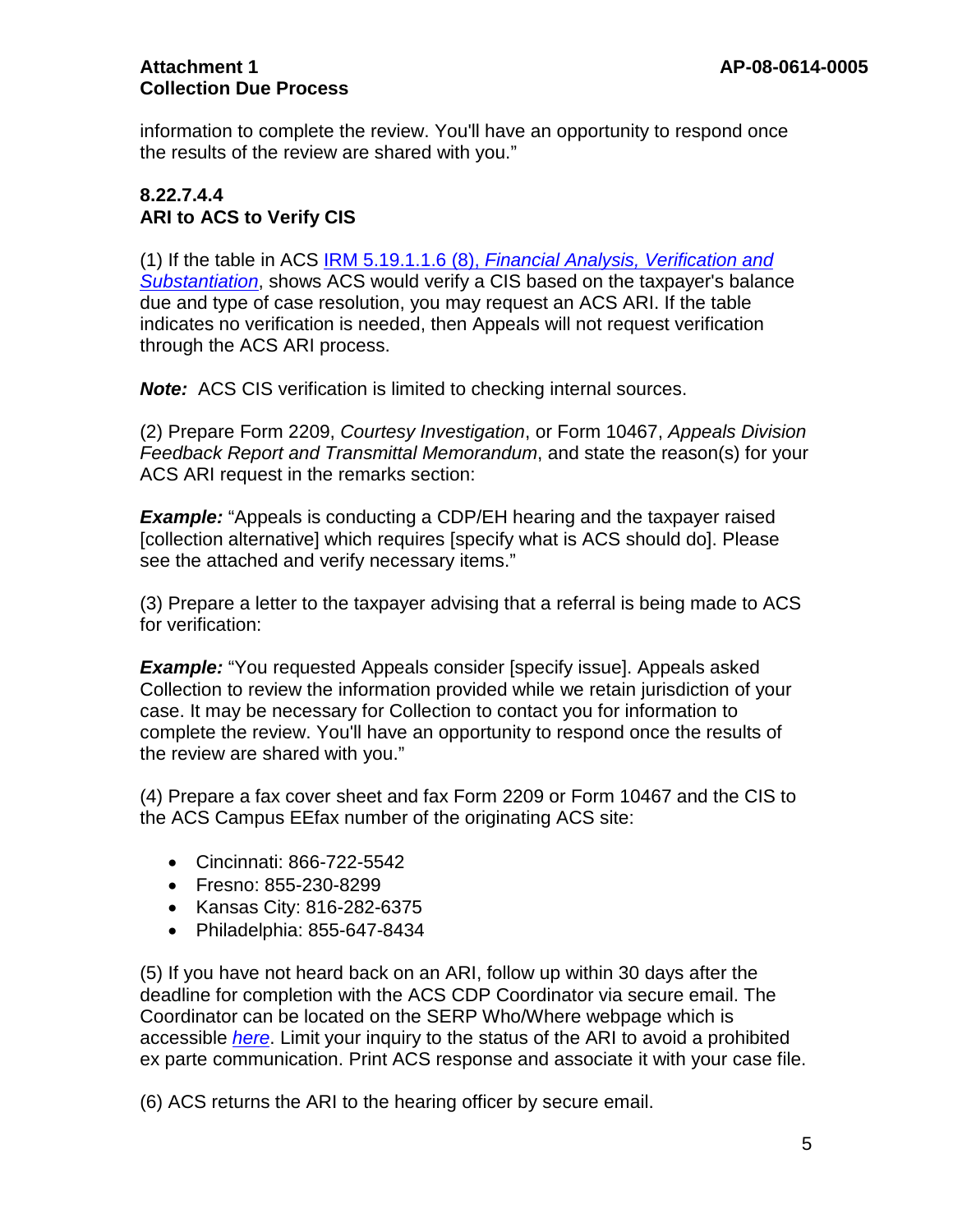information to complete the review. You'll have an opportunity to respond once the results of the review are shared with you."

### 8.22.7.4.4
### ARI to ACS to Verify CIS

(1) If the table in ACS [IRM 5.19.1.1.6 (8), *Financial Analysis, Verification and Substantiation*](), shows ACS would verify a CIS based on the taxpayer's balance due and type of case resolution, you may request an ACS ARI. If the table indicates no verification is needed, then Appeals will not request verification through the ACS ARI process.

***Note:*** ACS CIS verification is limited to checking internal sources.

(2) Prepare Form 2209, *Courtesy Investigation*, or Form 10467, *Appeals Division Feedback Report and Transmittal Memorandum*, and state the reason(s) for your ACS ARI request in the remarks section:

***Example:*** "Appeals is conducting a CDP/EH hearing and the taxpayer raised [collection alternative] which requires [specify what is ACS should do]. Please see the attached and verify necessary items."

(3) Prepare a letter to the taxpayer advising that a referral is being made to ACS for verification:

***Example:*** "You requested Appeals consider [specify issue]. Appeals asked Collection to review the information provided while we retain jurisdiction of your case. It may be necessary for Collection to contact you for information to complete the review. You'll have an opportunity to respond once the results of the review are shared with you."

(4) Prepare a fax cover sheet and fax Form 2209 or Form 10467 and the CIS to the ACS Campus EEfax number of the originating ACS site:

- Cincinnati: 866-722-5542
- Fresno: 855-230-8299
- Kansas City: 816-282-6375
- Philadelphia: 855-647-8434

(5) If you have not heard back on an ARI, follow up within 30 days after the deadline for completion with the ACS CDP Coordinator via secure email. The Coordinator can be located on the SERP Who/Where webpage which is accessible [*here*](). Limit your inquiry to the status of the ARI to avoid a prohibited ex parte communication. Print ACS response and associate it with your case file.

(6) ACS returns the ARI to the hearing officer by secure email.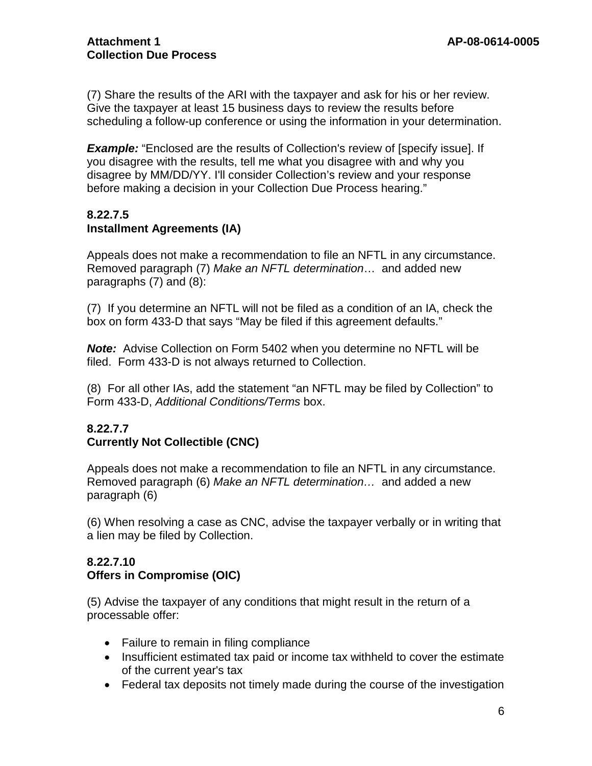(7) Share the results of the ARI with the taxpayer and ask for his or her review. Give the taxpayer at least 15 business days to review the results before scheduling a follow-up conference or using the information in your determination.

***Example:*** "Enclosed are the results of Collection's review of [specify issue]. If you disagree with the results, tell me what you disagree with and why you disagree by MM/DD/YY. I'll consider Collection's review and your response before making a decision in your Collection Due Process hearing."

**8.22.7.5**
**Installment Agreements (IA)**

Appeals does not make a recommendation to file an NFTL in any circumstance. Removed paragraph (7) *Make an NFTL determination*… and added new paragraphs (7) and (8):

(7) If you determine an NFTL will not be filed as a condition of an IA, check the box on form 433-D that says "May be filed if this agreement defaults."

***Note:*** Advise Collection on Form 5402 when you determine no NFTL will be filed. Form 433-D is not always returned to Collection.

(8) For all other IAs, add the statement "an NFTL may be filed by Collection" to Form 433-D, *Additional Conditions/Terms* box.

**8.22.7.7**
**Currently Not Collectible (CNC)**

Appeals does not make a recommendation to file an NFTL in any circumstance. Removed paragraph (6) *Make an NFTL determination…* and added a new paragraph (6)

(6) When resolving a case as CNC, advise the taxpayer verbally or in writing that a lien may be filed by Collection.

**8.22.7.10**
**Offers in Compromise (OIC)**

(5) Advise the taxpayer of any conditions that might result in the return of a processable offer:

- Failure to remain in filing compliance
- Insufficient estimated tax paid or income tax withheld to cover the estimate of the current year's tax
- Federal tax deposits not timely made during the course of the investigation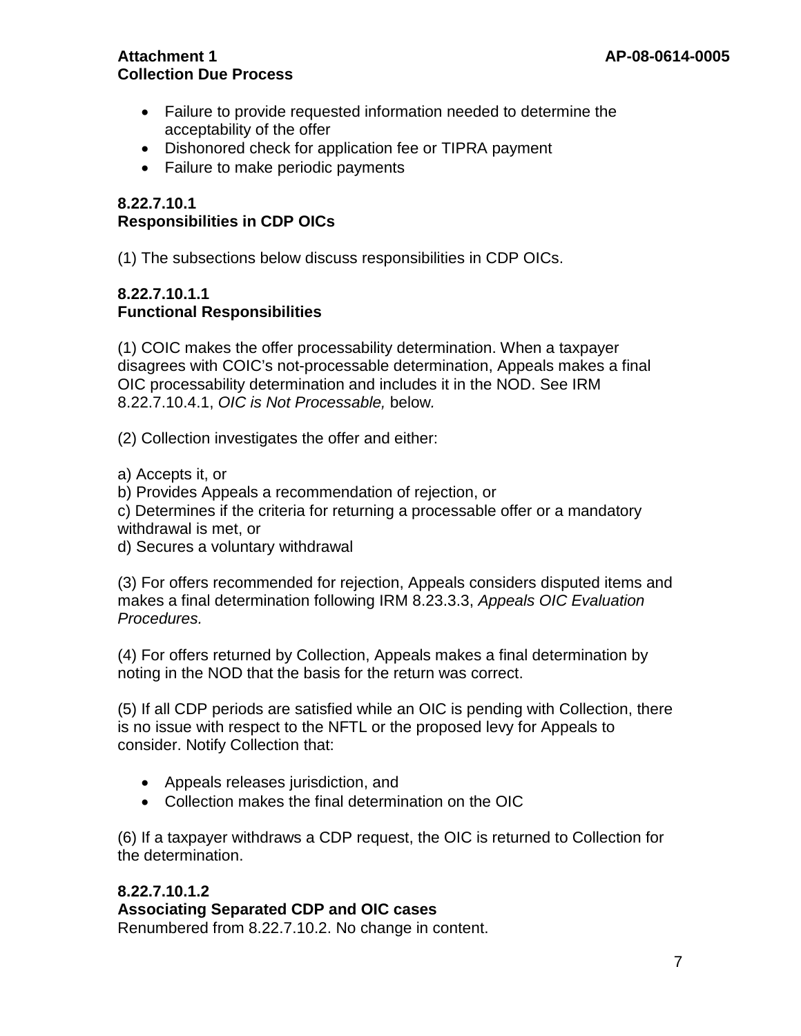- Failure to provide requested information needed to determine the acceptability of the offer
- Dishonored check for application fee or TIPRA payment
- Failure to make periodic payments

**8.22.7.10.1**
**Responsibilities in CDP OICs**

(1) The subsections below discuss responsibilities in CDP OICs.

**8.22.7.10.1.1**
**Functional Responsibilities**

(1) COIC makes the offer processability determination. When a taxpayer disagrees with COIC's not-processable determination, Appeals makes a final OIC processability determination and includes it in the NOD. See IRM 8.22.7.10.4.1, *OIC is Not Processable,* below.

(2) Collection investigates the offer and either:

a) Accepts it, or
b) Provides Appeals a recommendation of rejection, or
c) Determines if the criteria for returning a processable offer or a mandatory withdrawal is met, or
d) Secures a voluntary withdrawal

(3) For offers recommended for rejection, Appeals considers disputed items and makes a final determination following IRM 8.23.3.3, *Appeals OIC Evaluation Procedures.*

(4) For offers returned by Collection, Appeals makes a final determination by noting in the NOD that the basis for the return was correct.

(5) If all CDP periods are satisfied while an OIC is pending with Collection, there is no issue with respect to the NFTL or the proposed levy for Appeals to consider. Notify Collection that:

- Appeals releases jurisdiction, and
- Collection makes the final determination on the OIC

(6) If a taxpayer withdraws a CDP request, the OIC is returned to Collection for the determination.

**8.22.7.10.1.2**
**Associating Separated CDP and OIC cases**
Renumbered from 8.22.7.10.2. No change in content.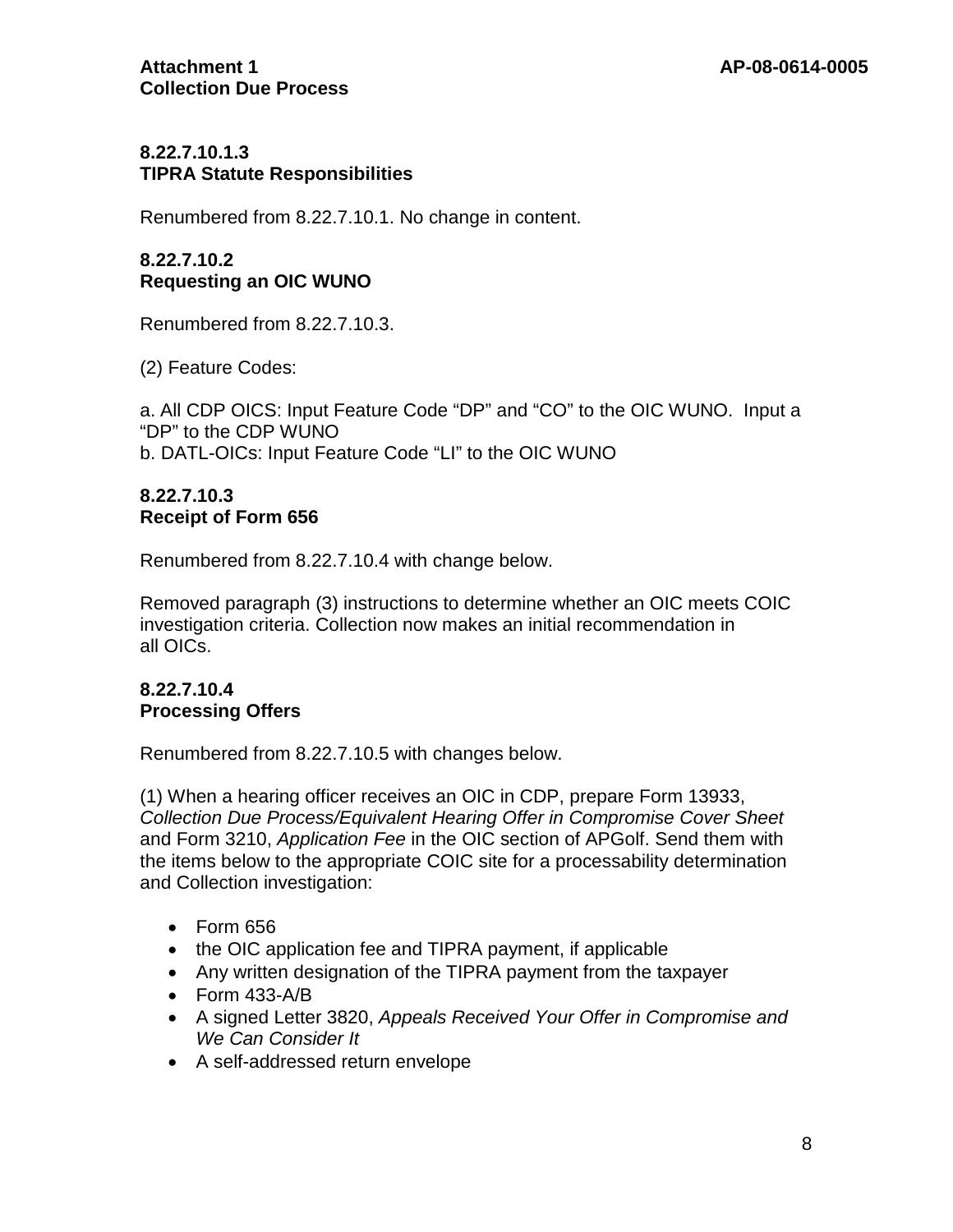### 8.22.7.10.1.3
### TIPRA Statute Responsibilities

Renumbered from 8.22.7.10.1. No change in content.

### 8.22.7.10.2
### Requesting an OIC WUNO

Renumbered from 8.22.7.10.3.

(2) Feature Codes:

a. All CDP OICS: Input Feature Code “DP” and “CO” to the OIC WUNO. Input a “DP” to the CDP WUNO
b. DATL-OICs: Input Feature Code “LI” to the OIC WUNO

### 8.22.7.10.3
### Receipt of Form 656

Renumbered from 8.22.7.10.4 with change below.

Removed paragraph (3) instructions to determine whether an OIC meets COIC investigation criteria. Collection now makes an initial recommendation in all OICs.

### 8.22.7.10.4
### Processing Offers

Renumbered from 8.22.7.10.5 with changes below.

(1) When a hearing officer receives an OIC in CDP, prepare Form 13933, *Collection Due Process/Equivalent Hearing Offer in Compromise Cover Sheet* and Form 3210, *Application Fee* in the OIC section of APGolf. Send them with the items below to the appropriate COIC site for a processability determination and Collection investigation:

- Form 656
- the OIC application fee and TIPRA payment, if applicable
- Any written designation of the TIPRA payment from the taxpayer
- Form 433-A/B
- A signed Letter 3820, *Appeals Received Your Offer in Compromise and We Can Consider It*
- A self-addressed return envelope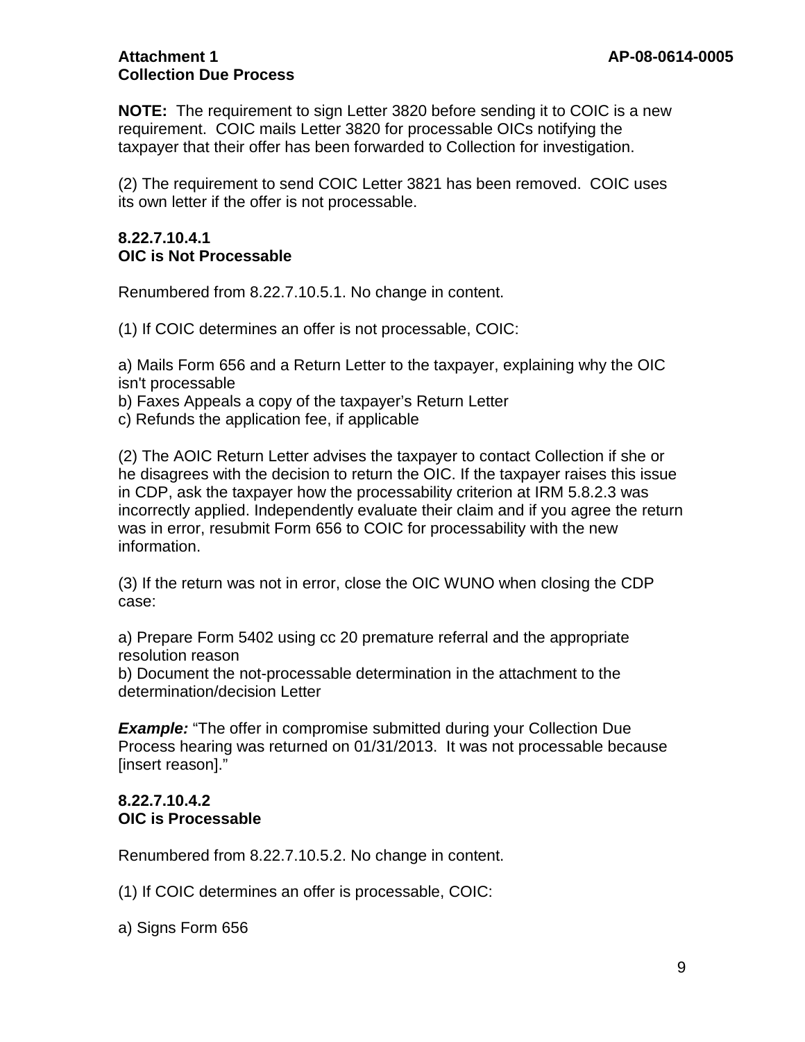**NOTE:** The requirement to sign Letter 3820 before sending it to COIC is a new requirement. COIC mails Letter 3820 for processable OICs notifying the taxpayer that their offer has been forwarded to Collection for investigation.

(2) The requirement to send COIC Letter 3821 has been removed. COIC uses its own letter if the offer is not processable.

**8.22.7.10.4.1**
**OIC is Not Processable**

Renumbered from 8.22.7.10.5.1. No change in content.

(1) If COIC determines an offer is not processable, COIC:

a) Mails Form 656 and a Return Letter to the taxpayer, explaining why the OIC isn't processable
b) Faxes Appeals a copy of the taxpayer's Return Letter
c) Refunds the application fee, if applicable

(2) The AOIC Return Letter advises the taxpayer to contact Collection if she or he disagrees with the decision to return the OIC. If the taxpayer raises this issue in CDP, ask the taxpayer how the processability criterion at IRM 5.8.2.3 was incorrectly applied. Independently evaluate their claim and if you agree the return was in error, resubmit Form 656 to COIC for processability with the new information.

(3) If the return was not in error, close the OIC WUNO when closing the CDP case:

a) Prepare Form 5402 using cc 20 premature referral and the appropriate resolution reason
b) Document the not-processable determination in the attachment to the determination/decision Letter

***Example:*** "The offer in compromise submitted during your Collection Due Process hearing was returned on 01/31/2013. It was not processable because [insert reason]."

**8.22.7.10.4.2**
**OIC is Processable**

Renumbered from 8.22.7.10.5.2. No change in content.

(1) If COIC determines an offer is processable, COIC:

a) Signs Form 656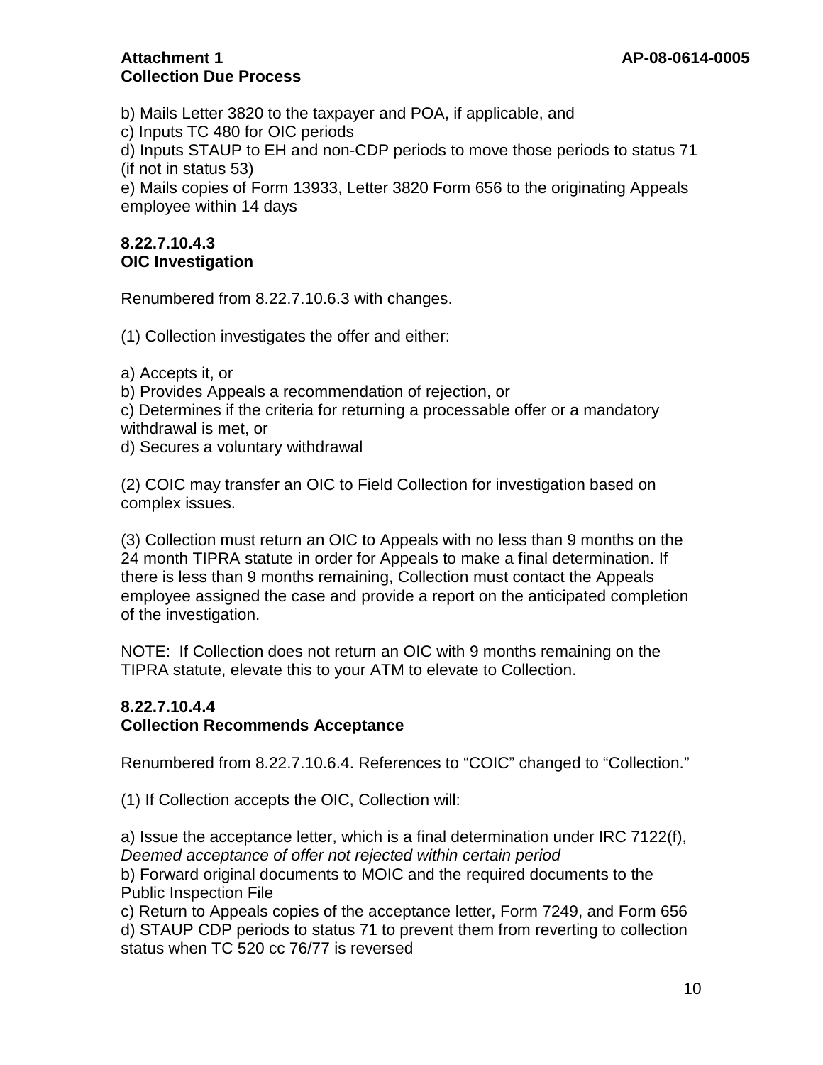b) Mails Letter 3820 to the taxpayer and POA, if applicable, and
c) Inputs TC 480 for OIC periods
d) Inputs STAUP to EH and non-CDP periods to move those periods to status 71 (if not in status 53)
e) Mails copies of Form 13933, Letter 3820 Form 656 to the originating Appeals employee within 14 days

**8.22.7.10.4.3**
**OIC Investigation**

Renumbered from 8.22.7.10.6.3 with changes.

(1) Collection investigates the offer and either:

a) Accepts it, or
b) Provides Appeals a recommendation of rejection, or
c) Determines if the criteria for returning a processable offer or a mandatory withdrawal is met, or
d) Secures a voluntary withdrawal

(2) COIC may transfer an OIC to Field Collection for investigation based on complex issues.

(3) Collection must return an OIC to Appeals with no less than 9 months on the 24 month TIPRA statute in order for Appeals to make a final determination. If there is less than 9 months remaining, Collection must contact the Appeals employee assigned the case and provide a report on the anticipated completion of the investigation.

NOTE: If Collection does not return an OIC with 9 months remaining on the TIPRA statute, elevate this to your ATM to elevate to Collection.

**8.22.7.10.4.4**
**Collection Recommends Acceptance**

Renumbered from 8.22.7.10.6.4. References to “COIC” changed to “Collection.”

(1) If Collection accepts the OIC, Collection will:

a) Issue the acceptance letter, which is a final determination under IRC 7122(f), *Deemed acceptance of offer not rejected within certain period*
b) Forward original documents to MOIC and the required documents to the Public Inspection File
c) Return to Appeals copies of the acceptance letter, Form 7249, and Form 656
d) STAUP CDP periods to status 71 to prevent them from reverting to collection status when TC 520 cc 76/77 is reversed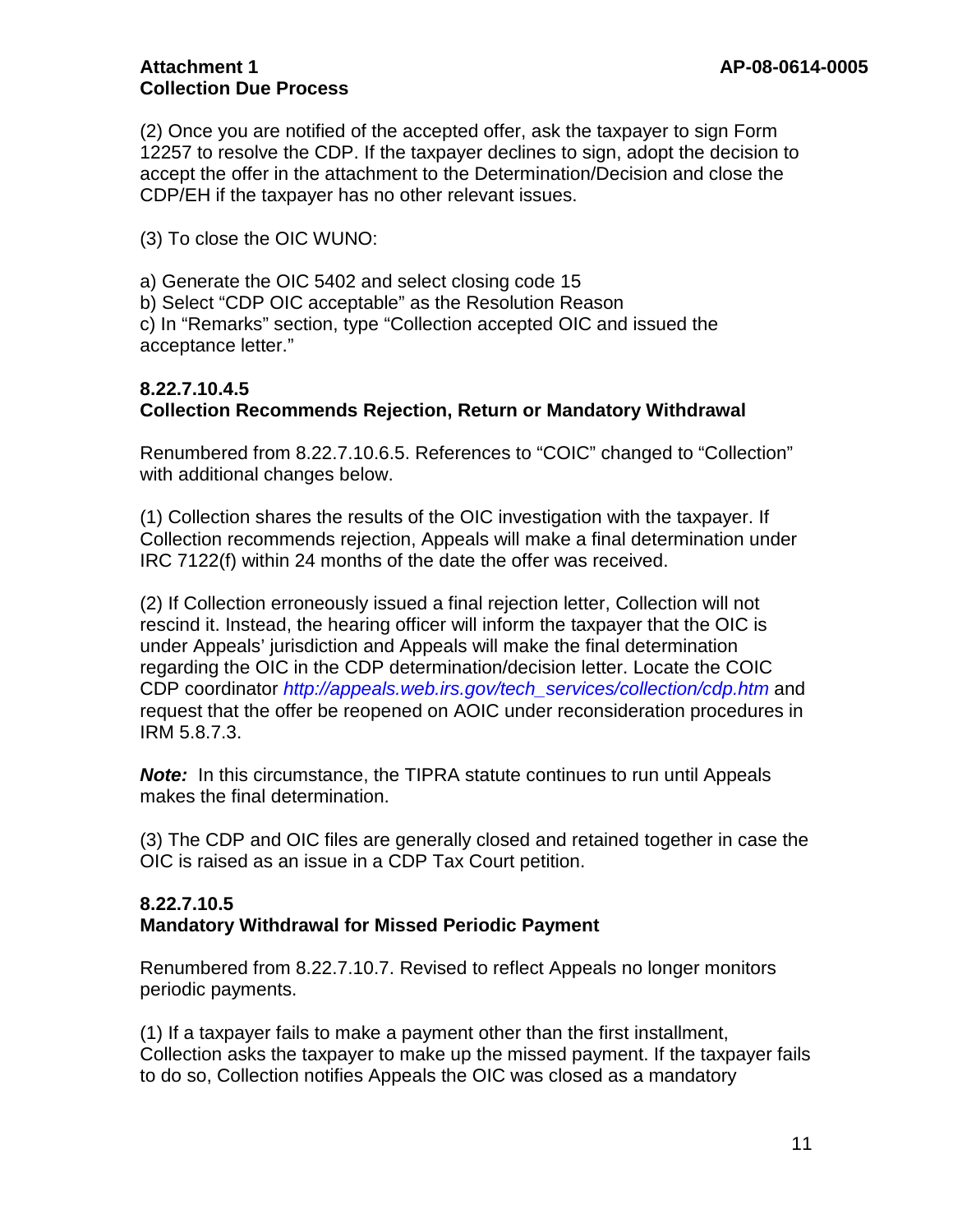(2) Once you are notified of the accepted offer, ask the taxpayer to sign Form 12257 to resolve the CDP. If the taxpayer declines to sign, adopt the decision to accept the offer in the attachment to the Determination/Decision and close the CDP/EH if the taxpayer has no other relevant issues.

(3) To close the OIC WUNO:

a) Generate the OIC 5402 and select closing code 15
b) Select "CDP OIC acceptable" as the Resolution Reason
c) In "Remarks" section, type "Collection accepted OIC and issued the acceptance letter."

### 8.22.7.10.4.5
### Collection Recommends Rejection, Return or Mandatory Withdrawal

Renumbered from 8.22.7.10.6.5. References to "COIC" changed to "Collection" with additional changes below.

(1) Collection shares the results of the OIC investigation with the taxpayer. If Collection recommends rejection, Appeals will make a final determination under IRC 7122(f) within 24 months of the date the offer was received.

(2) If Collection erroneously issued a final rejection letter, Collection will not rescind it. Instead, the hearing officer will inform the taxpayer that the OIC is under Appeals' jurisdiction and Appeals will make the final determination regarding the OIC in the CDP determination/decision letter. Locate the COIC CDP coordinator *http://appeals.web.irs.gov/tech_services/collection/cdp.htm* and request that the offer be reopened on AOIC under reconsideration procedures in IRM 5.8.7.3.

***Note:*** In this circumstance, the TIPRA statute continues to run until Appeals makes the final determination.

(3) The CDP and OIC files are generally closed and retained together in case the OIC is raised as an issue in a CDP Tax Court petition.

### 8.22.7.10.5
### Mandatory Withdrawal for Missed Periodic Payment

Renumbered from 8.22.7.10.7. Revised to reflect Appeals no longer monitors periodic payments.

(1) If a taxpayer fails to make a payment other than the first installment, Collection asks the taxpayer to make up the missed payment. If the taxpayer fails to do so, Collection notifies Appeals the OIC was closed as a mandatory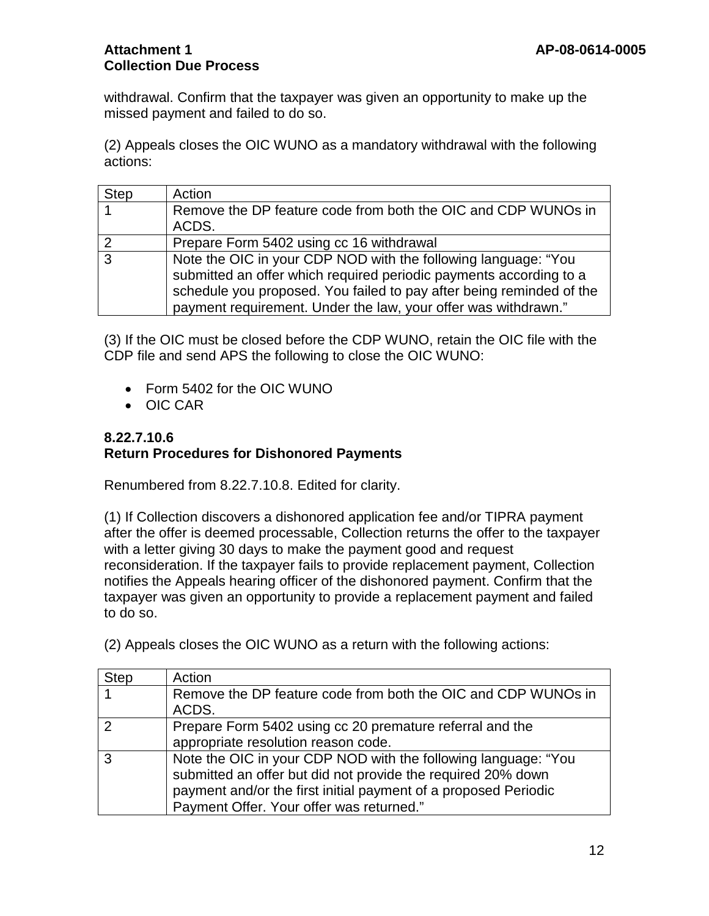withdrawal. Confirm that the taxpayer was given an opportunity to make up the missed payment and failed to do so.

(2) Appeals closes the OIC WUNO as a mandatory withdrawal with the following actions:

| Step | Action |
|---|---|
| 1 | Remove the DP feature code from both the OIC and CDP WUNOs in ACDS. |
| 2 | Prepare Form 5402 using cc 16 withdrawal |
| 3 | Note the OIC in your CDP NOD with the following language: "You submitted an offer which required periodic payments according to a schedule you proposed. You failed to pay after being reminded of the payment requirement. Under the law, your offer was withdrawn." |

(3) If the OIC must be closed before the CDP WUNO, retain the OIC file with the CDP file and send APS the following to close the OIC WUNO:

- Form 5402 for the OIC WUNO
- OIC CAR

**8.22.7.10.6**
**Return Procedures for Dishonored Payments**

Renumbered from 8.22.7.10.8. Edited for clarity.

(1) If Collection discovers a dishonored application fee and/or TIPRA payment after the offer is deemed processable, Collection returns the offer to the taxpayer with a letter giving 30 days to make the payment good and request reconsideration. If the taxpayer fails to provide replacement payment, Collection notifies the Appeals hearing officer of the dishonored payment. Confirm that the taxpayer was given an opportunity to provide a replacement payment and failed to do so.

(2) Appeals closes the OIC WUNO as a return with the following actions:

| Step | Action |
|---|---|
| 1 | Remove the DP feature code from both the OIC and CDP WUNOs in ACDS. |
| 2 | Prepare Form 5402 using cc 20 premature referral and the appropriate resolution reason code. |
| 3 | Note the OIC in your CDP NOD with the following language: "You submitted an offer but did not provide the required 20% down payment and/or the first initial payment of a proposed Periodic Payment Offer. Your offer was returned." |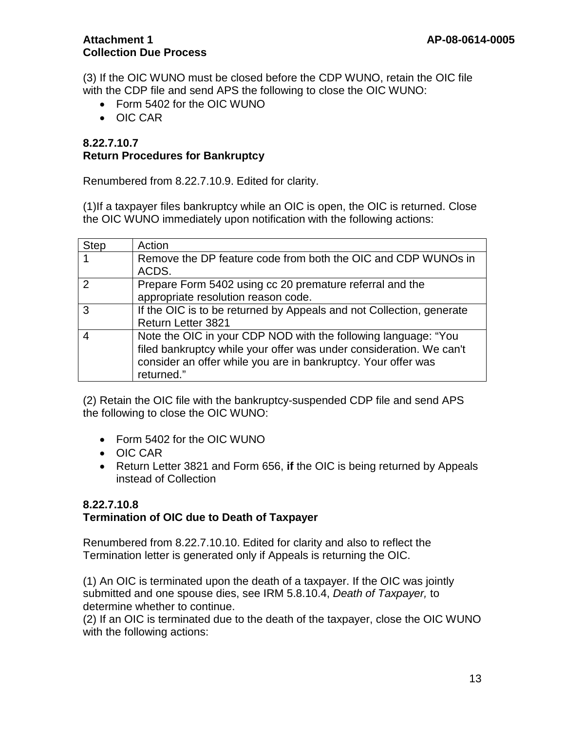(3) If the OIC WUNO must be closed before the CDP WUNO, retain the OIC file with the CDP file and send APS the following to close the OIC WUNO:

- Form 5402 for the OIC WUNO
- OIC CAR

**8.22.7.10.7**
**Return Procedures for Bankruptcy**

Renumbered from 8.22.7.10.9. Edited for clarity.

(1)If a taxpayer files bankruptcy while an OIC is open, the OIC is returned. Close the OIC WUNO immediately upon notification with the following actions:

| Step | Action |
|---|---|
| 1 | Remove the DP feature code from both the OIC and CDP WUNOs in ACDS. |
| 2 | Prepare Form 5402 using cc 20 premature referral and the appropriate resolution reason code. |
| 3 | If the OIC is to be returned by Appeals and not Collection, generate Return Letter 3821 |
| 4 | Note the OIC in your CDP NOD with the following language: "You filed bankruptcy while your offer was under consideration. We can't consider an offer while you are in bankruptcy. Your offer was returned." |

(2) Retain the OIC file with the bankruptcy-suspended CDP file and send APS the following to close the OIC WUNO:

- Form 5402 for the OIC WUNO
- OIC CAR
- Return Letter 3821 and Form 656, **if** the OIC is being returned by Appeals instead of Collection

**8.22.7.10.8**
**Termination of OIC due to Death of Taxpayer**

Renumbered from 8.22.7.10.10. Edited for clarity and also to reflect the Termination letter is generated only if Appeals is returning the OIC.

(1) An OIC is terminated upon the death of a taxpayer. If the OIC was jointly submitted and one spouse dies, see IRM 5.8.10.4, *Death of Taxpayer,* to determine whether to continue.
(2) If an OIC is terminated due to the death of the taxpayer, close the OIC WUNO with the following actions: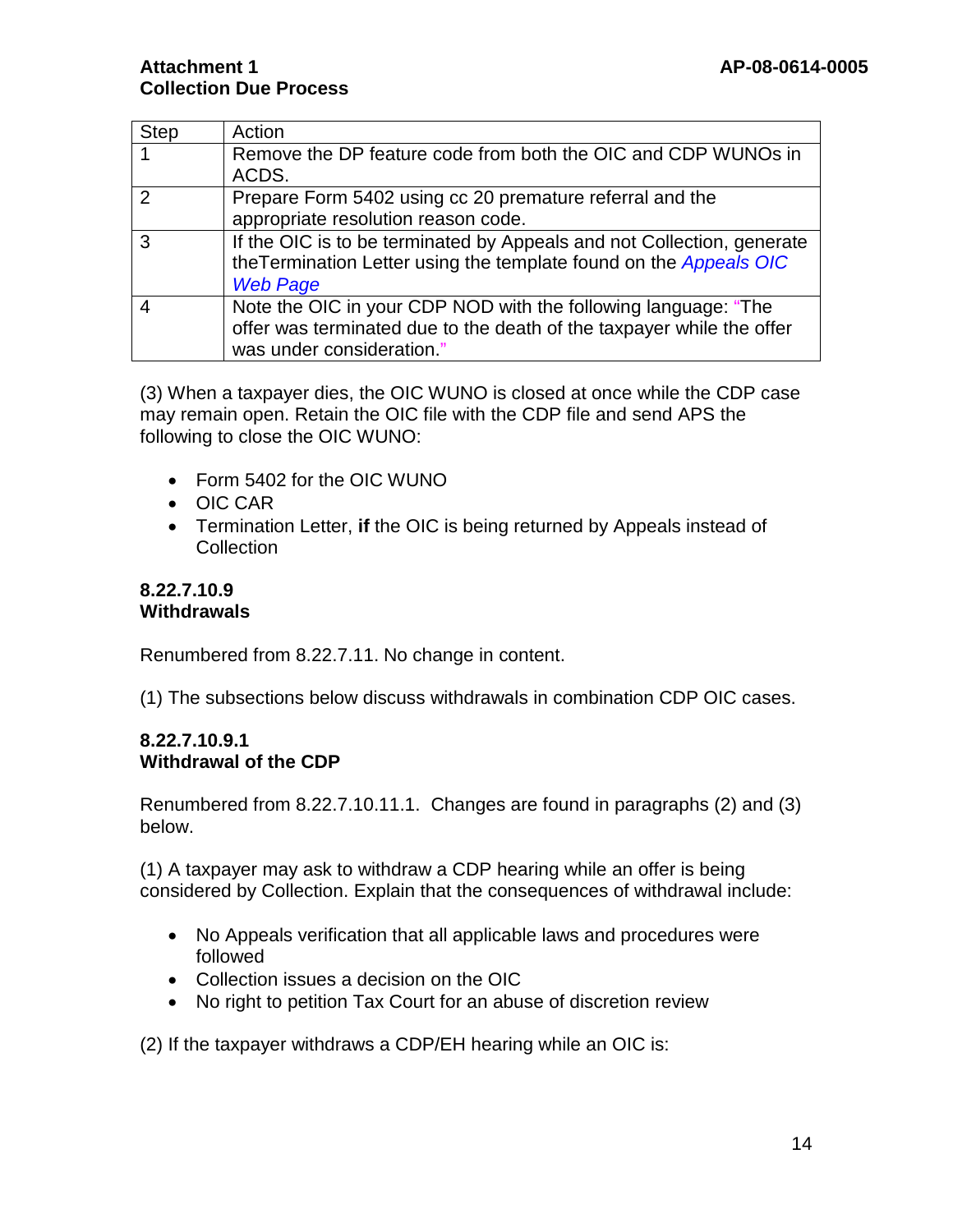| Step | Action |
|---|---|
| 1 | Remove the DP feature code from both the OIC and CDP WUNOs in ACDS. |
| 2 | Prepare Form 5402 using cc 20 premature referral and the appropriate resolution reason code. |
| 3 | If the OIC is to be terminated by Appeals and not Collection, generate theTermination Letter using the template found on the *Appeals OIC Web Page* |
| 4 | Note the OIC in your CDP NOD with the following language: "The offer was terminated due to the death of the taxpayer while the offer was under consideration." |

(3) When a taxpayer dies, the OIC WUNO is closed at once while the CDP case may remain open. Retain the OIC file with the CDP file and send APS the following to close the OIC WUNO:

- Form 5402 for the OIC WUNO
- OIC CAR
- Termination Letter, **if** the OIC is being returned by Appeals instead of Collection

### 8.22.7.10.9
### Withdrawals

Renumbered from 8.22.7.11. No change in content.

(1) The subsections below discuss withdrawals in combination CDP OIC cases.

### 8.22.7.10.9.1
### Withdrawal of the CDP

Renumbered from 8.22.7.10.11.1. Changes are found in paragraphs (2) and (3) below.

(1) A taxpayer may ask to withdraw a CDP hearing while an offer is being considered by Collection. Explain that the consequences of withdrawal include:

- No Appeals verification that all applicable laws and procedures were followed
- Collection issues a decision on the OIC
- No right to petition Tax Court for an abuse of discretion review

(2) If the taxpayer withdraws a CDP/EH hearing while an OIC is: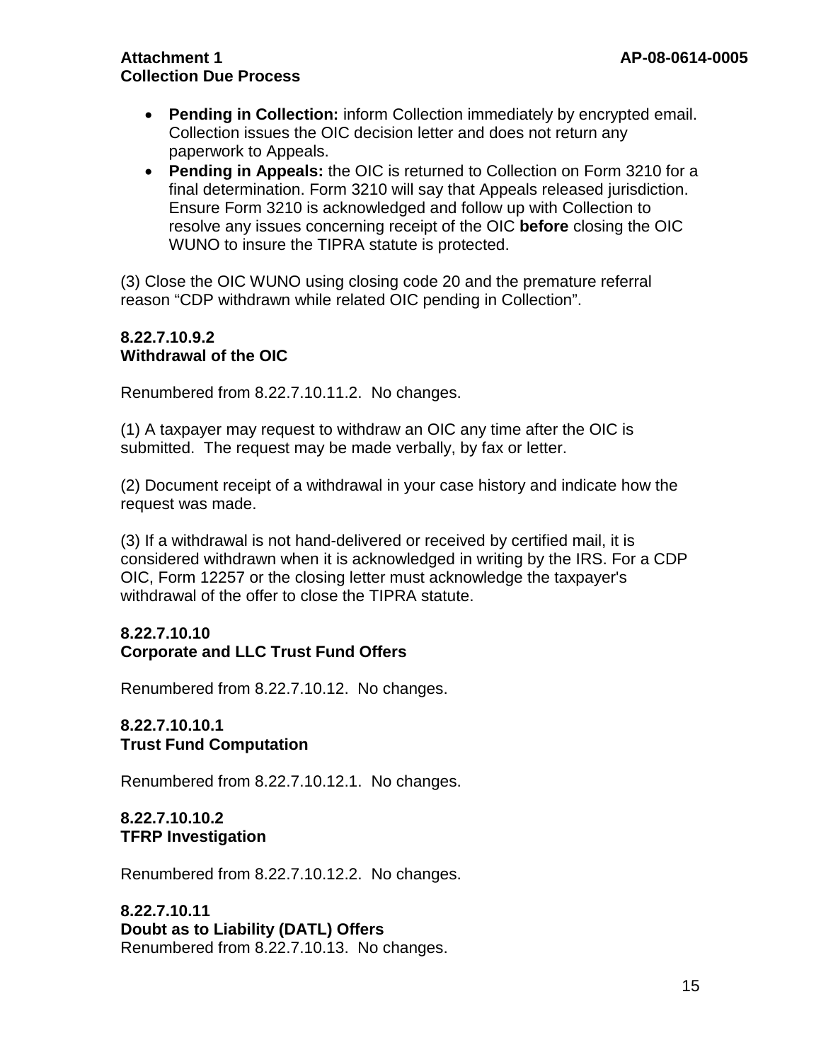- **Pending in Collection:** inform Collection immediately by encrypted email. Collection issues the OIC decision letter and does not return any paperwork to Appeals.
- **Pending in Appeals:** the OIC is returned to Collection on Form 3210 for a final determination. Form 3210 will say that Appeals released jurisdiction. Ensure Form 3210 is acknowledged and follow up with Collection to resolve any issues concerning receipt of the OIC **before** closing the OIC WUNO to insure the TIPRA statute is protected.

(3) Close the OIC WUNO using closing code 20 and the premature referral reason “CDP withdrawn while related OIC pending in Collection”.

**8.22.7.10.9.2**
**Withdrawal of the OIC**

Renumbered from 8.22.7.10.11.2. No changes.

(1) A taxpayer may request to withdraw an OIC any time after the OIC is submitted. The request may be made verbally, by fax or letter.

(2) Document receipt of a withdrawal in your case history and indicate how the request was made.

(3) If a withdrawal is not hand-delivered or received by certified mail, it is considered withdrawn when it is acknowledged in writing by the IRS. For a CDP OIC, Form 12257 or the closing letter must acknowledge the taxpayer's withdrawal of the offer to close the TIPRA statute.

**8.22.7.10.10**
**Corporate and LLC Trust Fund Offers**

Renumbered from 8.22.7.10.12. No changes.

**8.22.7.10.10.1**
**Trust Fund Computation**

Renumbered from 8.22.7.10.12.1. No changes.

**8.22.7.10.10.2**
**TFRP Investigation**

Renumbered from 8.22.7.10.12.2. No changes.

**8.22.7.10.11**
**Doubt as to Liability (DATL) Offers**
Renumbered from 8.22.7.10.13. No changes.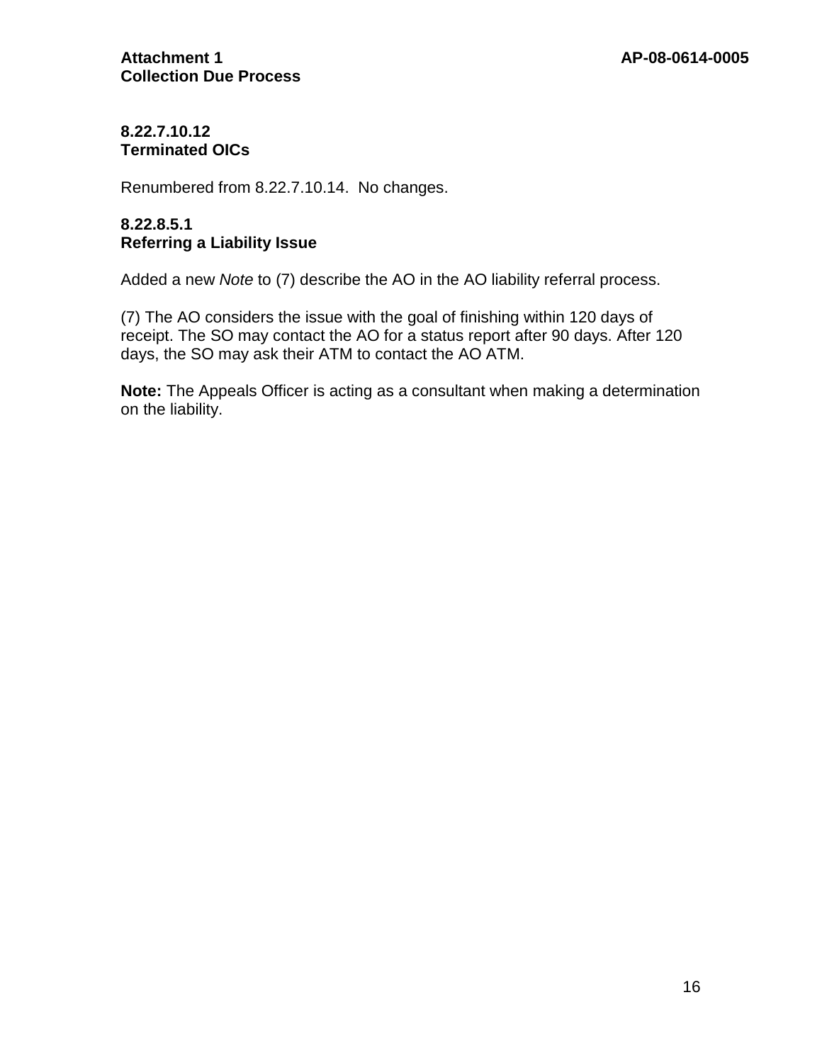**8.22.7.10.12**
**Terminated OICs**

Renumbered from 8.22.7.10.14. No changes.

**8.22.8.5.1**
**Referring a Liability Issue**

Added a new *Note* to (7) describe the AO in the AO liability referral process.

(7) The AO considers the issue with the goal of finishing within 120 days of receipt. The SO may contact the AO for a status report after 90 days. After 120 days, the SO may ask their ATM to contact the AO ATM.

**Note:** The Appeals Officer is acting as a consultant when making a determination on the liability.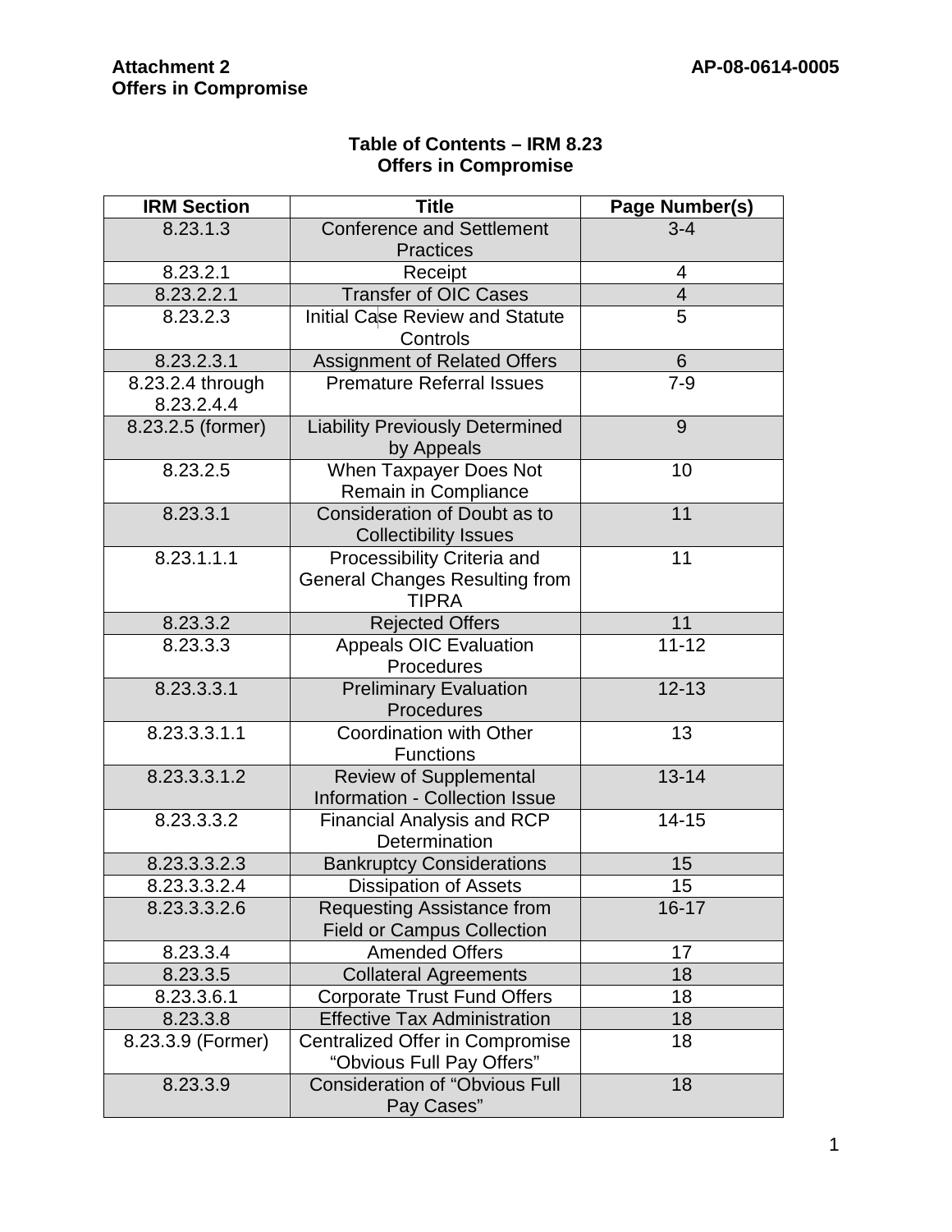**Attachment 2** **AP-08-0614-0005**
**Offers in Compromise**

**Table of Contents – IRM 8.23**
**Offers in Compromise**

| IRM Section | Title | Page Number(s) |
|---|---|---|
| 8.23.1.3 | Conference and Settlement Practices | 3-4 |
| 8.23.2.1 | Receipt | 4 |
| 8.23.2.2.1 | Transfer of OIC Cases | 4 |
| 8.23.2.3 | Initial Case Review and Statute Controls | 5 |
| 8.23.2.3.1 | Assignment of Related Offers | 6 |
| 8.23.2.4 through 8.23.2.4.4 | Premature Referral Issues | 7-9 |
| 8.23.2.5 (former) | Liability Previously Determined by Appeals | 9 |
| 8.23.2.5 | When Taxpayer Does Not Remain in Compliance | 10 |
| 8.23.3.1 | Consideration of Doubt as to Collectibility Issues | 11 |
| 8.23.1.1.1 | Processibility Criteria and General Changes Resulting from TIPRA | 11 |
| 8.23.3.2 | Rejected Offers | 11 |
| 8.23.3.3 | Appeals OIC Evaluation Procedures | 11-12 |
| 8.23.3.3.1 | Preliminary Evaluation Procedures | 12-13 |
| 8.23.3.3.1.1 | Coordination with Other Functions | 13 |
| 8.23.3.3.1.2 | Review of Supplemental Information - Collection Issue | 13-14 |
| 8.23.3.3.2 | Financial Analysis and RCP Determination | 14-15 |
| 8.23.3.3.2.3 | Bankruptcy Considerations | 15 |
| 8.23.3.3.2.4 | Dissipation of Assets | 15 |
| 8.23.3.3.2.6 | Requesting Assistance from Field or Campus Collection | 16-17 |
| 8.23.3.4 | Amended Offers | 17 |
| 8.23.3.5 | Collateral Agreements | 18 |
| 8.23.3.6.1 | Corporate Trust Fund Offers | 18 |
| 8.23.3.8 | Effective Tax Administration | 18 |
| 8.23.3.9 (Former) | Centralized Offer in Compromise "Obvious Full Pay Offers" | 18 |
| 8.23.3.9 | Consideration of "Obvious Full Pay Cases" | 18 |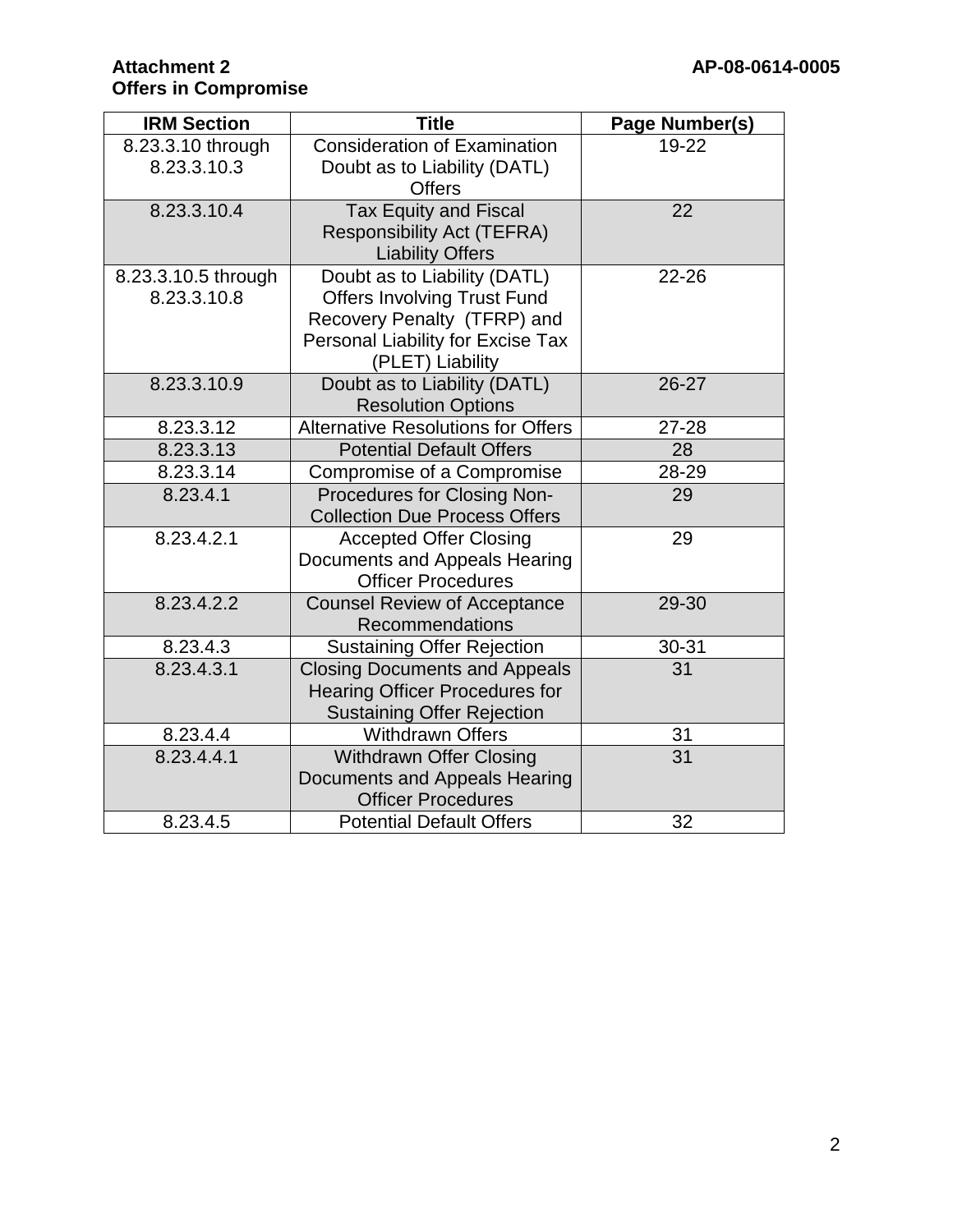**Attachment 2**
**Offers in Compromise**

**AP-08-0614-0005**

| IRM Section | Title | Page Number(s) |
|---|---|---|
| 8.23.3.10 through 8.23.3.10.3 | Consideration of Examination Doubt as to Liability (DATL) Offers | 19-22 |
| 8.23.3.10.4 | Tax Equity and Fiscal Responsibility Act (TEFRA) Liability Offers | 22 |
| 8.23.3.10.5 through 8.23.3.10.8 | Doubt as to Liability (DATL) Offers Involving Trust Fund Recovery Penalty (TFRP) and Personal Liability for Excise Tax (PLET) Liability | 22-26 |
| 8.23.3.10.9 | Doubt as to Liability (DATL) Resolution Options | 26-27 |
| 8.23.3.12 | Alternative Resolutions for Offers | 27-28 |
| 8.23.3.13 | Potential Default Offers | 28 |
| 8.23.3.14 | Compromise of a Compromise | 28-29 |
| 8.23.4.1 | Procedures for Closing Non-Collection Due Process Offers | 29 |
| 8.23.4.2.1 | Accepted Offer Closing Documents and Appeals Hearing Officer Procedures | 29 |
| 8.23.4.2.2 | Counsel Review of Acceptance Recommendations | 29-30 |
| 8.23.4.3 | Sustaining Offer Rejection | 30-31 |
| 8.23.4.3.1 | Closing Documents and Appeals Hearing Officer Procedures for Sustaining Offer Rejection | 31 |
| 8.23.4.4 | Withdrawn Offers | 31 |
| 8.23.4.4.1 | Withdrawn Offer Closing Documents and Appeals Hearing Officer Procedures | 31 |
| 8.23.4.5 | Potential Default Offers | 32 |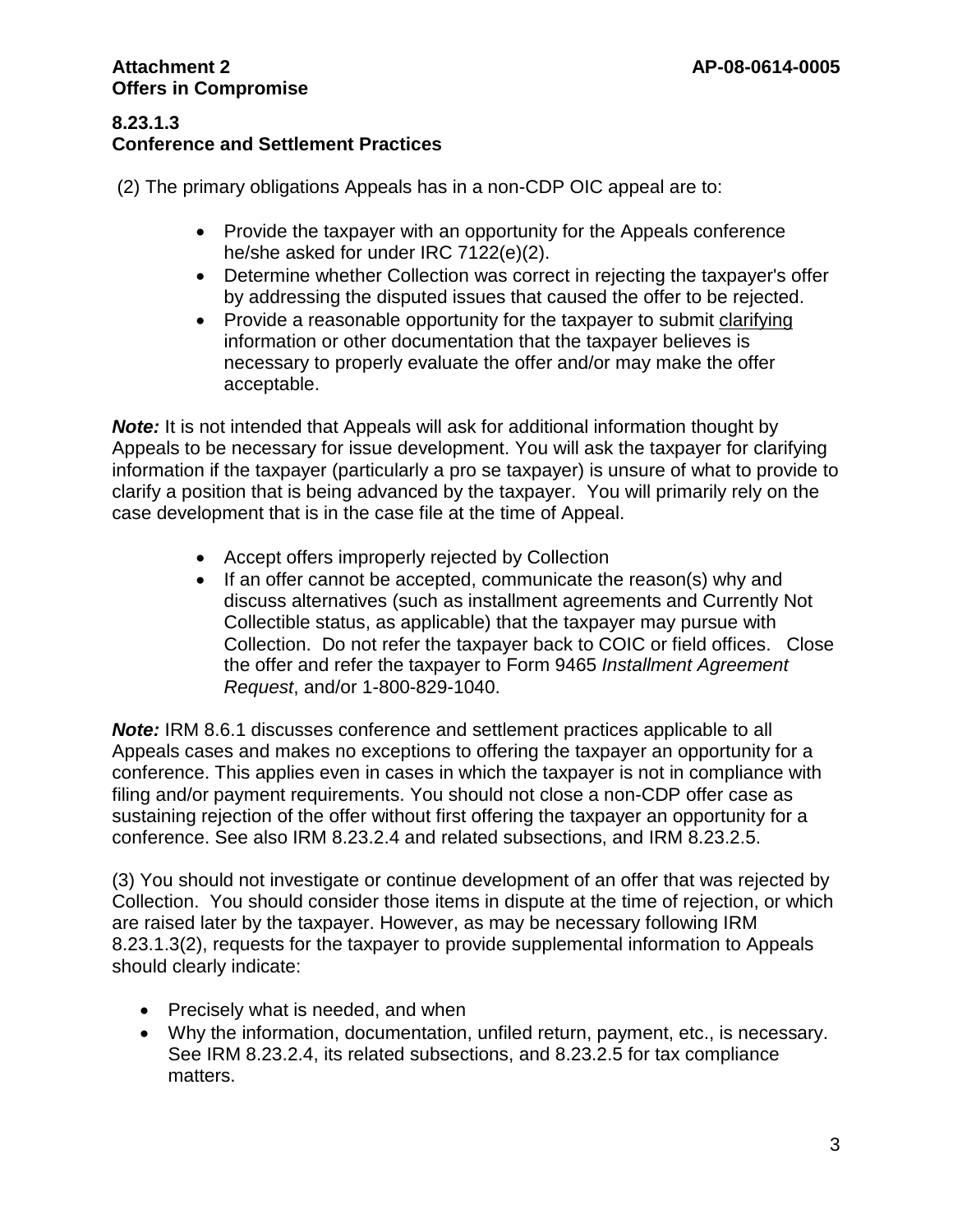**Attachment 2**
**Offers in Compromise**

**AP-08-0614-0005**

## 8.23.1.3
## Conference and Settlement Practices

(2) The primary obligations Appeals has in a non-CDP OIC appeal are to:

- Provide the taxpayer with an opportunity for the Appeals conference he/she asked for under IRC 7122(e)(2).
- Determine whether Collection was correct in rejecting the taxpayer's offer by addressing the disputed issues that caused the offer to be rejected.
- Provide a reasonable opportunity for the taxpayer to submit clarifying information or other documentation that the taxpayer believes is necessary to properly evaluate the offer and/or may make the offer acceptable.

***Note:*** It is not intended that Appeals will ask for additional information thought by Appeals to be necessary for issue development. You will ask the taxpayer for clarifying information if the taxpayer (particularly a pro se taxpayer) is unsure of what to provide to clarify a position that is being advanced by the taxpayer. You will primarily rely on the case development that is in the case file at the time of Appeal.

- Accept offers improperly rejected by Collection
- If an offer cannot be accepted, communicate the reason(s) why and discuss alternatives (such as installment agreements and Currently Not Collectible status, as applicable) that the taxpayer may pursue with Collection. Do not refer the taxpayer back to COIC or field offices. Close the offer and refer the taxpayer to Form 9465 *Installment Agreement Request*, and/or 1-800-829-1040.

***Note:*** IRM 8.6.1 discusses conference and settlement practices applicable to all Appeals cases and makes no exceptions to offering the taxpayer an opportunity for a conference. This applies even in cases in which the taxpayer is not in compliance with filing and/or payment requirements. You should not close a non-CDP offer case as sustaining rejection of the offer without first offering the taxpayer an opportunity for a conference. See also IRM 8.23.2.4 and related subsections, and IRM 8.23.2.5.

(3) You should not investigate or continue development of an offer that was rejected by Collection. You should consider those items in dispute at the time of rejection, or which are raised later by the taxpayer. However, as may be necessary following IRM 8.23.1.3(2), requests for the taxpayer to provide supplemental information to Appeals should clearly indicate:

- Precisely what is needed, and when
- Why the information, documentation, unfiled return, payment, etc., is necessary. See IRM 8.23.2.4, its related subsections, and 8.23.2.5 for tax compliance matters.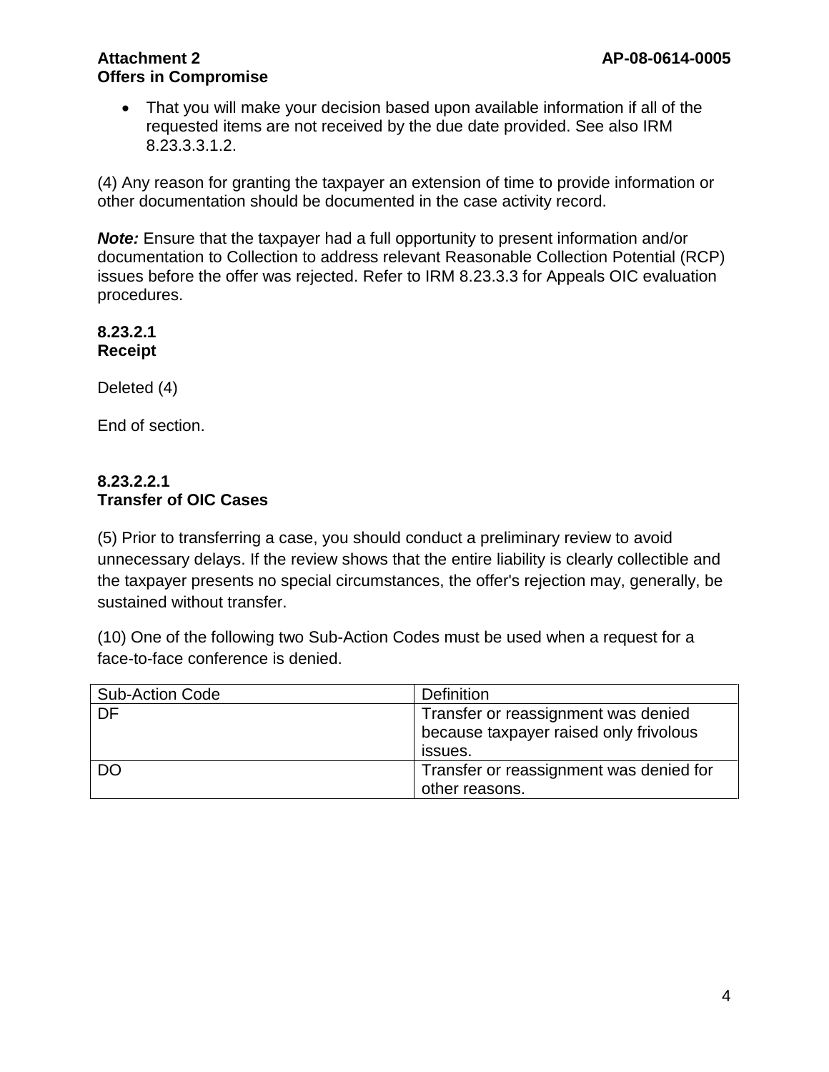- That you will make your decision based upon available information if all of the requested items are not received by the due date provided. See also IRM 8.23.3.3.1.2.

(4) Any reason for granting the taxpayer an extension of time to provide information or other documentation should be documented in the case activity record.

***Note:*** Ensure that the taxpayer had a full opportunity to present information and/or documentation to Collection to address relevant Reasonable Collection Potential (RCP) issues before the offer was rejected. Refer to IRM 8.23.3.3 for Appeals OIC evaluation procedures.

**8.23.2.1**
**Receipt**

Deleted (4)

End of section.

**8.23.2.2.1**
**Transfer of OIC Cases**

(5) Prior to transferring a case, you should conduct a preliminary review to avoid unnecessary delays. If the review shows that the entire liability is clearly collectible and the taxpayer presents no special circumstances, the offer's rejection may, generally, be sustained without transfer.

(10) One of the following two Sub-Action Codes must be used when a request for a face-to-face conference is denied.

| Sub-Action Code | Definition |
|---|---|
| DF | Transfer or reassignment was denied because taxpayer raised only frivolous issues. |
| DO | Transfer or reassignment was denied for other reasons. |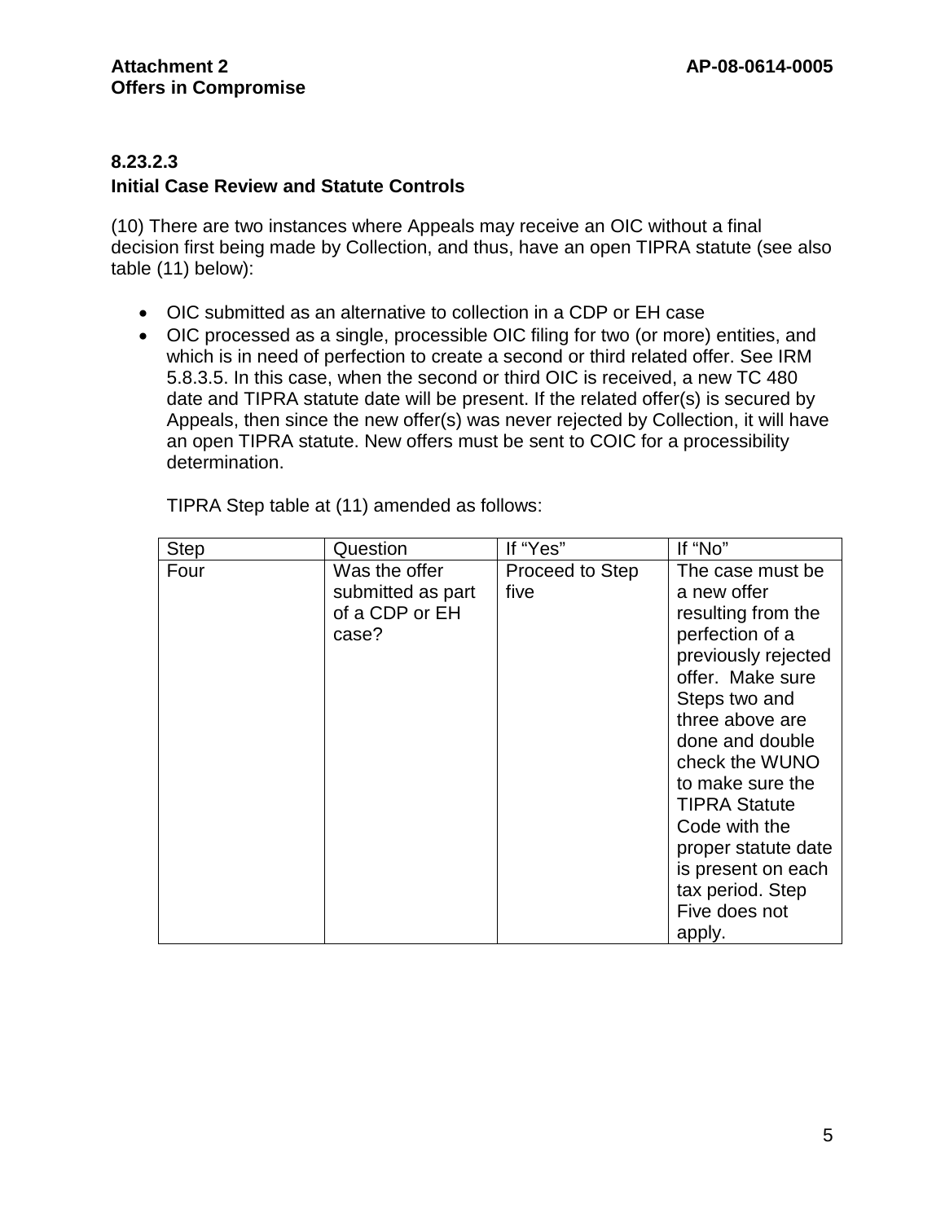**Attachment 2**
**Offers in Compromise**

**AP-08-0614-0005**

### 8.23.2.3
### Initial Case Review and Statute Controls

(10) There are two instances where Appeals may receive an OIC without a final decision first being made by Collection, and thus, have an open TIPRA statute (see also table (11) below):

- OIC submitted as an alternative to collection in a CDP or EH case
- OIC processed as a single, processible OIC filing for two (or more) entities, and which is in need of perfection to create a second or third related offer. See IRM 5.8.3.5. In this case, when the second or third OIC is received, a new TC 480 date and TIPRA statute date will be present. If the related offer(s) is secured by Appeals, then since the new offer(s) was never rejected by Collection, it will have an open TIPRA statute. New offers must be sent to COIC for a processibility determination.

TIPRA Step table at (11) amended as follows:

| Step | Question | If "Yes" | If "No" |
|---|---|---|---|
| Four | Was the offer submitted as part of a CDP or EH case? | Proceed to Step five | The case must be a new offer resulting from the perfection of a previously rejected offer. Make sure Steps two and three above are done and double check the WUNO to make sure the TIPRA Statute Code with the proper statute date is present on each tax period. Step Five does not apply. |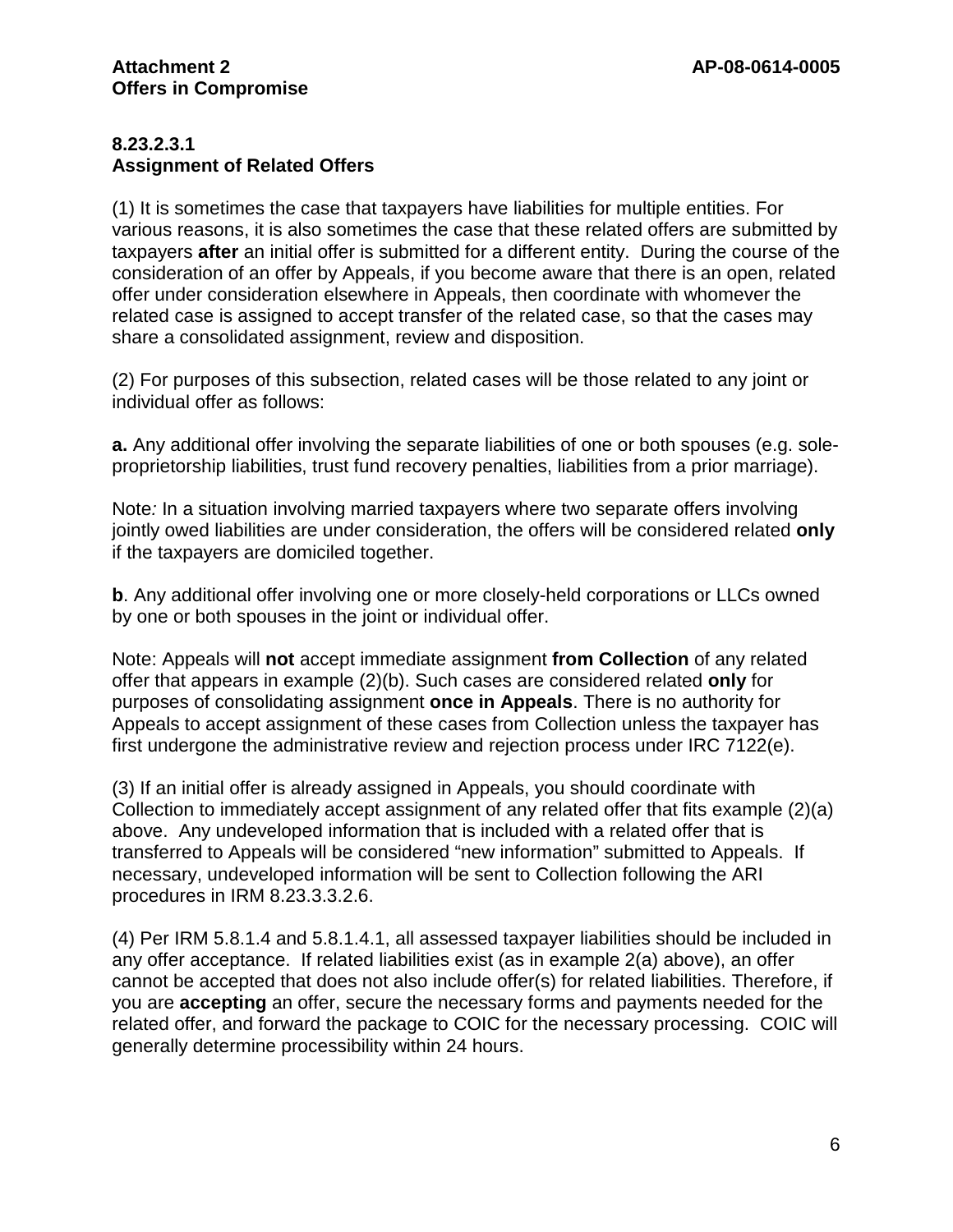### 8.23.2.3.1
### Assignment of Related Offers

(1) It is sometimes the case that taxpayers have liabilities for multiple entities. For various reasons, it is also sometimes the case that these related offers are submitted by taxpayers **after** an initial offer is submitted for a different entity. During the course of the consideration of an offer by Appeals, if you become aware that there is an open, related offer under consideration elsewhere in Appeals, then coordinate with whomever the related case is assigned to accept transfer of the related case, so that the cases may share a consolidated assignment, review and disposition.

(2) For purposes of this subsection, related cases will be those related to any joint or individual offer as follows:

**a.** Any additional offer involving the separate liabilities of one or both spouses (e.g. sole-proprietorship liabilities, trust fund recovery penalties, liabilities from a prior marriage).

Note*:* In a situation involving married taxpayers where two separate offers involving jointly owed liabilities are under consideration, the offers will be considered related **only** if the taxpayers are domiciled together.

**b**. Any additional offer involving one or more closely-held corporations or LLCs owned by one or both spouses in the joint or individual offer.

Note: Appeals will **not** accept immediate assignment **from Collection** of any related offer that appears in example (2)(b). Such cases are considered related **only** for purposes of consolidating assignment **once in Appeals**. There is no authority for Appeals to accept assignment of these cases from Collection unless the taxpayer has first undergone the administrative review and rejection process under IRC 7122(e).

(3) If an initial offer is already assigned in Appeals, you should coordinate with Collection to immediately accept assignment of any related offer that fits example (2)(a) above. Any undeveloped information that is included with a related offer that is transferred to Appeals will be considered "new information" submitted to Appeals. If necessary, undeveloped information will be sent to Collection following the ARI procedures in IRM 8.23.3.3.2.6.

(4) Per IRM 5.8.1.4 and 5.8.1.4.1, all assessed taxpayer liabilities should be included in any offer acceptance. If related liabilities exist (as in example 2(a) above), an offer cannot be accepted that does not also include offer(s) for related liabilities. Therefore, if you are **accepting** an offer, secure the necessary forms and payments needed for the related offer, and forward the package to COIC for the necessary processing. COIC will generally determine processibility within 24 hours.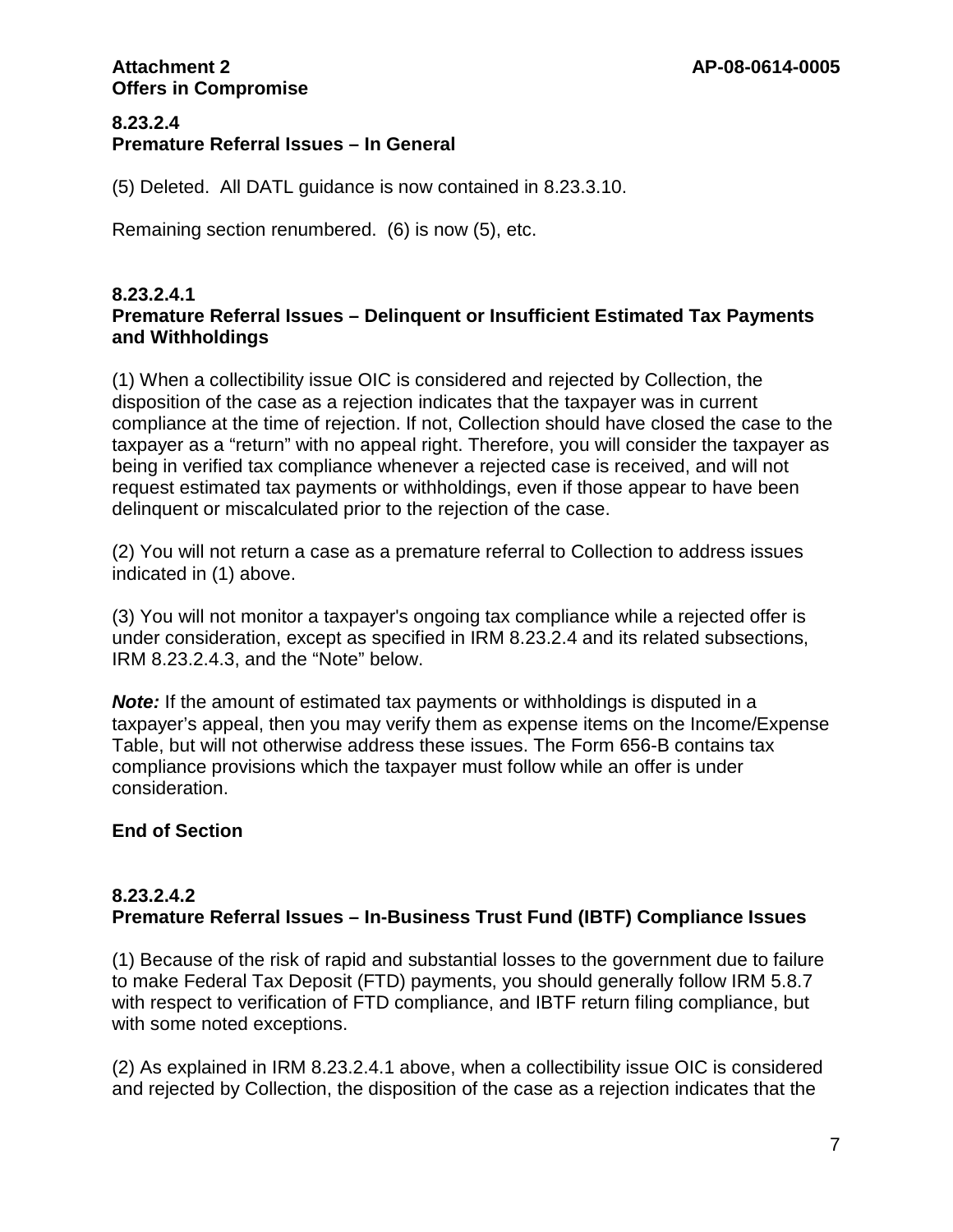**8.23.2.4**
**Premature Referral Issues – In General**

(5) Deleted. All DATL guidance is now contained in 8.23.3.10.

Remaining section renumbered. (6) is now (5), etc.

**8.23.2.4.1**
**Premature Referral Issues – Delinquent or Insufficient Estimated Tax Payments and Withholdings**

(1) When a collectibility issue OIC is considered and rejected by Collection, the disposition of the case as a rejection indicates that the taxpayer was in current compliance at the time of rejection. If not, Collection should have closed the case to the taxpayer as a "return" with no appeal right. Therefore, you will consider the taxpayer as being in verified tax compliance whenever a rejected case is received, and will not request estimated tax payments or withholdings, even if those appear to have been delinquent or miscalculated prior to the rejection of the case.

(2) You will not return a case as a premature referral to Collection to address issues indicated in (1) above.

(3) You will not monitor a taxpayer's ongoing tax compliance while a rejected offer is under consideration, except as specified in IRM 8.23.2.4 and its related subsections, IRM 8.23.2.4.3, and the "Note" below.

***Note:*** If the amount of estimated tax payments or withholdings is disputed in a taxpayer's appeal, then you may verify them as expense items on the Income/Expense Table, but will not otherwise address these issues. The Form 656-B contains tax compliance provisions which the taxpayer must follow while an offer is under consideration.

**End of Section**

**8.23.2.4.2**
**Premature Referral Issues – In-Business Trust Fund (IBTF) Compliance Issues**

(1) Because of the risk of rapid and substantial losses to the government due to failure to make Federal Tax Deposit (FTD) payments, you should generally follow IRM 5.8.7 with respect to verification of FTD compliance, and IBTF return filing compliance, but with some noted exceptions.

(2) As explained in IRM 8.23.2.4.1 above, when a collectibility issue OIC is considered and rejected by Collection, the disposition of the case as a rejection indicates that the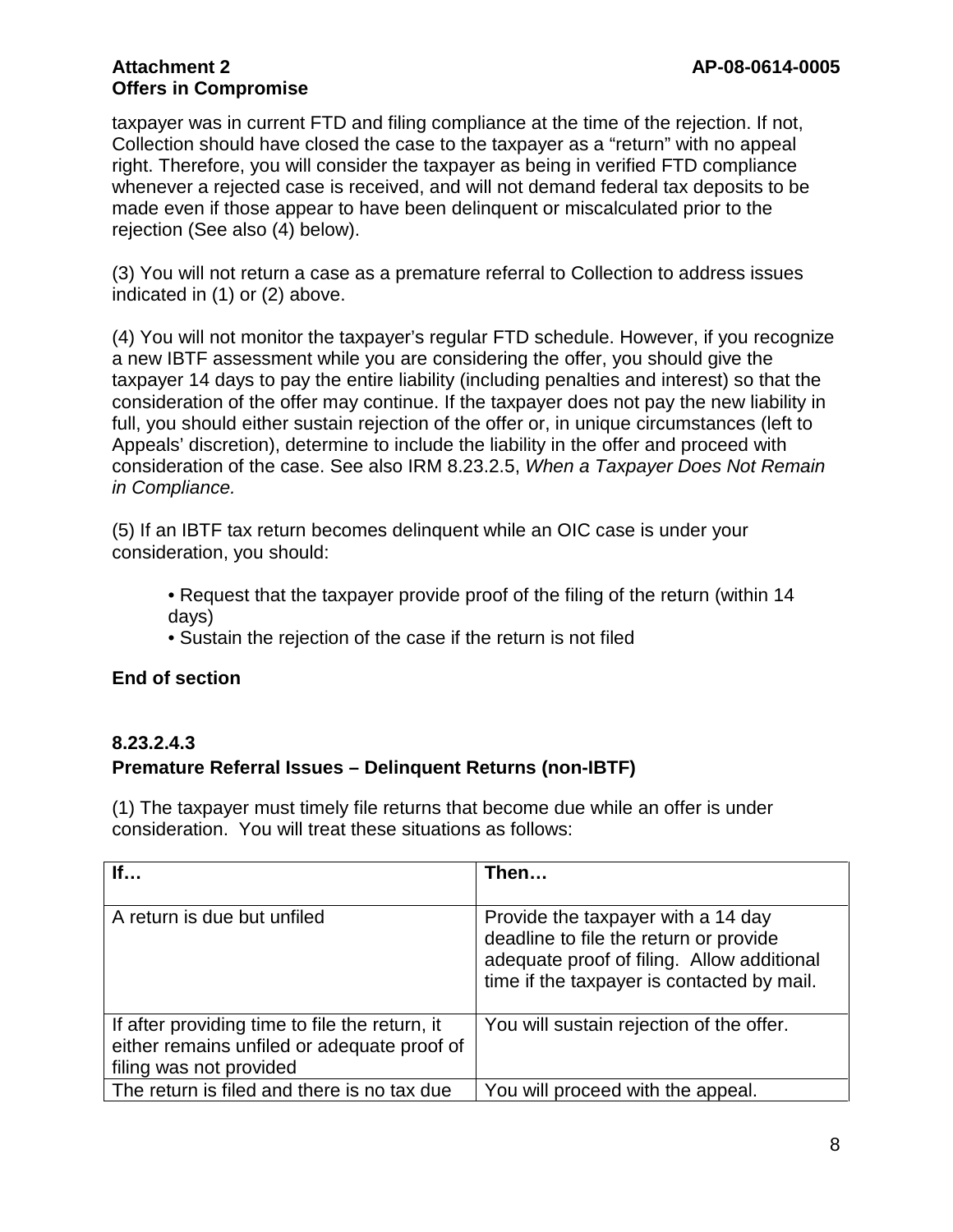taxpayer was in current FTD and filing compliance at the time of the rejection. If not, Collection should have closed the case to the taxpayer as a "return" with no appeal right. Therefore, you will consider the taxpayer as being in verified FTD compliance whenever a rejected case is received, and will not demand federal tax deposits to be made even if those appear to have been delinquent or miscalculated prior to the rejection (See also (4) below).

(3) You will not return a case as a premature referral to Collection to address issues indicated in (1) or (2) above.

(4) You will not monitor the taxpayer's regular FTD schedule. However, if you recognize a new IBTF assessment while you are considering the offer, you should give the taxpayer 14 days to pay the entire liability (including penalties and interest) so that the consideration of the offer may continue. If the taxpayer does not pay the new liability in full, you should either sustain rejection of the offer or, in unique circumstances (left to Appeals' discretion), determine to include the liability in the offer and proceed with consideration of the case. See also IRM 8.23.2.5, *When a Taxpayer Does Not Remain in Compliance.*

(5) If an IBTF tax return becomes delinquent while an OIC case is under your consideration, you should:

- Request that the taxpayer provide proof of the filing of the return (within 14 days)
- Sustain the rejection of the case if the return is not filed

**End of section**

## 8.23.2.4.3
## Premature Referral Issues – Delinquent Returns (non-IBTF)

(1) The taxpayer must timely file returns that become due while an offer is under consideration. You will treat these situations as follows:

| If… | Then… |
|---|---|
| A return is due but unfiled | Provide the taxpayer with a 14 day deadline to file the return or provide adequate proof of filing. Allow additional time if the taxpayer is contacted by mail. |
| If after providing time to file the return, it either remains unfiled or adequate proof of filing was not provided | You will sustain rejection of the offer. |
| The return is filed and there is no tax due | You will proceed with the appeal. |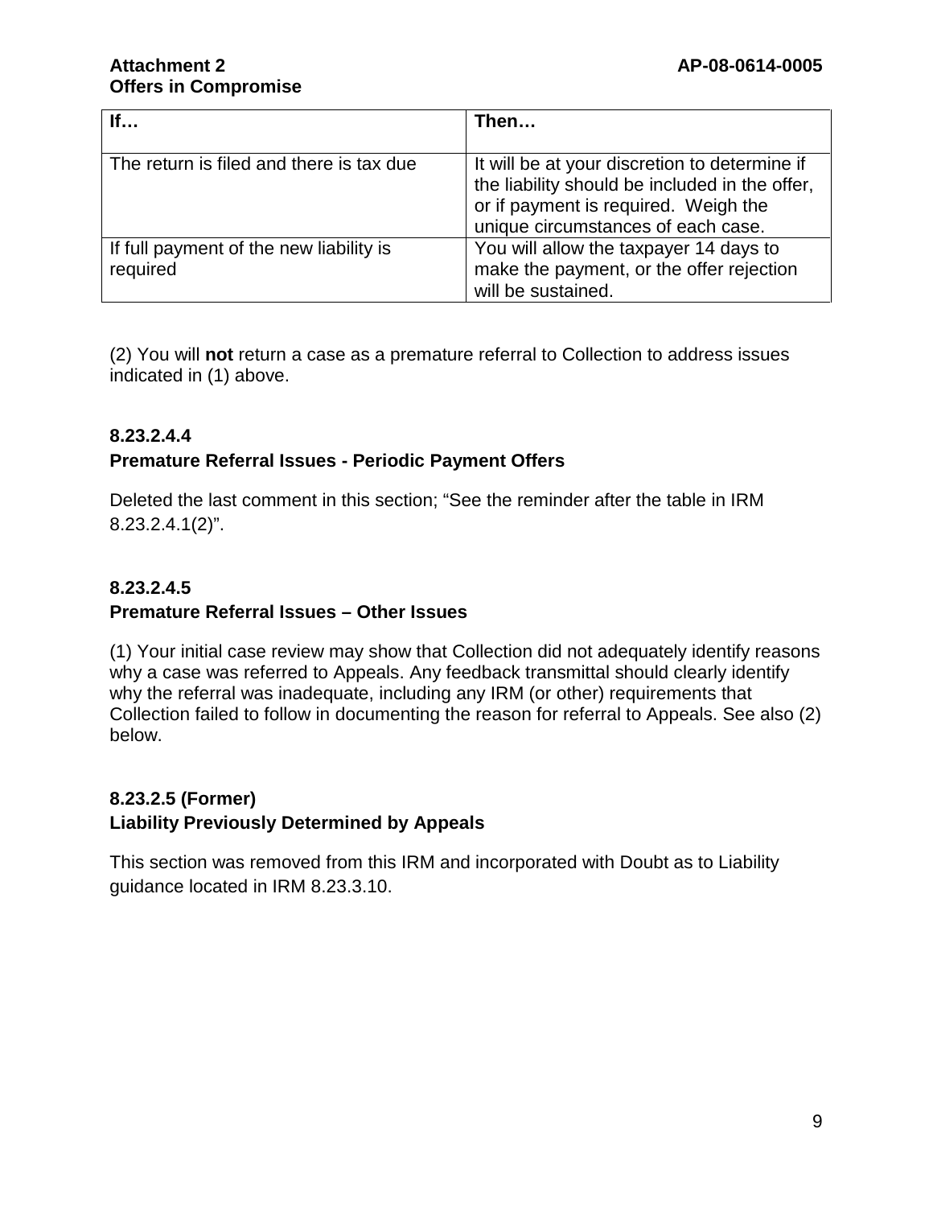| If… | Then… |
|---|---|
| The return is filed and there is tax due | It will be at your discretion to determine if the liability should be included in the offer, or if payment is required. Weigh the unique circumstances of each case. |
| If full payment of the new liability is required | You will allow the taxpayer 14 days to make the payment, or the offer rejection will be sustained. |

(2) You will **not** return a case as a premature referral to Collection to address issues indicated in (1) above.

### 8.23.2.4.4
### Premature Referral Issues - Periodic Payment Offers

Deleted the last comment in this section; "See the reminder after the table in IRM 8.23.2.4.1(2)".

### 8.23.2.4.5
### Premature Referral Issues – Other Issues

(1) Your initial case review may show that Collection did not adequately identify reasons why a case was referred to Appeals. Any feedback transmittal should clearly identify why the referral was inadequate, including any IRM (or other) requirements that Collection failed to follow in documenting the reason for referral to Appeals. See also (2) below.

### 8.23.2.5 (Former)
### Liability Previously Determined by Appeals

This section was removed from this IRM and incorporated with Doubt as to Liability guidance located in IRM 8.23.3.10.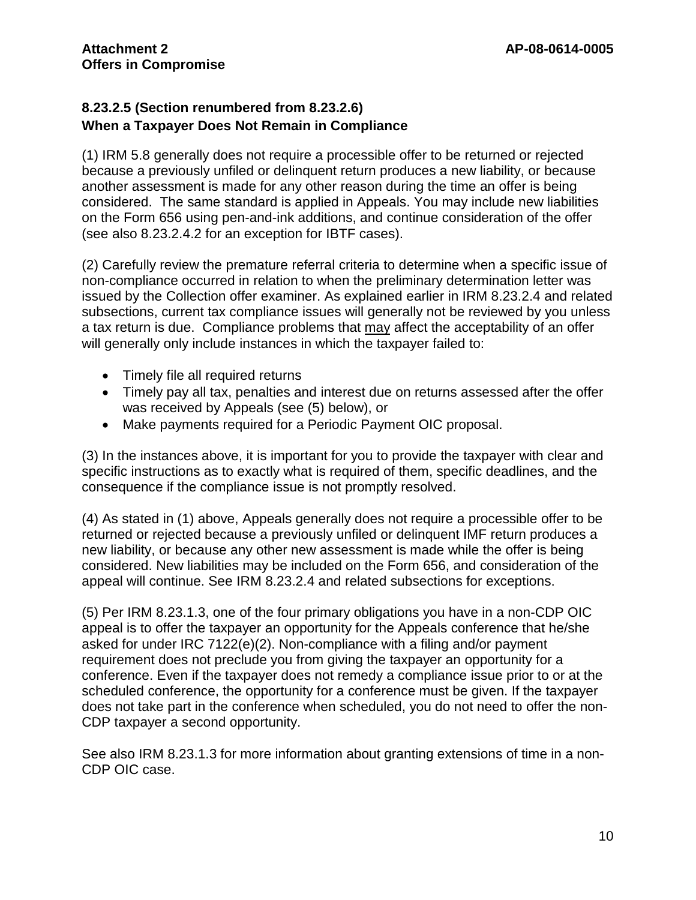## 8.23.2.5 (Section renumbered from 8.23.2.6)
## When a Taxpayer Does Not Remain in Compliance

(1) IRM 5.8 generally does not require a processible offer to be returned or rejected because a previously unfiled or delinquent return produces a new liability, or because another assessment is made for any other reason during the time an offer is being considered. The same standard is applied in Appeals. You may include new liabilities on the Form 656 using pen-and-ink additions, and continue consideration of the offer (see also 8.23.2.4.2 for an exception for IBTF cases).

(2) Carefully review the premature referral criteria to determine when a specific issue of non-compliance occurred in relation to when the preliminary determination letter was issued by the Collection offer examiner. As explained earlier in IRM 8.23.2.4 and related subsections, current tax compliance issues will generally not be reviewed by you unless a tax return is due. Compliance problems that <u>may</u> affect the acceptability of an offer will generally only include instances in which the taxpayer failed to:

- Timely file all required returns
- Timely pay all tax, penalties and interest due on returns assessed after the offer was received by Appeals (see (5) below), or
- Make payments required for a Periodic Payment OIC proposal.

(3) In the instances above, it is important for you to provide the taxpayer with clear and specific instructions as to exactly what is required of them, specific deadlines, and the consequence if the compliance issue is not promptly resolved.

(4) As stated in (1) above, Appeals generally does not require a processible offer to be returned or rejected because a previously unfiled or delinquent IMF return produces a new liability, or because any other new assessment is made while the offer is being considered. New liabilities may be included on the Form 656, and consideration of the appeal will continue. See IRM 8.23.2.4 and related subsections for exceptions.

(5) Per IRM 8.23.1.3, one of the four primary obligations you have in a non-CDP OIC appeal is to offer the taxpayer an opportunity for the Appeals conference that he/she asked for under IRC 7122(e)(2). Non-compliance with a filing and/or payment requirement does not preclude you from giving the taxpayer an opportunity for a conference. Even if the taxpayer does not remedy a compliance issue prior to or at the scheduled conference, the opportunity for a conference must be given. If the taxpayer does not take part in the conference when scheduled, you do not need to offer the non-CDP taxpayer a second opportunity.

See also IRM 8.23.1.3 for more information about granting extensions of time in a non-CDP OIC case.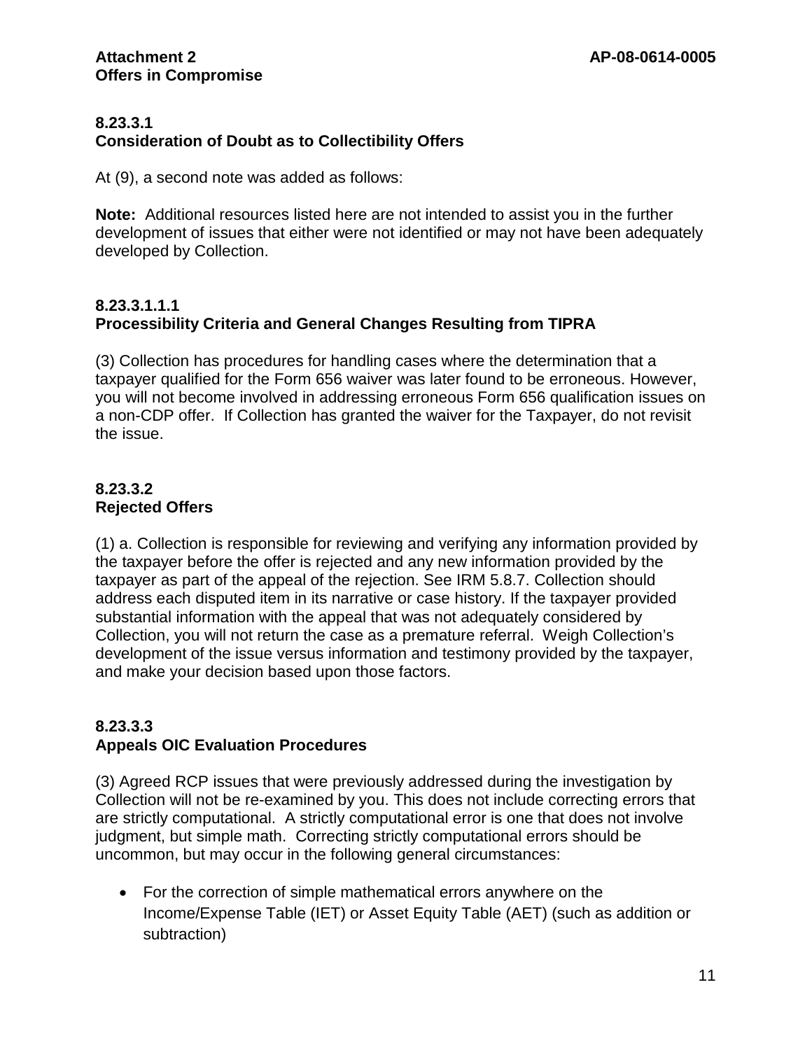**Attachment 2** **AP-08-0614-0005**
**Offers in Compromise**

## 8.23.3.1
## Consideration of Doubt as to Collectibility Offers

At (9), a second note was added as follows:

**Note:** Additional resources listed here are not intended to assist you in the further development of issues that either were not identified or may not have been adequately developed by Collection.

## 8.23.3.1.1.1
## Processibility Criteria and General Changes Resulting from TIPRA

(3) Collection has procedures for handling cases where the determination that a taxpayer qualified for the Form 656 waiver was later found to be erroneous. However, you will not become involved in addressing erroneous Form 656 qualification issues on a non-CDP offer. If Collection has granted the waiver for the Taxpayer, do not revisit the issue.

## 8.23.3.2
## Rejected Offers

(1) a. Collection is responsible for reviewing and verifying any information provided by the taxpayer before the offer is rejected and any new information provided by the taxpayer as part of the appeal of the rejection. See IRM 5.8.7. Collection should address each disputed item in its narrative or case history. If the taxpayer provided substantial information with the appeal that was not adequately considered by Collection, you will not return the case as a premature referral. Weigh Collection's development of the issue versus information and testimony provided by the taxpayer, and make your decision based upon those factors.

## 8.23.3.3
## Appeals OIC Evaluation Procedures

(3) Agreed RCP issues that were previously addressed during the investigation by Collection will not be re-examined by you. This does not include correcting errors that are strictly computational. A strictly computational error is one that does not involve judgment, but simple math. Correcting strictly computational errors should be uncommon, but may occur in the following general circumstances:

- For the correction of simple mathematical errors anywhere on the Income/Expense Table (IET) or Asset Equity Table (AET) (such as addition or subtraction)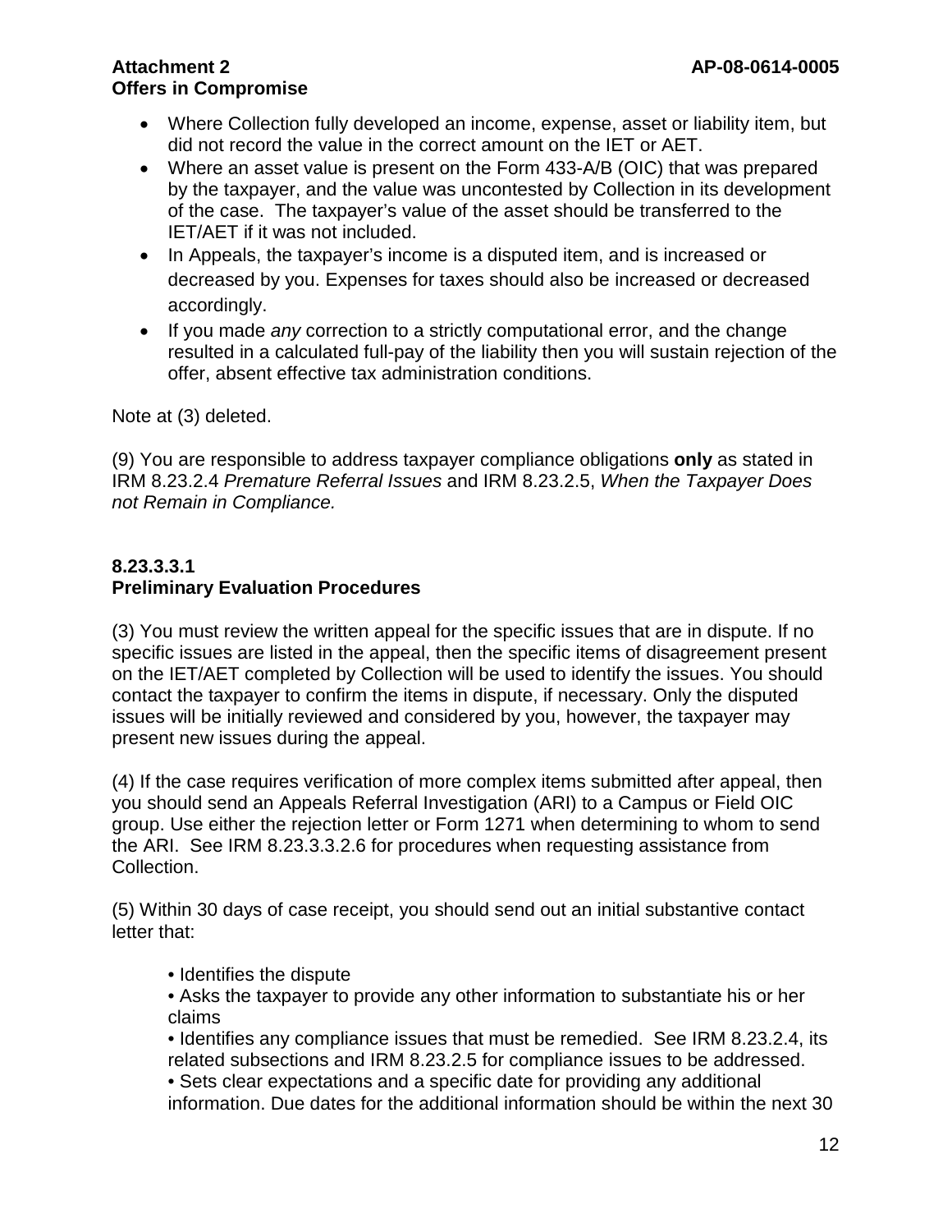- Where Collection fully developed an income, expense, asset or liability item, but did not record the value in the correct amount on the IET or AET.
- Where an asset value is present on the Form 433-A/B (OIC) that was prepared by the taxpayer, and the value was uncontested by Collection in its development of the case. The taxpayer's value of the asset should be transferred to the IET/AET if it was not included.
- In Appeals, the taxpayer's income is a disputed item, and is increased or decreased by you. Expenses for taxes should also be increased or decreased accordingly.
- If you made *any* correction to a strictly computational error, and the change resulted in a calculated full-pay of the liability then you will sustain rejection of the offer, absent effective tax administration conditions.

Note at (3) deleted.

(9) You are responsible to address taxpayer compliance obligations **only** as stated in IRM 8.23.2.4 *Premature Referral Issues* and IRM 8.23.2.5, *When the Taxpayer Does not Remain in Compliance.*

**8.23.3.3.1**
**Preliminary Evaluation Procedures**

(3) You must review the written appeal for the specific issues that are in dispute. If no specific issues are listed in the appeal, then the specific items of disagreement present on the IET/AET completed by Collection will be used to identify the issues. You should contact the taxpayer to confirm the items in dispute, if necessary. Only the disputed issues will be initially reviewed and considered by you, however, the taxpayer may present new issues during the appeal.

(4) If the case requires verification of more complex items submitted after appeal, then you should send an Appeals Referral Investigation (ARI) to a Campus or Field OIC group. Use either the rejection letter or Form 1271 when determining to whom to send the ARI. See IRM 8.23.3.3.2.6 for procedures when requesting assistance from Collection.

(5) Within 30 days of case receipt, you should send out an initial substantive contact letter that:

• Identifies the dispute
• Asks the taxpayer to provide any other information to substantiate his or her claims
• Identifies any compliance issues that must be remedied. See IRM 8.23.2.4, its related subsections and IRM 8.23.2.5 for compliance issues to be addressed.
• Sets clear expectations and a specific date for providing any additional information. Due dates for the additional information should be within the next 30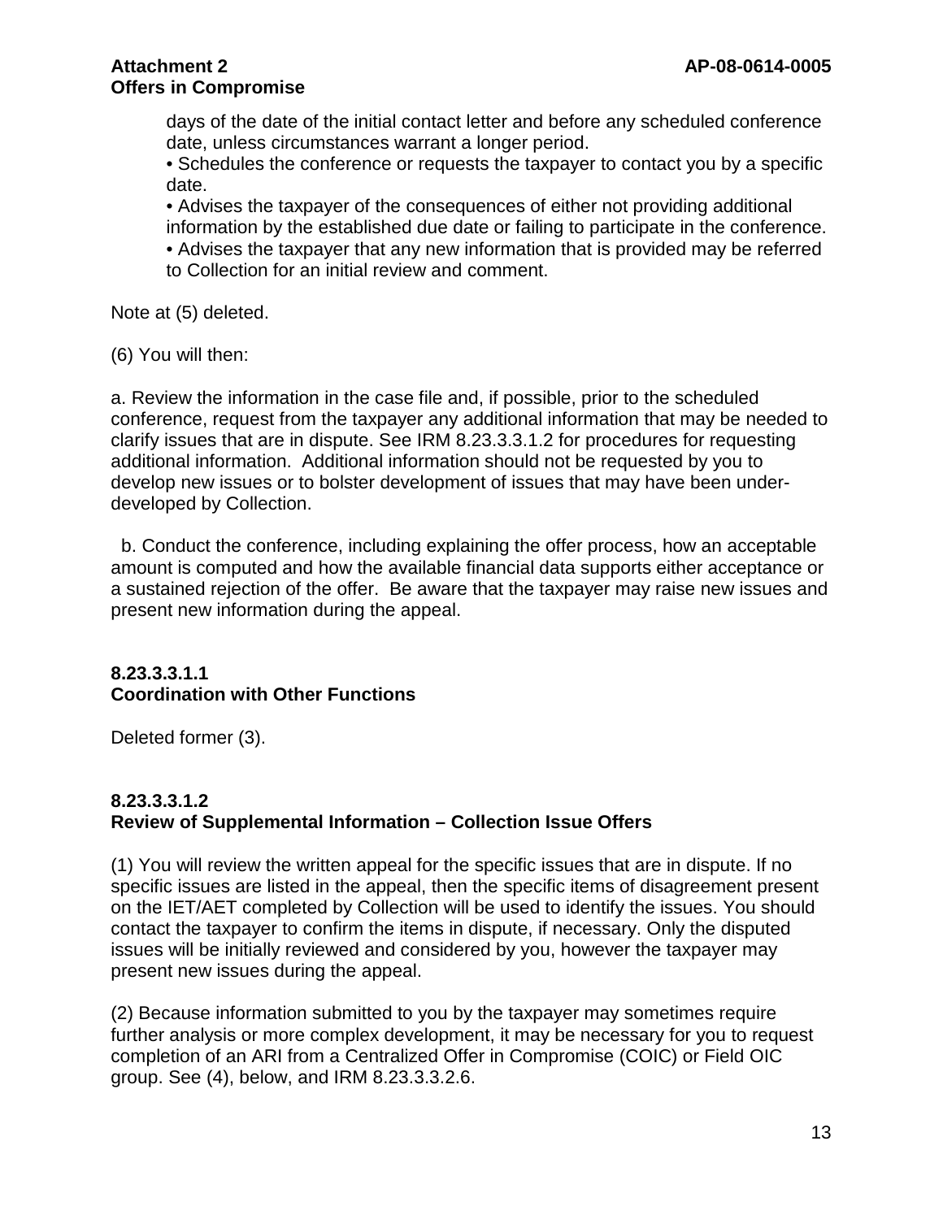days of the date of the initial contact letter and before any scheduled conference date, unless circumstances warrant a longer period.

• Schedules the conference or requests the taxpayer to contact you by a specific date.

• Advises the taxpayer of the consequences of either not providing additional information by the established due date or failing to participate in the conference.

• Advises the taxpayer that any new information that is provided may be referred to Collection for an initial review and comment.

Note at (5) deleted.

(6) You will then:

a. Review the information in the case file and, if possible, prior to the scheduled conference, request from the taxpayer any additional information that may be needed to clarify issues that are in dispute. See IRM 8.23.3.3.1.2 for procedures for requesting additional information. Additional information should not be requested by you to develop new issues or to bolster development of issues that may have been under-developed by Collection.

b. Conduct the conference, including explaining the offer process, how an acceptable amount is computed and how the available financial data supports either acceptance or a sustained rejection of the offer. Be aware that the taxpayer may raise new issues and present new information during the appeal.

**8.23.3.3.1.1**
**Coordination with Other Functions**

Deleted former (3).

**8.23.3.3.1.2**
**Review of Supplemental Information – Collection Issue Offers**

(1) You will review the written appeal for the specific issues that are in dispute. If no specific issues are listed in the appeal, then the specific items of disagreement present on the IET/AET completed by Collection will be used to identify the issues. You should contact the taxpayer to confirm the items in dispute, if necessary. Only the disputed issues will be initially reviewed and considered by you, however the taxpayer may present new issues during the appeal.

(2) Because information submitted to you by the taxpayer may sometimes require further analysis or more complex development, it may be necessary for you to request completion of an ARI from a Centralized Offer in Compromise (COIC) or Field OIC group. See (4), below, and IRM 8.23.3.3.2.6.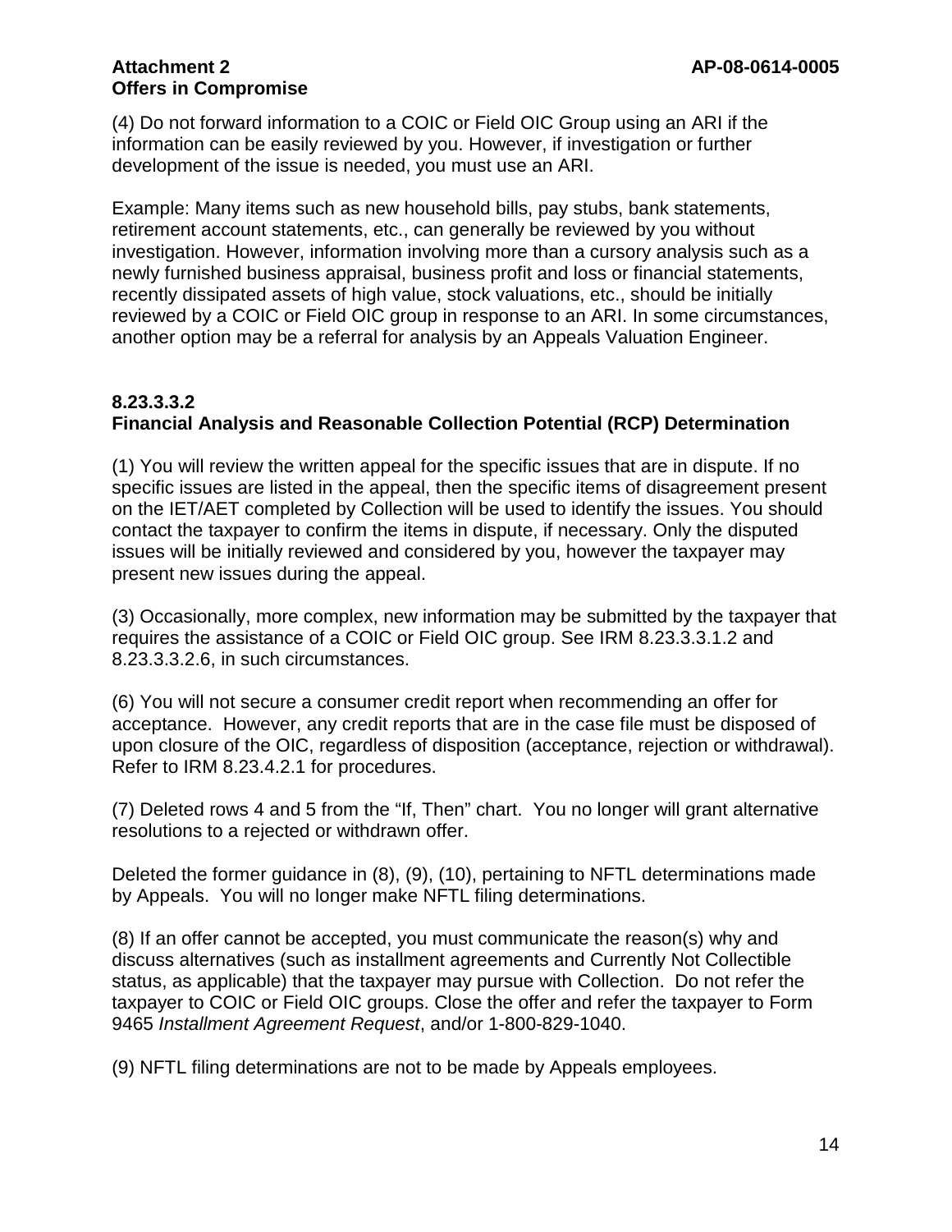(4) Do not forward information to a COIC or Field OIC Group using an ARI if the information can be easily reviewed by you. However, if investigation or further development of the issue is needed, you must use an ARI.

Example: Many items such as new household bills, pay stubs, bank statements, retirement account statements, etc., can generally be reviewed by you without investigation. However, information involving more than a cursory analysis such as a newly furnished business appraisal, business profit and loss or financial statements, recently dissipated assets of high value, stock valuations, etc., should be initially reviewed by a COIC or Field OIC group in response to an ARI. In some circumstances, another option may be a referral for analysis by an Appeals Valuation Engineer.

### 8.23.3.3.2
### Financial Analysis and Reasonable Collection Potential (RCP) Determination

(1) You will review the written appeal for the specific issues that are in dispute. If no specific issues are listed in the appeal, then the specific items of disagreement present on the IET/AET completed by Collection will be used to identify the issues. You should contact the taxpayer to confirm the items in dispute, if necessary. Only the disputed issues will be initially reviewed and considered by you, however the taxpayer may present new issues during the appeal.

(3) Occasionally, more complex, new information may be submitted by the taxpayer that requires the assistance of a COIC or Field OIC group. See IRM 8.23.3.3.1.2 and 8.23.3.3.2.6, in such circumstances.

(6) You will not secure a consumer credit report when recommending an offer for acceptance. However, any credit reports that are in the case file must be disposed of upon closure of the OIC, regardless of disposition (acceptance, rejection or withdrawal). Refer to IRM 8.23.4.2.1 for procedures.

(7) Deleted rows 4 and 5 from the "If, Then" chart. You no longer will grant alternative resolutions to a rejected or withdrawn offer.

Deleted the former guidance in (8), (9), (10), pertaining to NFTL determinations made by Appeals. You will no longer make NFTL filing determinations.

(8) If an offer cannot be accepted, you must communicate the reason(s) why and discuss alternatives (such as installment agreements and Currently Not Collectible status, as applicable) that the taxpayer may pursue with Collection. Do not refer the taxpayer to COIC or Field OIC groups. Close the offer and refer the taxpayer to Form 9465 *Installment Agreement Request*, and/or 1-800-829-1040.

(9) NFTL filing determinations are not to be made by Appeals employees.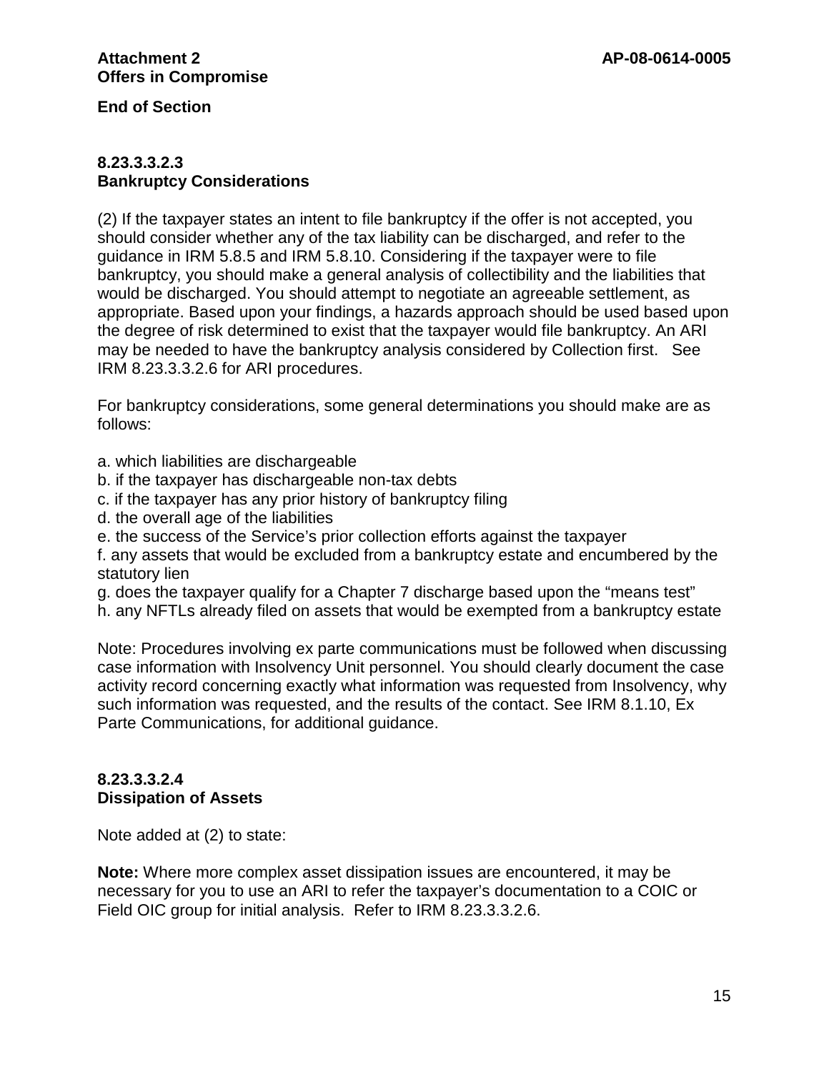**End of Section**

## 8.23.3.3.2.3
## Bankruptcy Considerations

(2) If the taxpayer states an intent to file bankruptcy if the offer is not accepted, you should consider whether any of the tax liability can be discharged, and refer to the guidance in IRM 5.8.5 and IRM 5.8.10. Considering if the taxpayer were to file bankruptcy, you should make a general analysis of collectibility and the liabilities that would be discharged. You should attempt to negotiate an agreeable settlement, as appropriate. Based upon your findings, a hazards approach should be used based upon the degree of risk determined to exist that the taxpayer would file bankruptcy. An ARI may be needed to have the bankruptcy analysis considered by Collection first. See IRM 8.23.3.3.2.6 for ARI procedures.

For bankruptcy considerations, some general determinations you should make are as follows:

a. which liabilities are dischargeable
b. if the taxpayer has dischargeable non-tax debts
c. if the taxpayer has any prior history of bankruptcy filing
d. the overall age of the liabilities
e. the success of the Service's prior collection efforts against the taxpayer
f. any assets that would be excluded from a bankruptcy estate and encumbered by the statutory lien
g. does the taxpayer qualify for a Chapter 7 discharge based upon the "means test"
h. any NFTLs already filed on assets that would be exempted from a bankruptcy estate

Note: Procedures involving ex parte communications must be followed when discussing case information with Insolvency Unit personnel. You should clearly document the case activity record concerning exactly what information was requested from Insolvency, why such information was requested, and the results of the contact. See IRM 8.1.10, Ex Parte Communications, for additional guidance.

## 8.23.3.3.2.4
## Dissipation of Assets

Note added at (2) to state:

**Note:** Where more complex asset dissipation issues are encountered, it may be necessary for you to use an ARI to refer the taxpayer's documentation to a COIC or Field OIC group for initial analysis. Refer to IRM 8.23.3.3.2.6.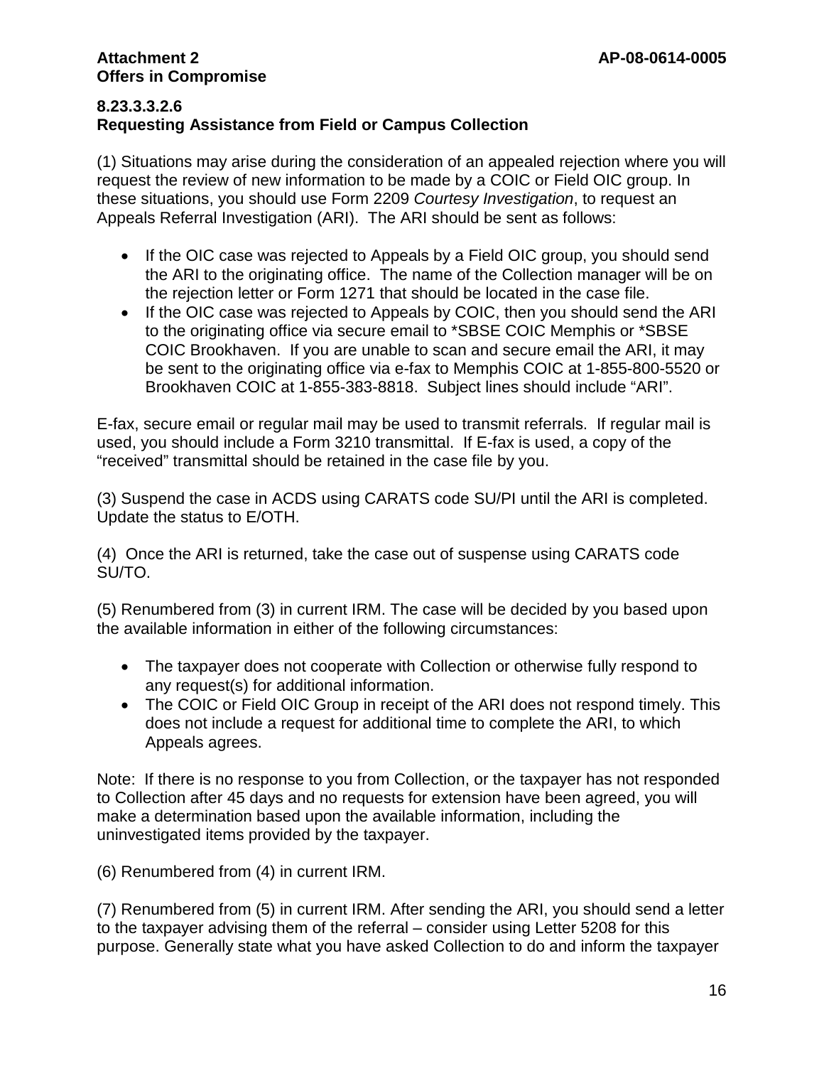**Attachment 2** **AP-08-0614-0005**
**Offers in Compromise**

### 8.23.3.3.2.6
### Requesting Assistance from Field or Campus Collection

(1) Situations may arise during the consideration of an appealed rejection where you will request the review of new information to be made by a COIC or Field OIC group. In these situations, you should use Form 2209 *Courtesy Investigation*, to request an Appeals Referral Investigation (ARI). The ARI should be sent as follows:

- If the OIC case was rejected to Appeals by a Field OIC group, you should send the ARI to the originating office. The name of the Collection manager will be on the rejection letter or Form 1271 that should be located in the case file.
- If the OIC case was rejected to Appeals by COIC, then you should send the ARI to the originating office via secure email to *SBSE COIC Memphis or *SBSE COIC Brookhaven. If you are unable to scan and secure email the ARI, it may be sent to the originating office via e-fax to Memphis COIC at 1-855-800-5520 or Brookhaven COIC at 1-855-383-8818. Subject lines should include “ARI”.

E-fax, secure email or regular mail may be used to transmit referrals. If regular mail is used, you should include a Form 3210 transmittal. If E-fax is used, a copy of the “received” transmittal should be retained in the case file by you.

(3) Suspend the case in ACDS using CARATS code SU/PI until the ARI is completed. Update the status to E/OTH.

(4) Once the ARI is returned, take the case out of suspense using CARATS code SU/TO.

(5) Renumbered from (3) in current IRM. The case will be decided by you based upon the available information in either of the following circumstances:

- The taxpayer does not cooperate with Collection or otherwise fully respond to any request(s) for additional information.
- The COIC or Field OIC Group in receipt of the ARI does not respond timely. This does not include a request for additional time to complete the ARI, to which Appeals agrees.

Note: If there is no response to you from Collection, or the taxpayer has not responded to Collection after 45 days and no requests for extension have been agreed, you will make a determination based upon the available information, including the uninvestigated items provided by the taxpayer.

(6) Renumbered from (4) in current IRM.

(7) Renumbered from (5) in current IRM. After sending the ARI, you should send a letter to the taxpayer advising them of the referral – consider using Letter 5208 for this purpose. Generally state what you have asked Collection to do and inform the taxpayer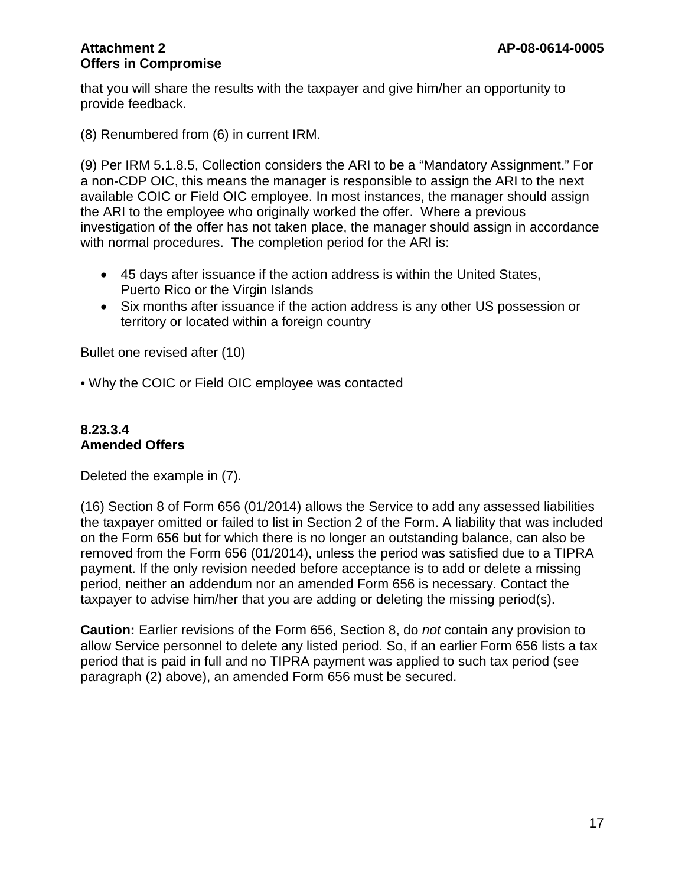that you will share the results with the taxpayer and give him/her an opportunity to provide feedback.

(8) Renumbered from (6) in current IRM.

(9) Per IRM 5.1.8.5, Collection considers the ARI to be a "Mandatory Assignment." For a non-CDP OIC, this means the manager is responsible to assign the ARI to the next available COIC or Field OIC employee. In most instances, the manager should assign the ARI to the employee who originally worked the offer. Where a previous investigation of the offer has not taken place, the manager should assign in accordance with normal procedures. The completion period for the ARI is:

- 45 days after issuance if the action address is within the United States, Puerto Rico or the Virgin Islands
- Six months after issuance if the action address is any other US possession or territory or located within a foreign country

Bullet one revised after (10)

• Why the COIC or Field OIC employee was contacted

**8.23.3.4**
**Amended Offers**

Deleted the example in (7).

(16) Section 8 of Form 656 (01/2014) allows the Service to add any assessed liabilities the taxpayer omitted or failed to list in Section 2 of the Form. A liability that was included on the Form 656 but for which there is no longer an outstanding balance, can also be removed from the Form 656 (01/2014), unless the period was satisfied due to a TIPRA payment. If the only revision needed before acceptance is to add or delete a missing period, neither an addendum nor an amended Form 656 is necessary. Contact the taxpayer to advise him/her that you are adding or deleting the missing period(s).

**Caution:** Earlier revisions of the Form 656, Section 8, do *not* contain any provision to allow Service personnel to delete any listed period. So, if an earlier Form 656 lists a tax period that is paid in full and no TIPRA payment was applied to such tax period (see paragraph (2) above), an amended Form 656 must be secured.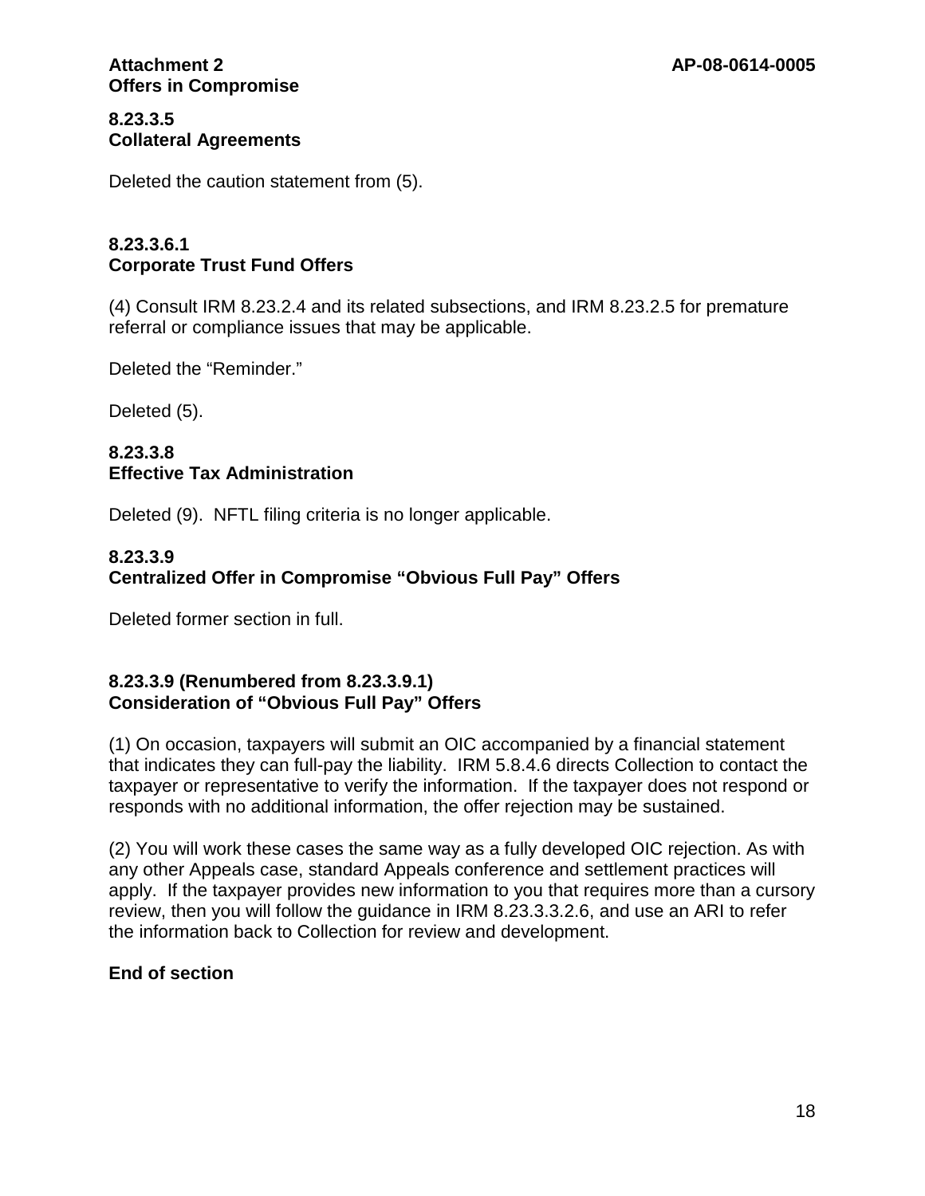**Attachment 2** **AP-08-0614-0005**
**Offers in Compromise**

### 8.23.3.5
### Collateral Agreements

Deleted the caution statement from (5).

### 8.23.3.6.1
### Corporate Trust Fund Offers

(4) Consult IRM 8.23.2.4 and its related subsections, and IRM 8.23.2.5 for premature referral or compliance issues that may be applicable.

Deleted the “Reminder.”

Deleted (5).

### 8.23.3.8
### Effective Tax Administration

Deleted (9). NFTL filing criteria is no longer applicable.

### 8.23.3.9
### Centralized Offer in Compromise “Obvious Full Pay” Offers

Deleted former section in full.

### 8.23.3.9 (Renumbered from 8.23.3.9.1)
### Consideration of “Obvious Full Pay” Offers

(1) On occasion, taxpayers will submit an OIC accompanied by a financial statement that indicates they can full-pay the liability. IRM 5.8.4.6 directs Collection to contact the taxpayer or representative to verify the information. If the taxpayer does not respond or responds with no additional information, the offer rejection may be sustained.

(2) You will work these cases the same way as a fully developed OIC rejection. As with any other Appeals case, standard Appeals conference and settlement practices will apply. If the taxpayer provides new information to you that requires more than a cursory review, then you will follow the guidance in IRM 8.23.3.3.2.6, and use an ARI to refer the information back to Collection for review and development.

**End of section**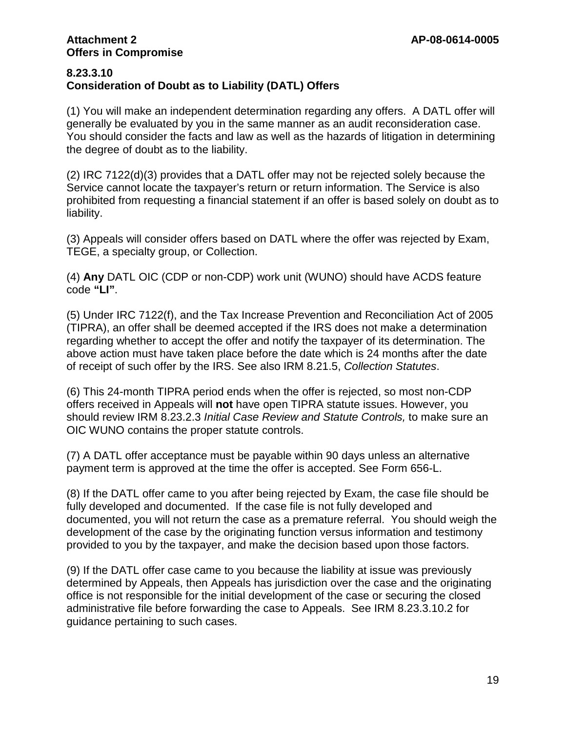**Attachment 2** **AP-08-0614-0005**
**Offers in Compromise**

## 8.23.3.10
## Consideration of Doubt as to Liability (DATL) Offers

(1) You will make an independent determination regarding any offers. A DATL offer will generally be evaluated by you in the same manner as an audit reconsideration case. You should consider the facts and law as well as the hazards of litigation in determining the degree of doubt as to the liability.

(2) IRC 7122(d)(3) provides that a DATL offer may not be rejected solely because the Service cannot locate the taxpayer's return or return information. The Service is also prohibited from requesting a financial statement if an offer is based solely on doubt as to liability.

(3) Appeals will consider offers based on DATL where the offer was rejected by Exam, TEGE, a specialty group, or Collection.

(4) **Any** DATL OIC (CDP or non-CDP) work unit (WUNO) should have ACDS feature code **"LI"**.

(5) Under IRC 7122(f), and the Tax Increase Prevention and Reconciliation Act of 2005 (TIPRA), an offer shall be deemed accepted if the IRS does not make a determination regarding whether to accept the offer and notify the taxpayer of its determination. The above action must have taken place before the date which is 24 months after the date of receipt of such offer by the IRS. See also IRM 8.21.5, *Collection Statutes*.

(6) This 24-month TIPRA period ends when the offer is rejected, so most non-CDP offers received in Appeals will **not** have open TIPRA statute issues. However, you should review IRM 8.23.2.3 *Initial Case Review and Statute Controls,* to make sure an OIC WUNO contains the proper statute controls.

(7) A DATL offer acceptance must be payable within 90 days unless an alternative payment term is approved at the time the offer is accepted. See Form 656-L.

(8) If the DATL offer came to you after being rejected by Exam, the case file should be fully developed and documented. If the case file is not fully developed and documented, you will not return the case as a premature referral. You should weigh the development of the case by the originating function versus information and testimony provided to you by the taxpayer, and make the decision based upon those factors.

(9) If the DATL offer case came to you because the liability at issue was previously determined by Appeals, then Appeals has jurisdiction over the case and the originating office is not responsible for the initial development of the case or securing the closed administrative file before forwarding the case to Appeals. See IRM 8.23.3.10.2 for guidance pertaining to such cases.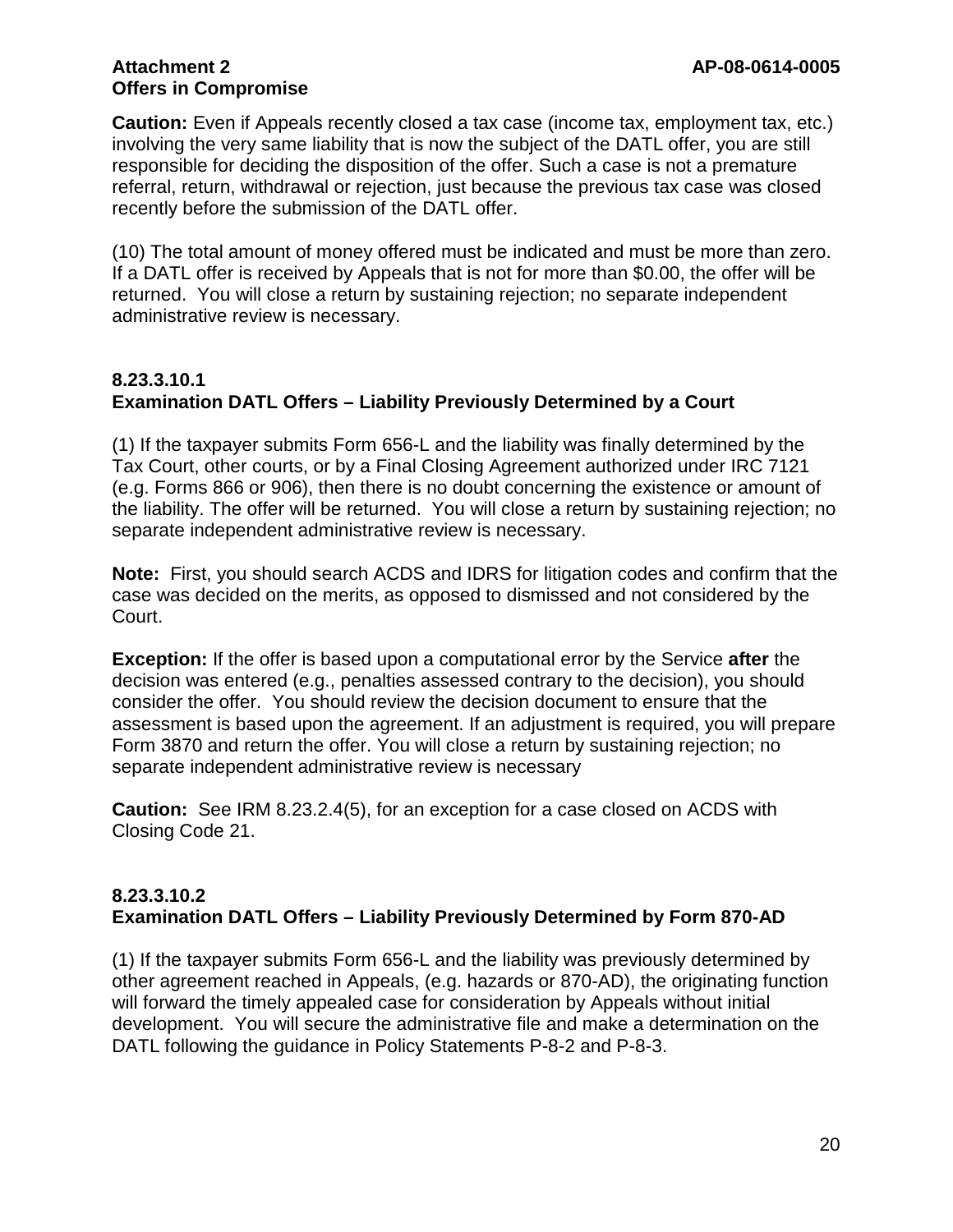**Caution:** Even if Appeals recently closed a tax case (income tax, employment tax, etc.) involving the very same liability that is now the subject of the DATL offer, you are still responsible for deciding the disposition of the offer. Such a case is not a premature referral, return, withdrawal or rejection, just because the previous tax case was closed recently before the submission of the DATL offer.

(10) The total amount of money offered must be indicated and must be more than zero. If a DATL offer is received by Appeals that is not for more than $0.00, the offer will be returned. You will close a return by sustaining rejection; no separate independent administrative review is necessary.

## 8.23.3.10.1 Examination DATL Offers – Liability Previously Determined by a Court

(1) If the taxpayer submits Form 656-L and the liability was finally determined by the Tax Court, other courts, or by a Final Closing Agreement authorized under IRC 7121 (e.g. Forms 866 or 906), then there is no doubt concerning the existence or amount of the liability. The offer will be returned. You will close a return by sustaining rejection; no separate independent administrative review is necessary.

**Note:** First, you should search ACDS and IDRS for litigation codes and confirm that the case was decided on the merits, as opposed to dismissed and not considered by the Court.

**Exception:** If the offer is based upon a computational error by the Service **after** the decision was entered (e.g., penalties assessed contrary to the decision), you should consider the offer. You should review the decision document to ensure that the assessment is based upon the agreement. If an adjustment is required, you will prepare Form 3870 and return the offer. You will close a return by sustaining rejection; no separate independent administrative review is necessary

**Caution:** See IRM 8.23.2.4(5), for an exception for a case closed on ACDS with Closing Code 21.

## 8.23.3.10.2 Examination DATL Offers – Liability Previously Determined by Form 870-AD

(1) If the taxpayer submits Form 656-L and the liability was previously determined by other agreement reached in Appeals, (e.g. hazards or 870-AD), the originating function will forward the timely appealed case for consideration by Appeals without initial development. You will secure the administrative file and make a determination on the DATL following the guidance in Policy Statements P-8-2 and P-8-3.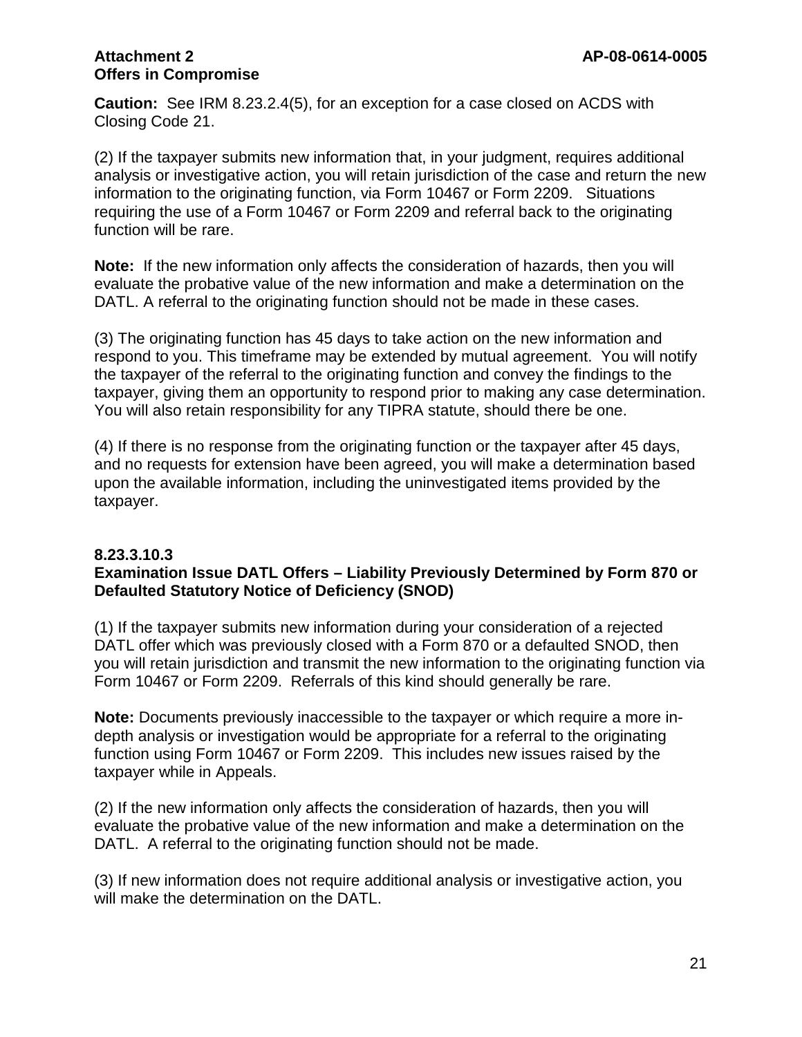**Caution:** See IRM 8.23.2.4(5), for an exception for a case closed on ACDS with Closing Code 21.

(2) If the taxpayer submits new information that, in your judgment, requires additional analysis or investigative action, you will retain jurisdiction of the case and return the new information to the originating function, via Form 10467 or Form 2209. Situations requiring the use of a Form 10467 or Form 2209 and referral back to the originating function will be rare.

**Note:** If the new information only affects the consideration of hazards, then you will evaluate the probative value of the new information and make a determination on the DATL. A referral to the originating function should not be made in these cases.

(3) The originating function has 45 days to take action on the new information and respond to you. This timeframe may be extended by mutual agreement. You will notify the taxpayer of the referral to the originating function and convey the findings to the taxpayer, giving them an opportunity to respond prior to making any case determination. You will also retain responsibility for any TIPRA statute, should there be one.

(4) If there is no response from the originating function or the taxpayer after 45 days, and no requests for extension have been agreed, you will make a determination based upon the available information, including the uninvestigated items provided by the taxpayer.

### 8.23.3.10.3
### Examination Issue DATL Offers – Liability Previously Determined by Form 870 or Defaulted Statutory Notice of Deficiency (SNOD)

(1) If the taxpayer submits new information during your consideration of a rejected DATL offer which was previously closed with a Form 870 or a defaulted SNOD, then you will retain jurisdiction and transmit the new information to the originating function via Form 10467 or Form 2209. Referrals of this kind should generally be rare.

**Note:** Documents previously inaccessible to the taxpayer or which require a more in-depth analysis or investigation would be appropriate for a referral to the originating function using Form 10467 or Form 2209. This includes new issues raised by the taxpayer while in Appeals.

(2) If the new information only affects the consideration of hazards, then you will evaluate the probative value of the new information and make a determination on the DATL. A referral to the originating function should not be made.

(3) If new information does not require additional analysis or investigative action, you will make the determination on the DATL.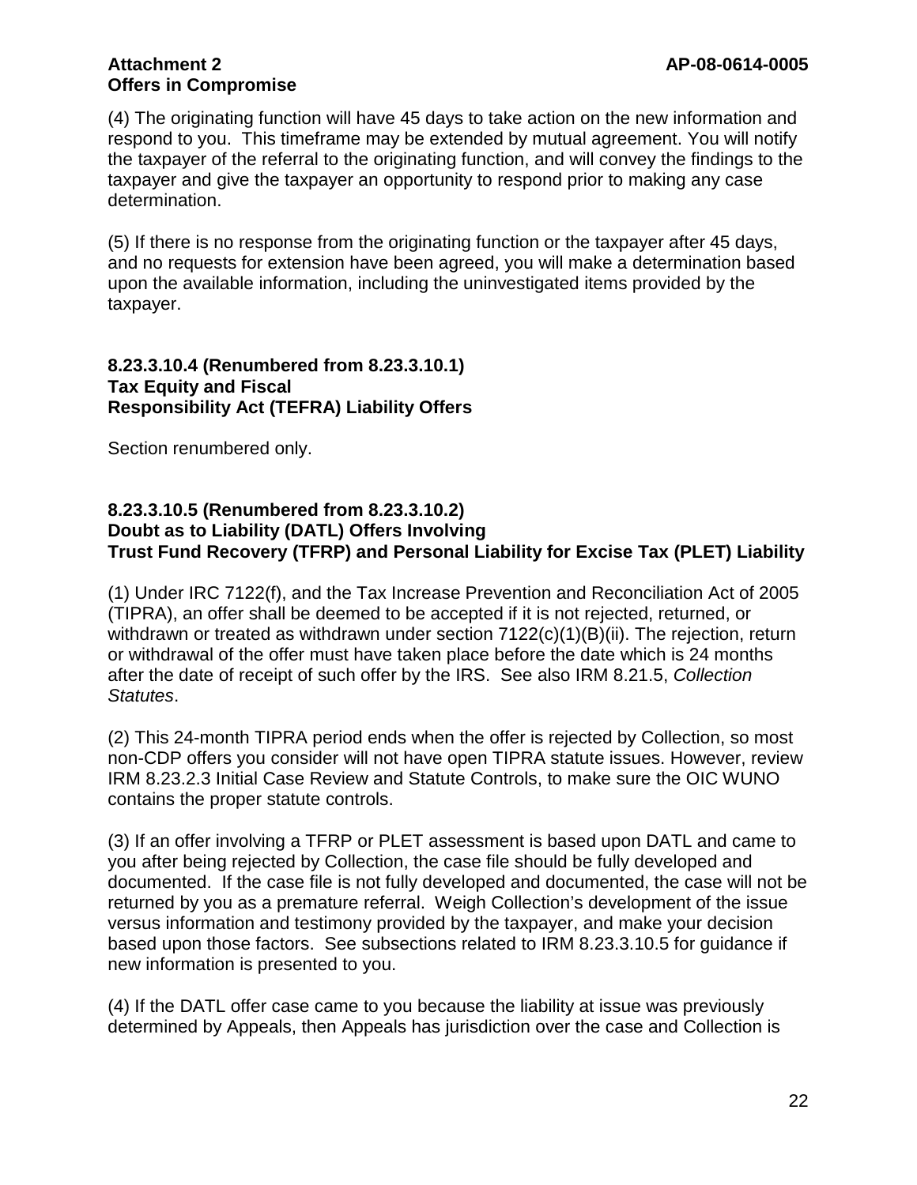(4) The originating function will have 45 days to take action on the new information and respond to you. This timeframe may be extended by mutual agreement. You will notify the taxpayer of the referral to the originating function, and will convey the findings to the taxpayer and give the taxpayer an opportunity to respond prior to making any case determination.

(5) If there is no response from the originating function or the taxpayer after 45 days, and no requests for extension have been agreed, you will make a determination based upon the available information, including the uninvestigated items provided by the taxpayer.

### 8.23.3.10.4 (Renumbered from 8.23.3.10.1) Tax Equity and Fiscal Responsibility Act (TEFRA) Liability Offers

Section renumbered only.

### 8.23.3.10.5 (Renumbered from 8.23.3.10.2) Doubt as to Liability (DATL) Offers Involving Trust Fund Recovery (TFRP) and Personal Liability for Excise Tax (PLET) Liability

(1) Under IRC 7122(f), and the Tax Increase Prevention and Reconciliation Act of 2005 (TIPRA), an offer shall be deemed to be accepted if it is not rejected, returned, or withdrawn or treated as withdrawn under section 7122(c)(1)(B)(ii). The rejection, return or withdrawal of the offer must have taken place before the date which is 24 months after the date of receipt of such offer by the IRS. See also IRM 8.21.5, *Collection Statutes*.

(2) This 24-month TIPRA period ends when the offer is rejected by Collection, so most non-CDP offers you consider will not have open TIPRA statute issues. However, review IRM 8.23.2.3 Initial Case Review and Statute Controls, to make sure the OIC WUNO contains the proper statute controls.

(3) If an offer involving a TFRP or PLET assessment is based upon DATL and came to you after being rejected by Collection, the case file should be fully developed and documented. If the case file is not fully developed and documented, the case will not be returned by you as a premature referral. Weigh Collection's development of the issue versus information and testimony provided by the taxpayer, and make your decision based upon those factors. See subsections related to IRM 8.23.3.10.5 for guidance if new information is presented to you.

(4) If the DATL offer case came to you because the liability at issue was previously determined by Appeals, then Appeals has jurisdiction over the case and Collection is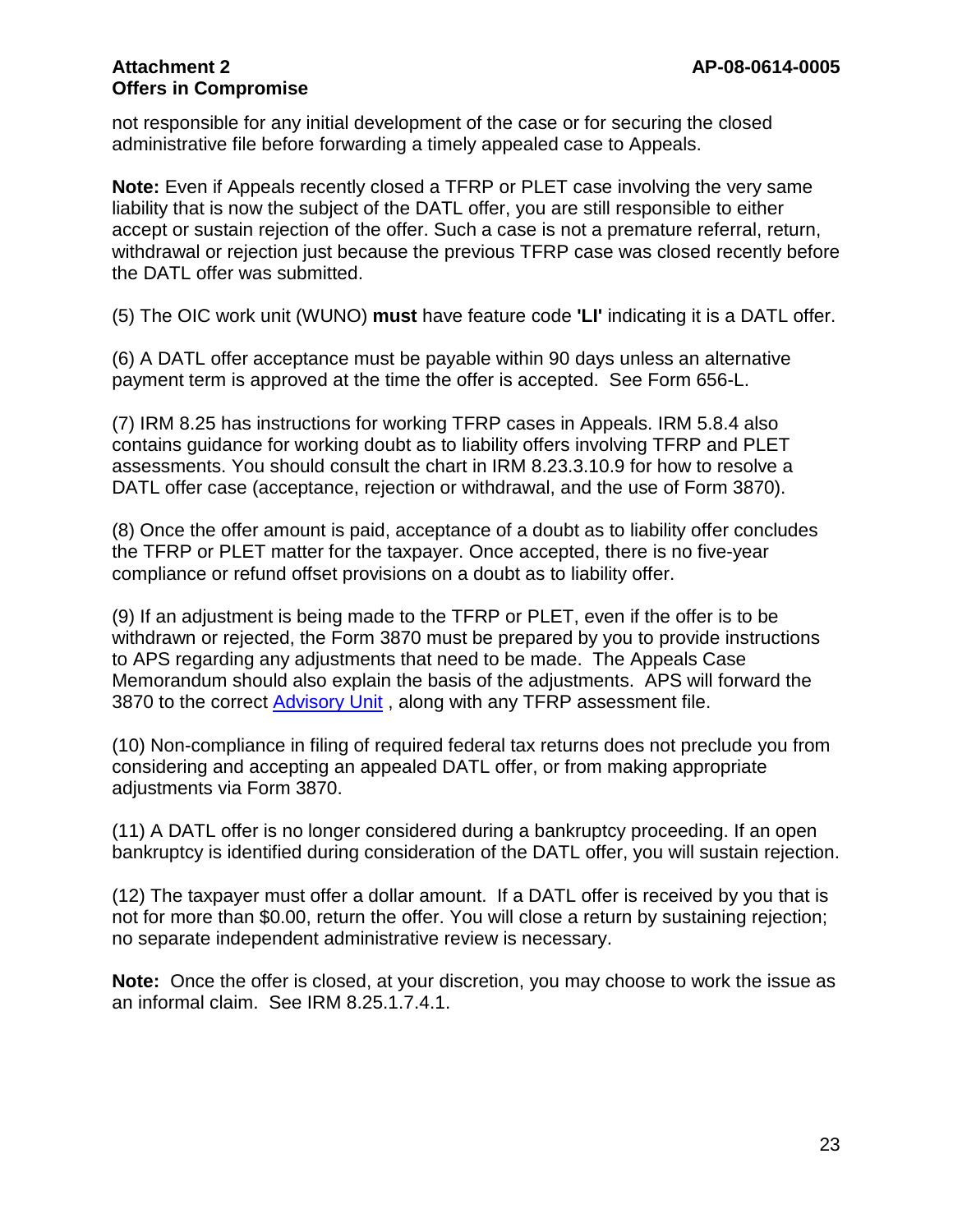not responsible for any initial development of the case or for securing the closed administrative file before forwarding a timely appealed case to Appeals.

**Note:** Even if Appeals recently closed a TFRP or PLET case involving the very same liability that is now the subject of the DATL offer, you are still responsible to either accept or sustain rejection of the offer. Such a case is not a premature referral, return, withdrawal or rejection just because the previous TFRP case was closed recently before the DATL offer was submitted.

(5) The OIC work unit (WUNO) **must** have feature code **'LI'** indicating it is a DATL offer.

(6) A DATL offer acceptance must be payable within 90 days unless an alternative payment term is approved at the time the offer is accepted. See Form 656-L.

(7) IRM 8.25 has instructions for working TFRP cases in Appeals. IRM 5.8.4 also contains guidance for working doubt as to liability offers involving TFRP and PLET assessments. You should consult the chart in IRM 8.23.3.10.9 for how to resolve a DATL offer case (acceptance, rejection or withdrawal, and the use of Form 3870).

(8) Once the offer amount is paid, acceptance of a doubt as to liability offer concludes the TFRP or PLET matter for the taxpayer. Once accepted, there is no five-year compliance or refund offset provisions on a doubt as to liability offer.

(9) If an adjustment is being made to the TFRP or PLET, even if the offer is to be withdrawn or rejected, the Form 3870 must be prepared by you to provide instructions to APS regarding any adjustments that need to be made. The Appeals Case Memorandum should also explain the basis of the adjustments. APS will forward the 3870 to the correct Advisory Unit , along with any TFRP assessment file.

(10) Non-compliance in filing of required federal tax returns does not preclude you from considering and accepting an appealed DATL offer, or from making appropriate adjustments via Form 3870.

(11) A DATL offer is no longer considered during a bankruptcy proceeding. If an open bankruptcy is identified during consideration of the DATL offer, you will sustain rejection.

(12) The taxpayer must offer a dollar amount. If a DATL offer is received by you that is not for more than $0.00, return the offer. You will close a return by sustaining rejection; no separate independent administrative review is necessary.

**Note:** Once the offer is closed, at your discretion, you may choose to work the issue as an informal claim. See IRM 8.25.1.7.4.1.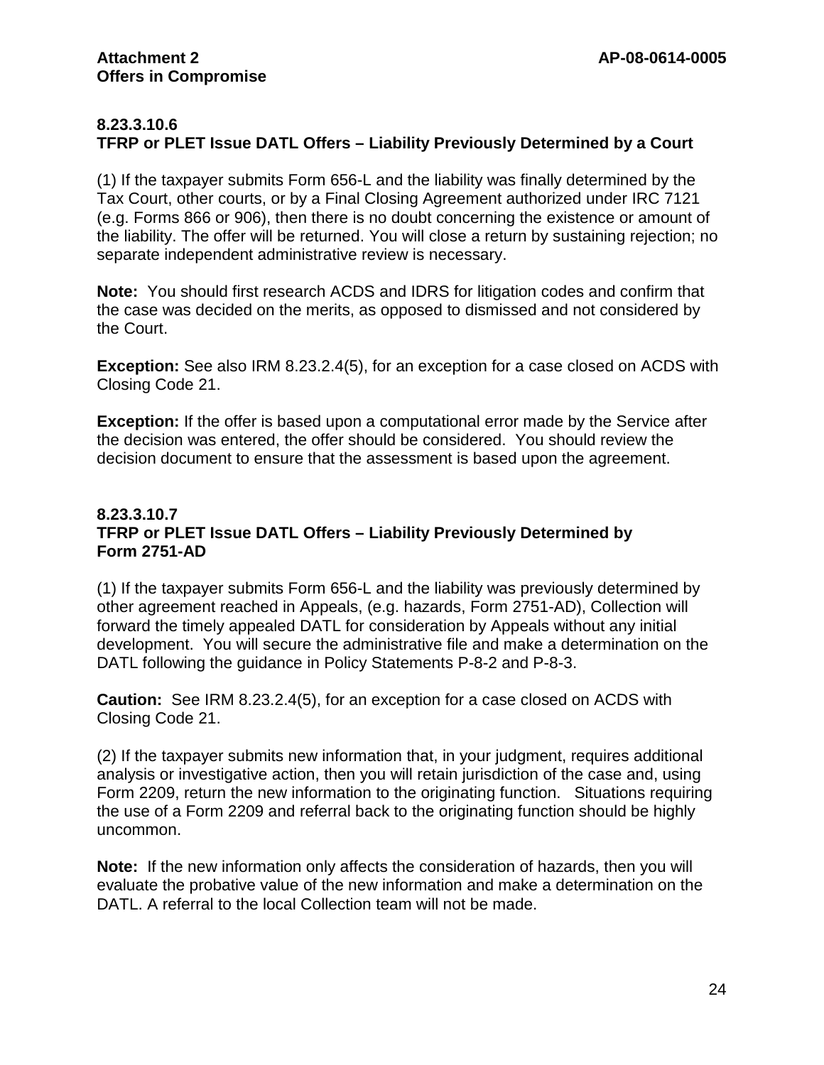**Attachment 2**
**Offers in Compromise**

**AP-08-0614-0005**

### 8.23.3.10.6
### TFRP or PLET Issue DATL Offers – Liability Previously Determined by a Court

(1) If the taxpayer submits Form 656-L and the liability was finally determined by the Tax Court, other courts, or by a Final Closing Agreement authorized under IRC 7121 (e.g. Forms 866 or 906), then there is no doubt concerning the existence or amount of the liability. The offer will be returned. You will close a return by sustaining rejection; no separate independent administrative review is necessary.

**Note:** You should first research ACDS and IDRS for litigation codes and confirm that the case was decided on the merits, as opposed to dismissed and not considered by the Court.

**Exception:** See also IRM 8.23.2.4(5), for an exception for a case closed on ACDS with Closing Code 21.

**Exception:** If the offer is based upon a computational error made by the Service after the decision was entered, the offer should be considered. You should review the decision document to ensure that the assessment is based upon the agreement.

### 8.23.3.10.7
### TFRP or PLET Issue DATL Offers – Liability Previously Determined by Form 2751-AD

(1) If the taxpayer submits Form 656-L and the liability was previously determined by other agreement reached in Appeals, (e.g. hazards, Form 2751-AD), Collection will forward the timely appealed DATL for consideration by Appeals without any initial development. You will secure the administrative file and make a determination on the DATL following the guidance in Policy Statements P-8-2 and P-8-3.

**Caution:** See IRM 8.23.2.4(5), for an exception for a case closed on ACDS with Closing Code 21.

(2) If the taxpayer submits new information that, in your judgment, requires additional analysis or investigative action, then you will retain jurisdiction of the case and, using Form 2209, return the new information to the originating function. Situations requiring the use of a Form 2209 and referral back to the originating function should be highly uncommon.

**Note:** If the new information only affects the consideration of hazards, then you will evaluate the probative value of the new information and make a determination on the DATL. A referral to the local Collection team will not be made.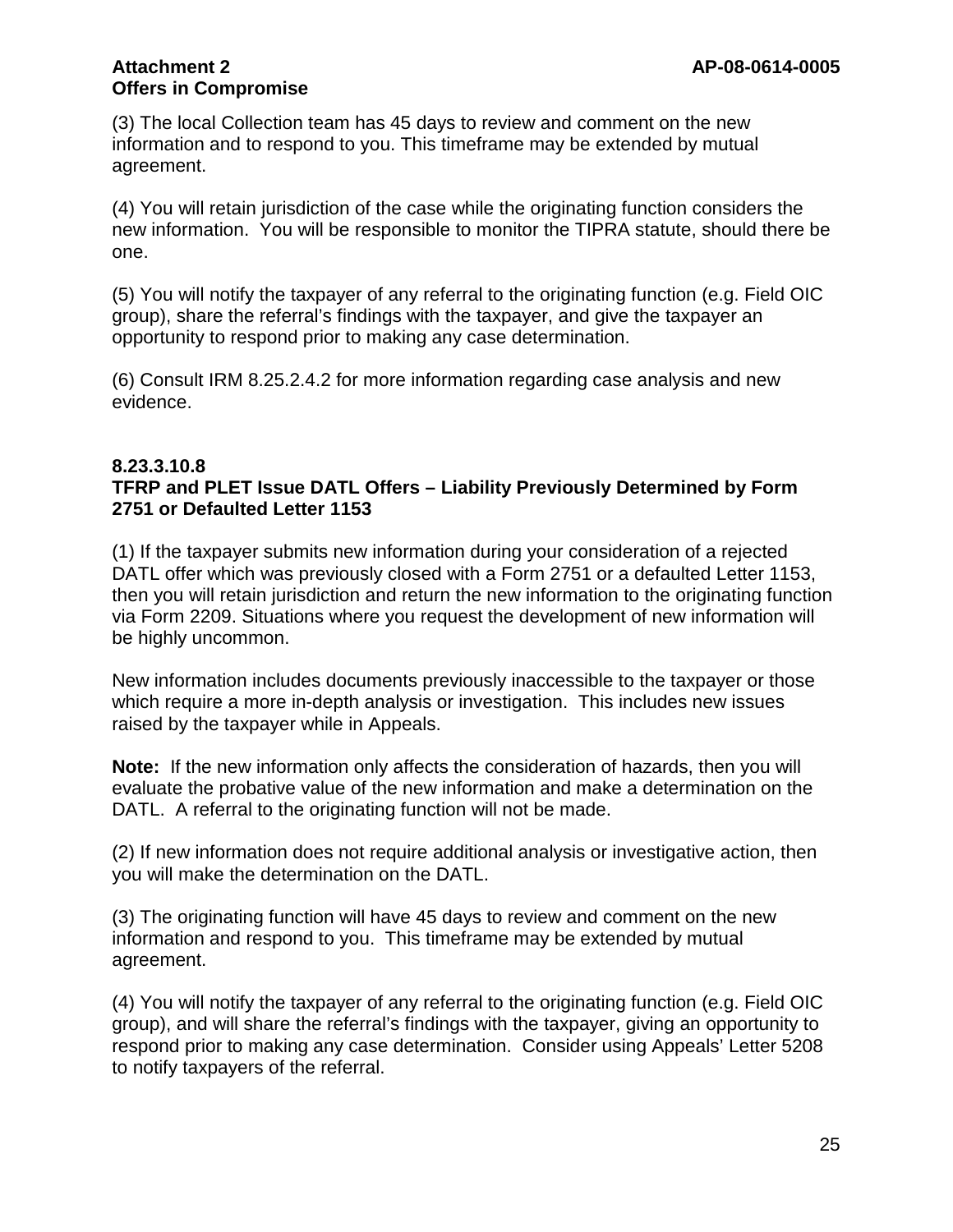(3) The local Collection team has 45 days to review and comment on the new information and to respond to you. This timeframe may be extended by mutual agreement.

(4) You will retain jurisdiction of the case while the originating function considers the new information. You will be responsible to monitor the TIPRA statute, should there be one.

(5) You will notify the taxpayer of any referral to the originating function (e.g. Field OIC group), share the referral's findings with the taxpayer, and give the taxpayer an opportunity to respond prior to making any case determination.

(6) Consult IRM 8.25.2.4.2 for more information regarding case analysis and new evidence.

### 8.23.3.10.8
### TFRP and PLET Issue DATL Offers – Liability Previously Determined by Form 2751 or Defaulted Letter 1153

(1) If the taxpayer submits new information during your consideration of a rejected DATL offer which was previously closed with a Form 2751 or a defaulted Letter 1153, then you will retain jurisdiction and return the new information to the originating function via Form 2209. Situations where you request the development of new information will be highly uncommon.

New information includes documents previously inaccessible to the taxpayer or those which require a more in-depth analysis or investigation. This includes new issues raised by the taxpayer while in Appeals.

**Note:** If the new information only affects the consideration of hazards, then you will evaluate the probative value of the new information and make a determination on the DATL. A referral to the originating function will not be made.

(2) If new information does not require additional analysis or investigative action, then you will make the determination on the DATL.

(3) The originating function will have 45 days to review and comment on the new information and respond to you. This timeframe may be extended by mutual agreement.

(4) You will notify the taxpayer of any referral to the originating function (e.g. Field OIC group), and will share the referral's findings with the taxpayer, giving an opportunity to respond prior to making any case determination. Consider using Appeals' Letter 5208 to notify taxpayers of the referral.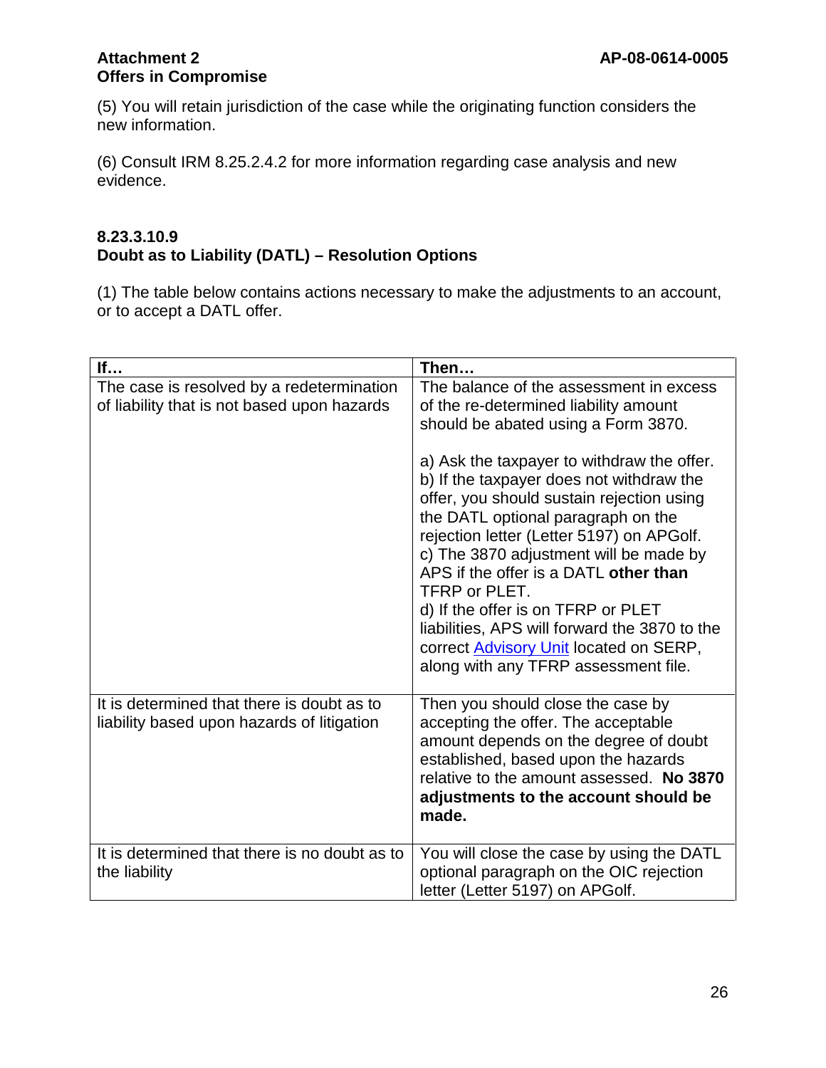(5) You will retain jurisdiction of the case while the originating function considers the new information.

(6) Consult IRM 8.25.2.4.2 for more information regarding case analysis and new evidence.

### 8.23.3.10.9
### Doubt as to Liability (DATL) – Resolution Options

(1) The table below contains actions necessary to make the adjustments to an account, or to accept a DATL offer.

| If… | Then… |
|---|---|
| The case is resolved by a redetermination of liability that is not based upon hazards | The balance of the assessment in excess of the re-determined liability amount should be abated using a Form 3870.<br><br>a) Ask the taxpayer to withdraw the offer.<br>b) If the taxpayer does not withdraw the offer, you should sustain rejection using the DATL optional paragraph on the rejection letter (Letter 5197) on APGolf.<br>c) The 3870 adjustment will be made by APS if the offer is a DATL **other than** TFRP or PLET.<br>d) If the offer is on TFRP or PLET liabilities, APS will forward the 3870 to the correct Advisory Unit located on SERP, along with any TFRP assessment file. |
| It is determined that there is doubt as to liability based upon hazards of litigation | Then you should close the case by accepting the offer. The acceptable amount depends on the degree of doubt established, based upon the hazards relative to the amount assessed. **No 3870 adjustments to the account should be made.** |
| It is determined that there is no doubt as to the liability | You will close the case by using the DATL optional paragraph on the OIC rejection letter (Letter 5197) on APGolf. |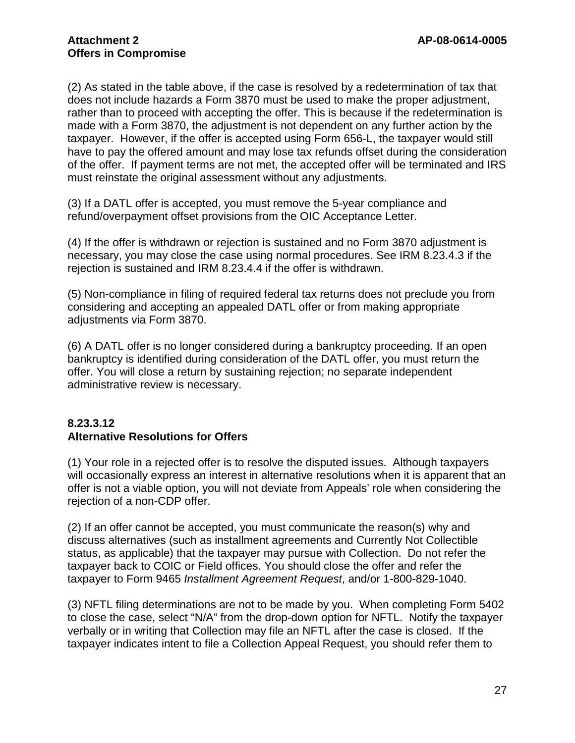(2) As stated in the table above, if the case is resolved by a redetermination of tax that does not include hazards a Form 3870 must be used to make the proper adjustment, rather than to proceed with accepting the offer. This is because if the redetermination is made with a Form 3870, the adjustment is not dependent on any further action by the taxpayer. However, if the offer is accepted using Form 656-L, the taxpayer would still have to pay the offered amount and may lose tax refunds offset during the consideration of the offer. If payment terms are not met, the accepted offer will be terminated and IRS must reinstate the original assessment without any adjustments.

(3) If a DATL offer is accepted, you must remove the 5-year compliance and refund/overpayment offset provisions from the OIC Acceptance Letter.

(4) If the offer is withdrawn or rejection is sustained and no Form 3870 adjustment is necessary, you may close the case using normal procedures. See IRM 8.23.4.3 if the rejection is sustained and IRM 8.23.4.4 if the offer is withdrawn.

(5) Non-compliance in filing of required federal tax returns does not preclude you from considering and accepting an appealed DATL offer or from making appropriate adjustments via Form 3870.

(6) A DATL offer is no longer considered during a bankruptcy proceeding. If an open bankruptcy is identified during consideration of the DATL offer, you must return the offer. You will close a return by sustaining rejection; no separate independent administrative review is necessary.

## 8.23.3.12
## Alternative Resolutions for Offers

(1) Your role in a rejected offer is to resolve the disputed issues. Although taxpayers will occasionally express an interest in alternative resolutions when it is apparent that an offer is not a viable option, you will not deviate from Appeals' role when considering the rejection of a non-CDP offer.

(2) If an offer cannot be accepted, you must communicate the reason(s) why and discuss alternatives (such as installment agreements and Currently Not Collectible status, as applicable) that the taxpayer may pursue with Collection. Do not refer the taxpayer back to COIC or Field offices. You should close the offer and refer the taxpayer to Form 9465 *Installment Agreement Request*, and/or 1-800-829-1040.

(3) NFTL filing determinations are not to be made by you. When completing Form 5402 to close the case, select "N/A" from the drop-down option for NFTL. Notify the taxpayer verbally or in writing that Collection may file an NFTL after the case is closed. If the taxpayer indicates intent to file a Collection Appeal Request, you should refer them to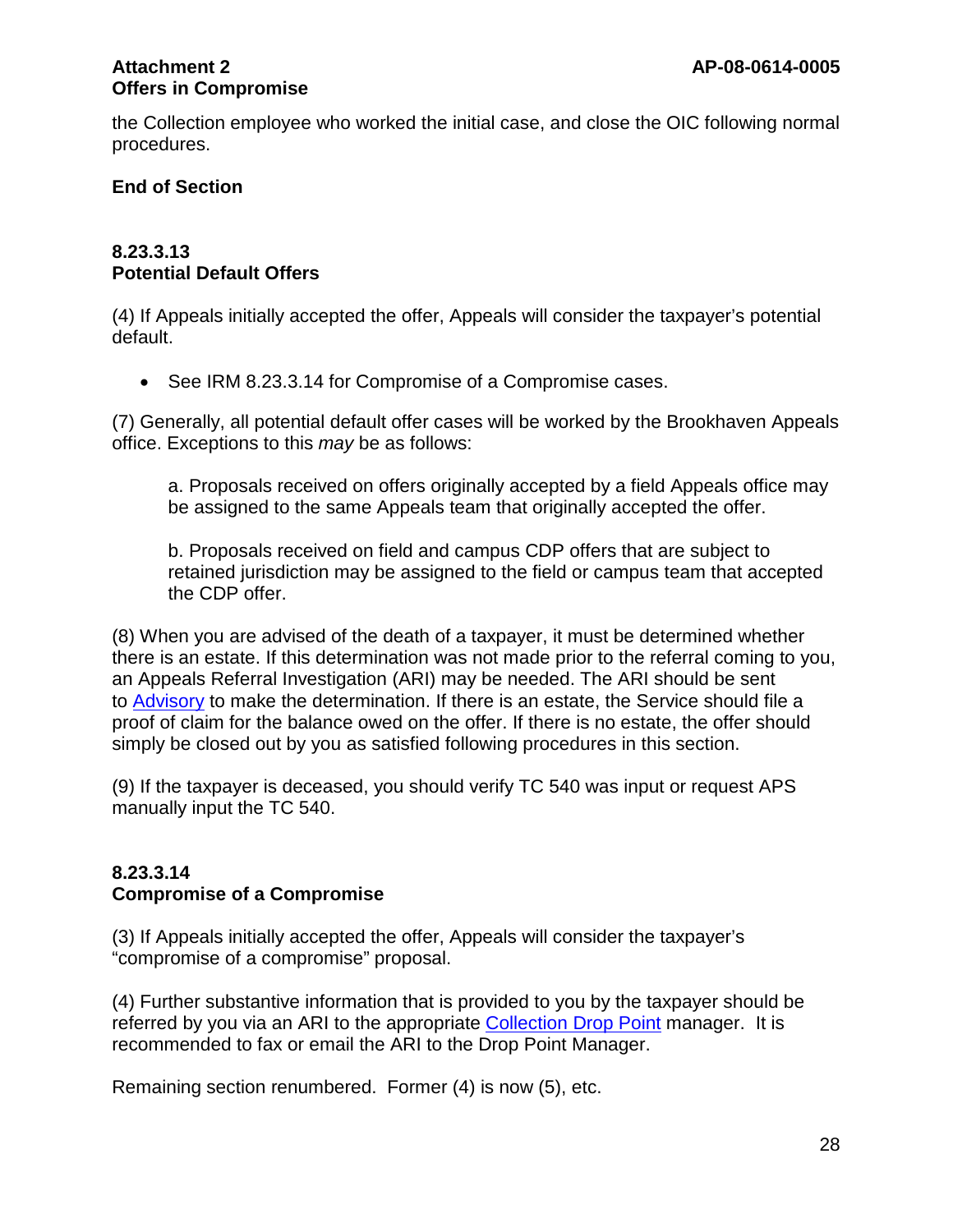the Collection employee who worked the initial case, and close the OIC following normal procedures.

**End of Section**

**8.23.3.13**
**Potential Default Offers**

(4) If Appeals initially accepted the offer, Appeals will consider the taxpayer's potential default.

- See IRM 8.23.3.14 for Compromise of a Compromise cases.

(7) Generally, all potential default offer cases will be worked by the Brookhaven Appeals office. Exceptions to this *may* be as follows:

> a. Proposals received on offers originally accepted by a field Appeals office may be assigned to the same Appeals team that originally accepted the offer.
>
> b. Proposals received on field and campus CDP offers that are subject to retained jurisdiction may be assigned to the field or campus team that accepted the CDP offer.

(8) When you are advised of the death of a taxpayer, it must be determined whether there is an estate. If this determination was not made prior to the referral coming to you, an Appeals Referral Investigation (ARI) may be needed. The ARI should be sent to Advisory to make the determination. If there is an estate, the Service should file a proof of claim for the balance owed on the offer. If there is no estate, the offer should simply be closed out by you as satisfied following procedures in this section.

(9) If the taxpayer is deceased, you should verify TC 540 was input or request APS manually input the TC 540.

**8.23.3.14**
**Compromise of a Compromise**

(3) If Appeals initially accepted the offer, Appeals will consider the taxpayer's "compromise of a compromise" proposal.

(4) Further substantive information that is provided to you by the taxpayer should be referred by you via an ARI to the appropriate Collection Drop Point manager. It is recommended to fax or email the ARI to the Drop Point Manager.

Remaining section renumbered. Former (4) is now (5), etc.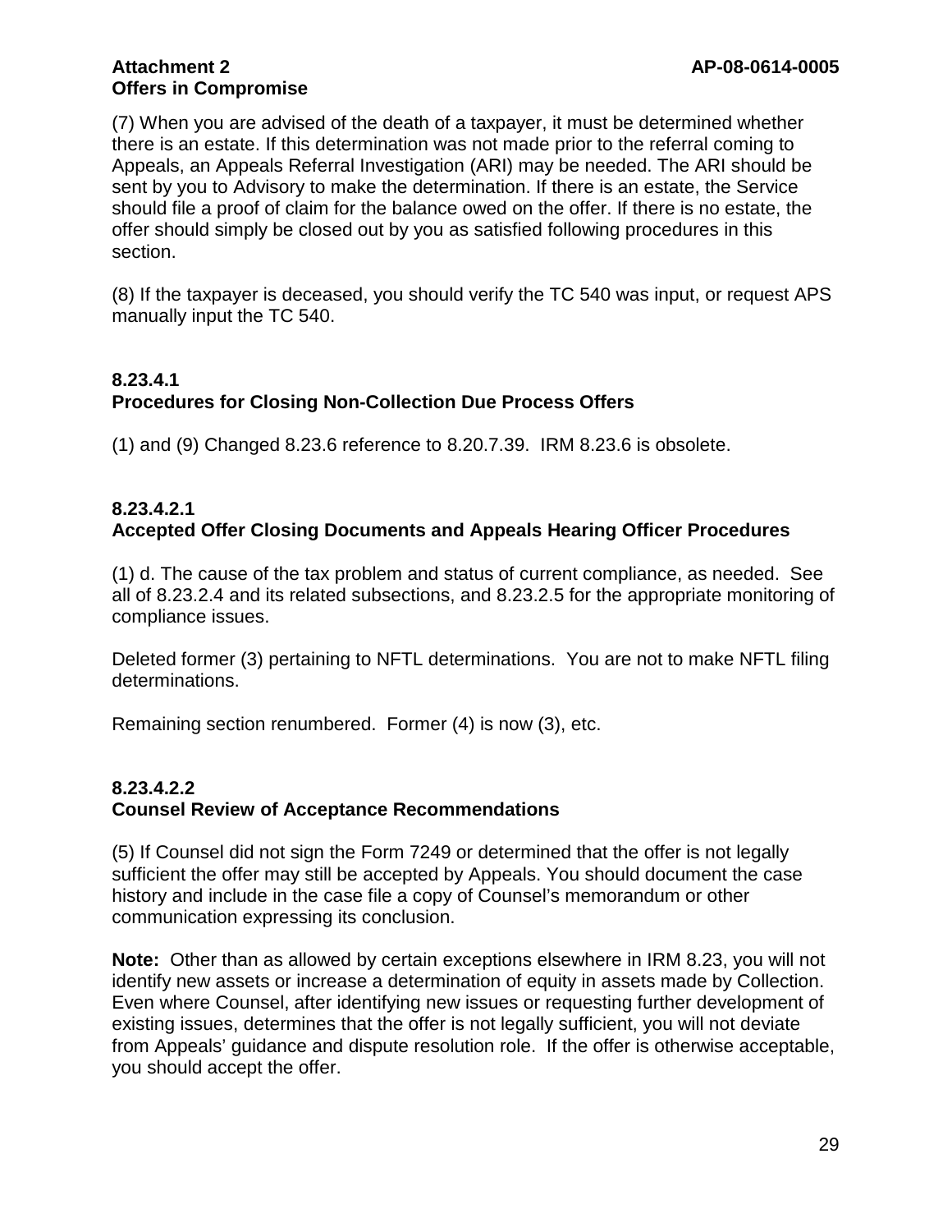(7) When you are advised of the death of a taxpayer, it must be determined whether there is an estate. If this determination was not made prior to the referral coming to Appeals, an Appeals Referral Investigation (ARI) may be needed. The ARI should be sent by you to Advisory to make the determination. If there is an estate, the Service should file a proof of claim for the balance owed on the offer. If there is no estate, the offer should simply be closed out by you as satisfied following procedures in this section.

(8) If the taxpayer is deceased, you should verify the TC 540 was input, or request APS manually input the TC 540.

### 8.23.4.1
### Procedures for Closing Non-Collection Due Process Offers

(1) and (9) Changed 8.23.6 reference to 8.20.7.39. IRM 8.23.6 is obsolete.

### 8.23.4.2.1
### Accepted Offer Closing Documents and Appeals Hearing Officer Procedures

(1) d. The cause of the tax problem and status of current compliance, as needed. See all of 8.23.2.4 and its related subsections, and 8.23.2.5 for the appropriate monitoring of compliance issues.

Deleted former (3) pertaining to NFTL determinations. You are not to make NFTL filing determinations.

Remaining section renumbered. Former (4) is now (3), etc.

### 8.23.4.2.2
### Counsel Review of Acceptance Recommendations

(5) If Counsel did not sign the Form 7249 or determined that the offer is not legally sufficient the offer may still be accepted by Appeals. You should document the case history and include in the case file a copy of Counsel's memorandum or other communication expressing its conclusion.

**Note:** Other than as allowed by certain exceptions elsewhere in IRM 8.23, you will not identify new assets or increase a determination of equity in assets made by Collection. Even where Counsel, after identifying new issues or requesting further development of existing issues, determines that the offer is not legally sufficient, you will not deviate from Appeals' guidance and dispute resolution role. If the offer is otherwise acceptable, you should accept the offer.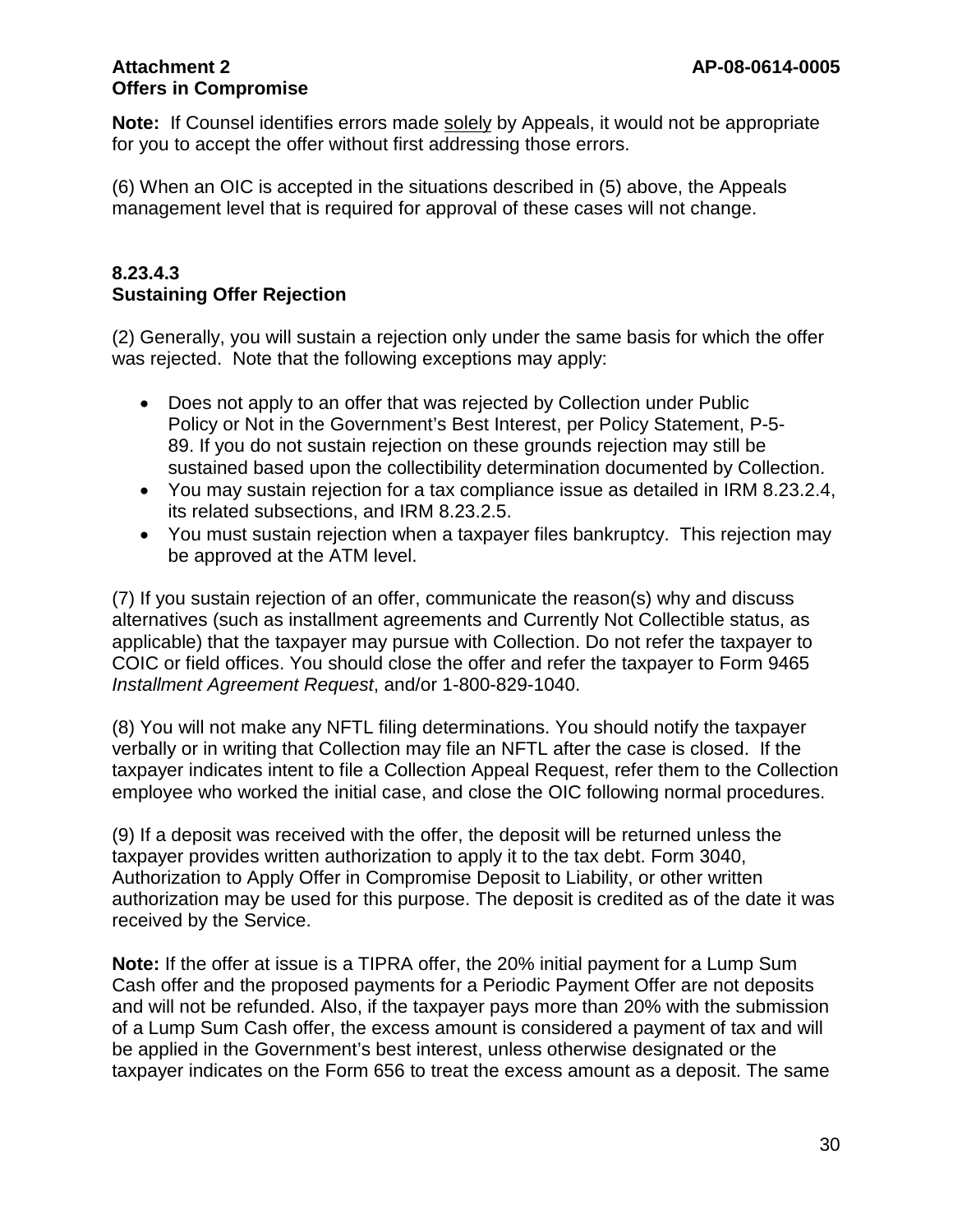**Note:** If Counsel identifies errors made solely by Appeals, it would not be appropriate for you to accept the offer without first addressing those errors.

(6) When an OIC is accepted in the situations described in (5) above, the Appeals management level that is required for approval of these cases will not change.

### 8.23.4.3 Sustaining Offer Rejection

(2) Generally, you will sustain a rejection only under the same basis for which the offer was rejected. Note that the following exceptions may apply:

- Does not apply to an offer that was rejected by Collection under Public Policy or Not in the Government's Best Interest, per Policy Statement, P-5-89. If you do not sustain rejection on these grounds rejection may still be sustained based upon the collectibility determination documented by Collection.
- You may sustain rejection for a tax compliance issue as detailed in IRM 8.23.2.4, its related subsections, and IRM 8.23.2.5.
- You must sustain rejection when a taxpayer files bankruptcy. This rejection may be approved at the ATM level.

(7) If you sustain rejection of an offer, communicate the reason(s) why and discuss alternatives (such as installment agreements and Currently Not Collectible status, as applicable) that the taxpayer may pursue with Collection. Do not refer the taxpayer to COIC or field offices. You should close the offer and refer the taxpayer to Form 9465 *Installment Agreement Request*, and/or 1-800-829-1040.

(8) You will not make any NFTL filing determinations. You should notify the taxpayer verbally or in writing that Collection may file an NFTL after the case is closed. If the taxpayer indicates intent to file a Collection Appeal Request, refer them to the Collection employee who worked the initial case, and close the OIC following normal procedures.

(9) If a deposit was received with the offer, the deposit will be returned unless the taxpayer provides written authorization to apply it to the tax debt. Form 3040, Authorization to Apply Offer in Compromise Deposit to Liability, or other written authorization may be used for this purpose. The deposit is credited as of the date it was received by the Service.

**Note:** If the offer at issue is a TIPRA offer, the 20% initial payment for a Lump Sum Cash offer and the proposed payments for a Periodic Payment Offer are not deposits and will not be refunded. Also, if the taxpayer pays more than 20% with the submission of a Lump Sum Cash offer, the excess amount is considered a payment of tax and will be applied in the Government's best interest, unless otherwise designated or the taxpayer indicates on the Form 656 to treat the excess amount as a deposit. The same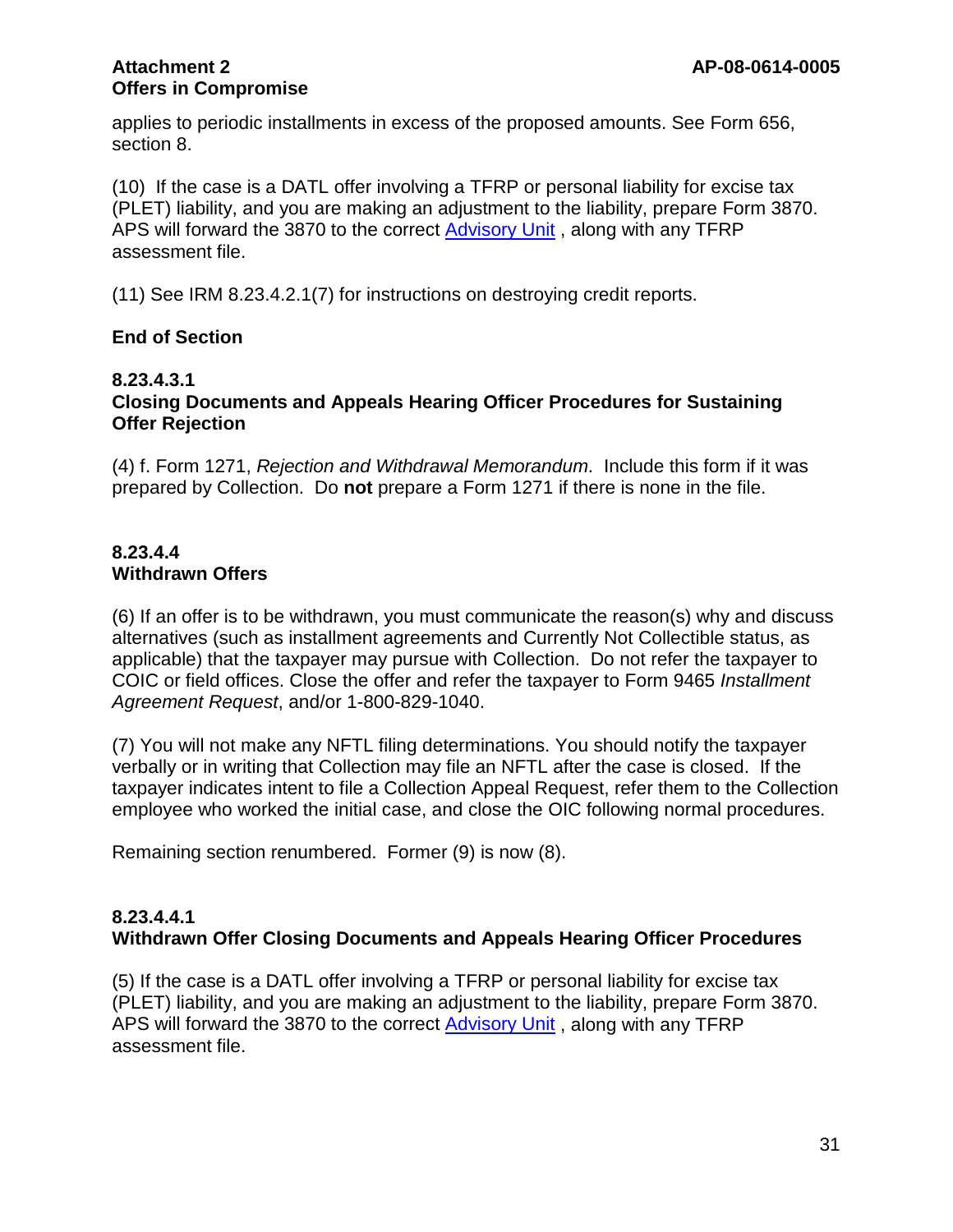applies to periodic installments in excess of the proposed amounts. See Form 656, section 8.

(10) If the case is a DATL offer involving a TFRP or personal liability for excise tax (PLET) liability, and you are making an adjustment to the liability, prepare Form 3870. APS will forward the 3870 to the correct Advisory Unit , along with any TFRP assessment file.

(11) See IRM 8.23.4.2.1(7) for instructions on destroying credit reports.

**End of Section**

### 8.23.4.3.1
### Closing Documents and Appeals Hearing Officer Procedures for Sustaining Offer Rejection

(4) f. Form 1271, *Rejection and Withdrawal Memorandum*. Include this form if it was prepared by Collection. Do **not** prepare a Form 1271 if there is none in the file.

### 8.23.4.4
### Withdrawn Offers

(6) If an offer is to be withdrawn, you must communicate the reason(s) why and discuss alternatives (such as installment agreements and Currently Not Collectible status, as applicable) that the taxpayer may pursue with Collection. Do not refer the taxpayer to COIC or field offices. Close the offer and refer the taxpayer to Form 9465 *Installment Agreement Request*, and/or 1-800-829-1040.

(7) You will not make any NFTL filing determinations. You should notify the taxpayer verbally or in writing that Collection may file an NFTL after the case is closed. If the taxpayer indicates intent to file a Collection Appeal Request, refer them to the Collection employee who worked the initial case, and close the OIC following normal procedures.

Remaining section renumbered. Former (9) is now (8).

### 8.23.4.4.1
### Withdrawn Offer Closing Documents and Appeals Hearing Officer Procedures

(5) If the case is a DATL offer involving a TFRP or personal liability for excise tax (PLET) liability, and you are making an adjustment to the liability, prepare Form 3870. APS will forward the 3870 to the correct Advisory Unit , along with any TFRP assessment file.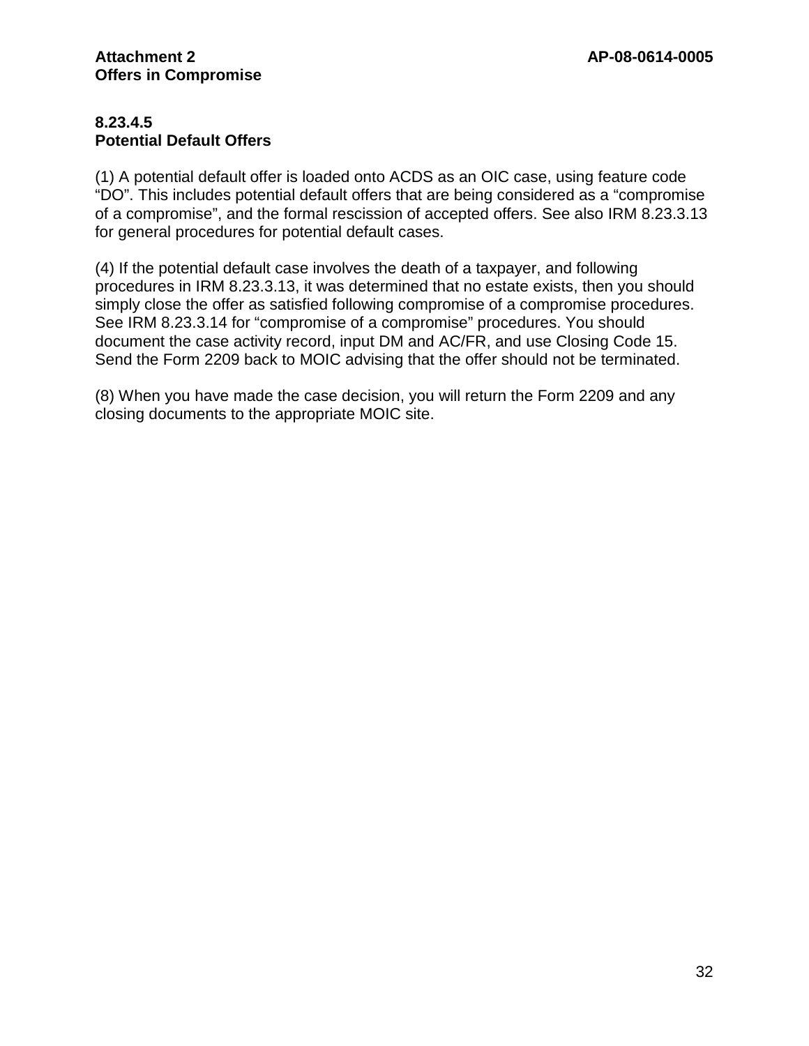## 8.23.4.5
## Potential Default Offers

(1) A potential default offer is loaded onto ACDS as an OIC case, using feature code “DO”. This includes potential default offers that are being considered as a “compromise of a compromise”, and the formal rescission of accepted offers. See also IRM 8.23.3.13 for general procedures for potential default cases.

(4) If the potential default case involves the death of a taxpayer, and following procedures in IRM 8.23.3.13, it was determined that no estate exists, then you should simply close the offer as satisfied following compromise of a compromise procedures. See IRM 8.23.3.14 for “compromise of a compromise” procedures. You should document the case activity record, input DM and AC/FR, and use Closing Code 15. Send the Form 2209 back to MOIC advising that the offer should not be terminated.

(8) When you have made the case decision, you will return the Form 2209 and any closing documents to the appropriate MOIC site.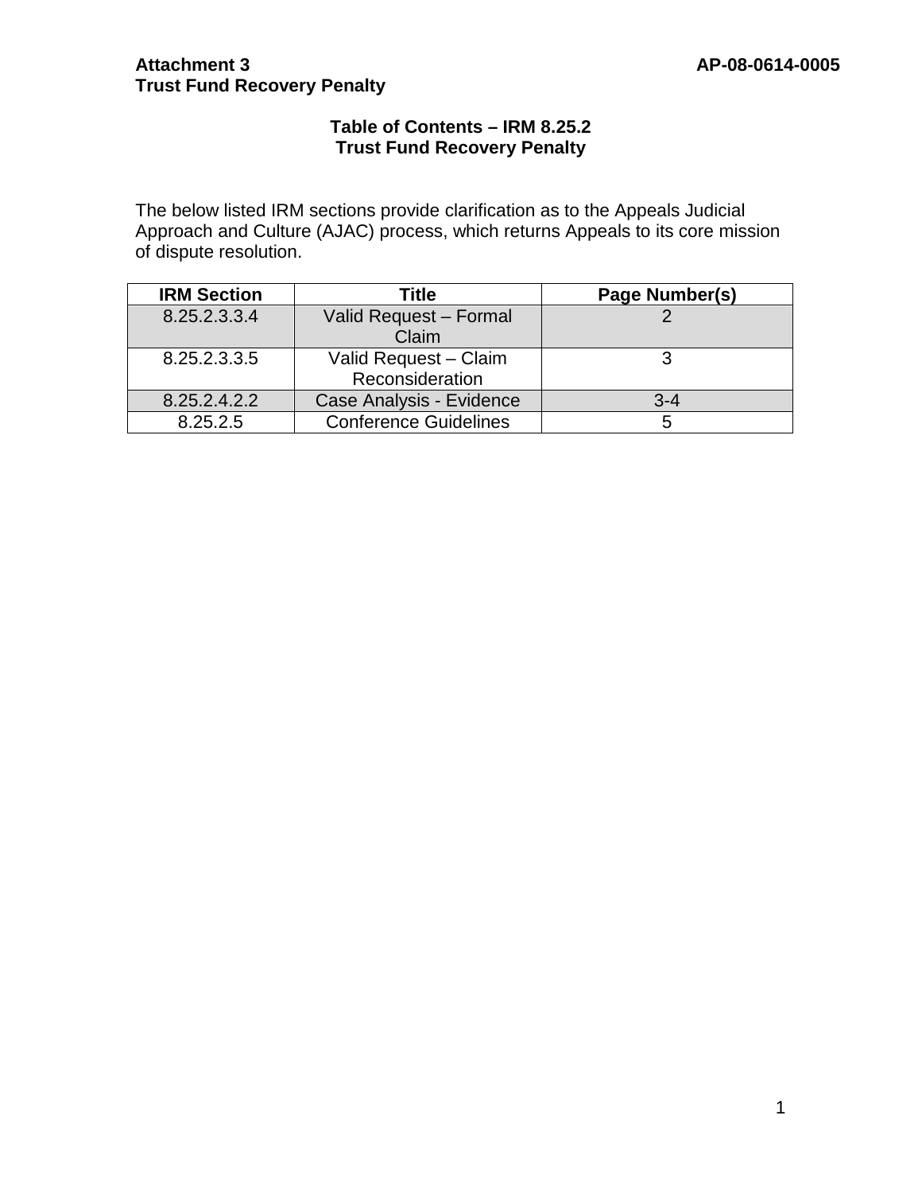**Attachment 3**
**Trust Fund Recovery Penalty**

**AP-08-0614-0005**

## Table of Contents – IRM 8.25.2
## Trust Fund Recovery Penalty

The below listed IRM sections provide clarification as to the Appeals Judicial Approach and Culture (AJAC) process, which returns Appeals to its core mission of dispute resolution.

| IRM Section | Title | Page Number(s) |
| --- | --- | --- |
| 8.25.2.3.3.4 | Valid Request – Formal Claim | 2 |
| 8.25.2.3.3.5 | Valid Request – Claim Reconsideration | 3 |
| 8.25.2.4.2.2 | Case Analysis - Evidence | 3-4 |
| 8.25.2.5 | Conference Guidelines | 5 |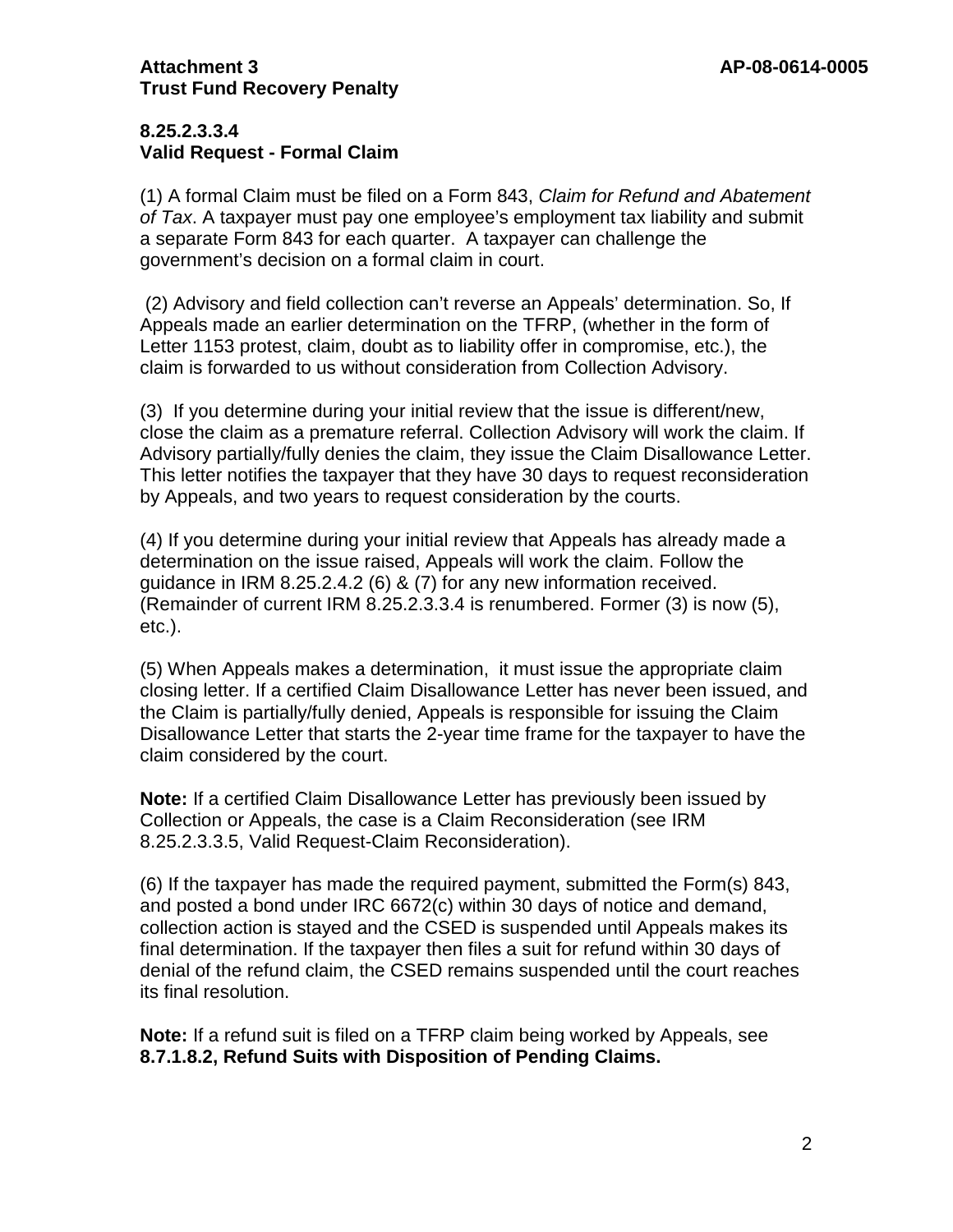**Attachment 3** **AP-08-0614-0005**
**Trust Fund Recovery Penalty**

**8.25.2.3.3.4**
**Valid Request - Formal Claim**

(1) A formal Claim must be filed on a Form 843, *Claim for Refund and Abatement of Tax*. A taxpayer must pay one employee's employment tax liability and submit a separate Form 843 for each quarter. A taxpayer can challenge the government's decision on a formal claim in court.

(2) Advisory and field collection can't reverse an Appeals' determination. So, If Appeals made an earlier determination on the TFRP, (whether in the form of Letter 1153 protest, claim, doubt as to liability offer in compromise, etc.), the claim is forwarded to us without consideration from Collection Advisory.

(3) If you determine during your initial review that the issue is different/new, close the claim as a premature referral. Collection Advisory will work the claim. If Advisory partially/fully denies the claim, they issue the Claim Disallowance Letter. This letter notifies the taxpayer that they have 30 days to request reconsideration by Appeals, and two years to request consideration by the courts.

(4) If you determine during your initial review that Appeals has already made a determination on the issue raised, Appeals will work the claim. Follow the guidance in IRM 8.25.2.4.2 (6) & (7) for any new information received. (Remainder of current IRM 8.25.2.3.3.4 is renumbered. Former (3) is now (5), etc.).

(5) When Appeals makes a determination, it must issue the appropriate claim closing letter. If a certified Claim Disallowance Letter has never been issued, and the Claim is partially/fully denied, Appeals is responsible for issuing the Claim Disallowance Letter that starts the 2-year time frame for the taxpayer to have the claim considered by the court.

**Note:** If a certified Claim Disallowance Letter has previously been issued by Collection or Appeals, the case is a Claim Reconsideration (see IRM 8.25.2.3.3.5, Valid Request-Claim Reconsideration).

(6) If the taxpayer has made the required payment, submitted the Form(s) 843, and posted a bond under IRC 6672(c) within 30 days of notice and demand, collection action is stayed and the CSED is suspended until Appeals makes its final determination. If the taxpayer then files a suit for refund within 30 days of denial of the refund claim, the CSED remains suspended until the court reaches its final resolution.

**Note:** If a refund suit is filed on a TFRP claim being worked by Appeals, see **8.7.1.8.2, Refund Suits with Disposition of Pending Claims.**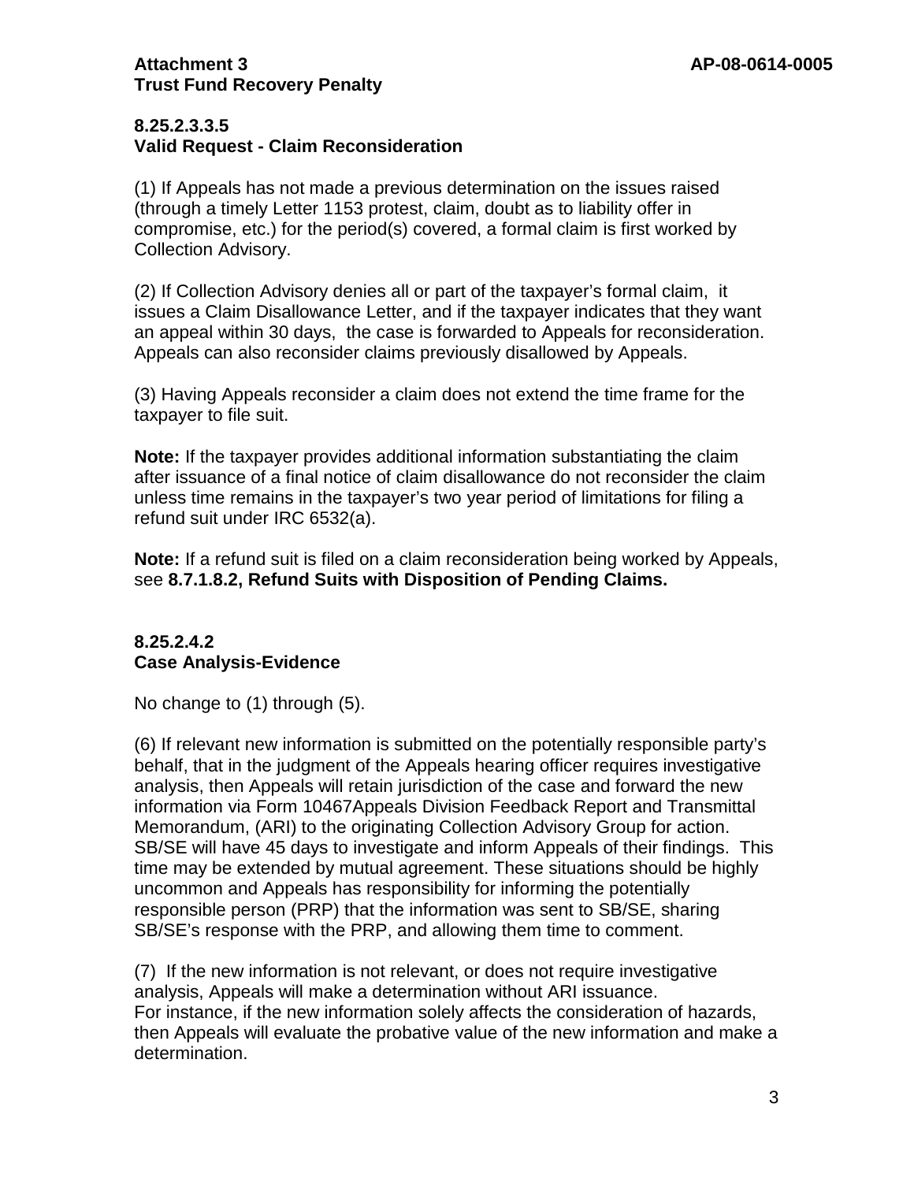**Attachment 3** **AP-08-0614-0005**
**Trust Fund Recovery Penalty**

**8.25.2.3.3.5**
**Valid Request - Claim Reconsideration**

(1) If Appeals has not made a previous determination on the issues raised (through a timely Letter 1153 protest, claim, doubt as to liability offer in compromise, etc.) for the period(s) covered, a formal claim is first worked by Collection Advisory.

(2) If Collection Advisory denies all or part of the taxpayer's formal claim, it issues a Claim Disallowance Letter, and if the taxpayer indicates that they want an appeal within 30 days, the case is forwarded to Appeals for reconsideration. Appeals can also reconsider claims previously disallowed by Appeals.

(3) Having Appeals reconsider a claim does not extend the time frame for the taxpayer to file suit.

**Note:** If the taxpayer provides additional information substantiating the claim after issuance of a final notice of claim disallowance do not reconsider the claim unless time remains in the taxpayer's two year period of limitations for filing a refund suit under IRC 6532(a).

**Note:** If a refund suit is filed on a claim reconsideration being worked by Appeals, see **8.7.1.8.2, Refund Suits with Disposition of Pending Claims.**

**8.25.2.4.2**
**Case Analysis-Evidence**

No change to (1) through (5).

(6) If relevant new information is submitted on the potentially responsible party's behalf, that in the judgment of the Appeals hearing officer requires investigative analysis, then Appeals will retain jurisdiction of the case and forward the new information via Form 10467Appeals Division Feedback Report and Transmittal Memorandum, (ARI) to the originating Collection Advisory Group for action. SB/SE will have 45 days to investigate and inform Appeals of their findings. This time may be extended by mutual agreement. These situations should be highly uncommon and Appeals has responsibility for informing the potentially responsible person (PRP) that the information was sent to SB/SE, sharing SB/SE's response with the PRP, and allowing them time to comment.

(7) If the new information is not relevant, or does not require investigative analysis, Appeals will make a determination without ARI issuance. For instance, if the new information solely affects the consideration of hazards, then Appeals will evaluate the probative value of the new information and make a determination.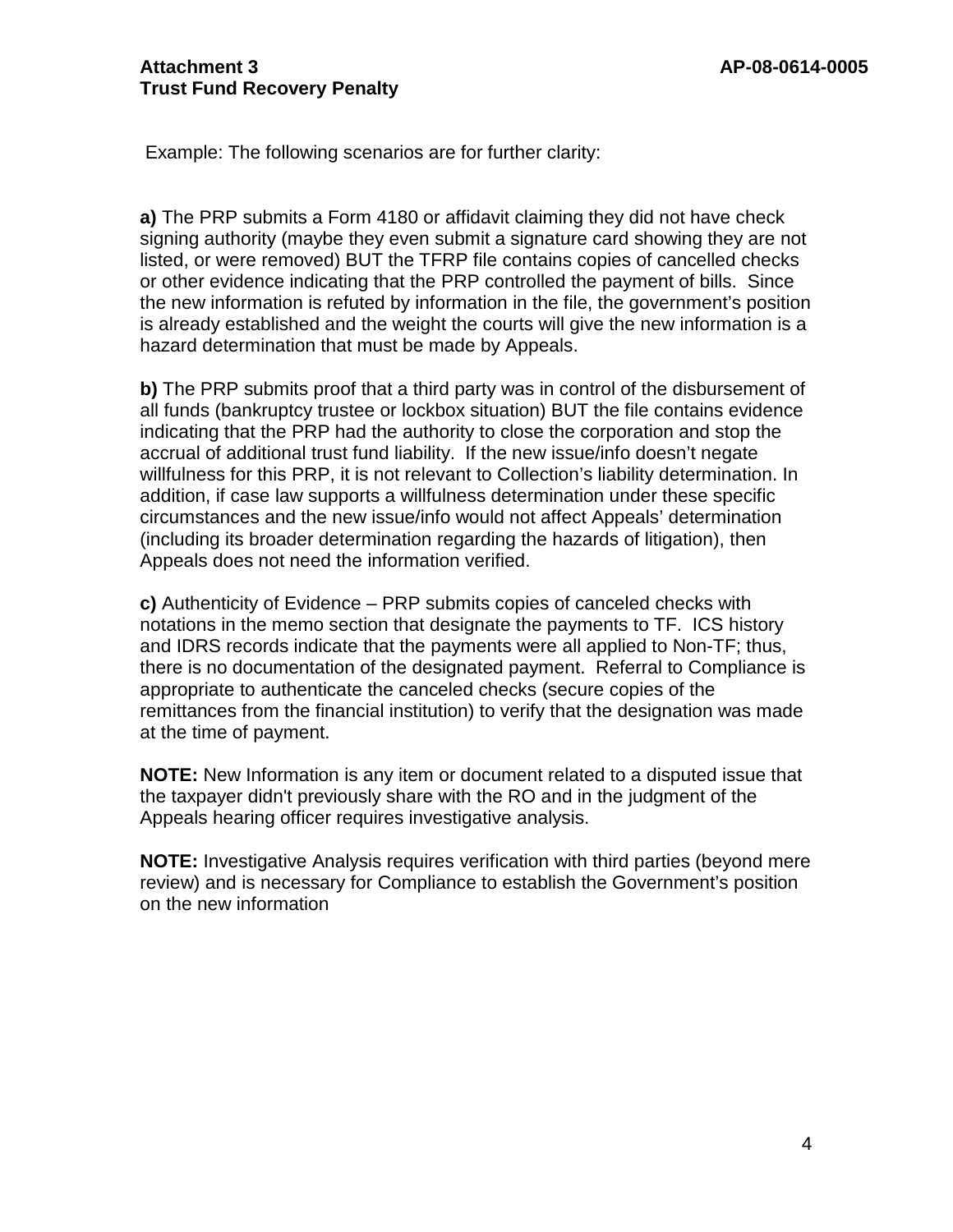Example: The following scenarios are for further clarity:

**a)** The PRP submits a Form 4180 or affidavit claiming they did not have check signing authority (maybe they even submit a signature card showing they are not listed, or were removed) BUT the TFRP file contains copies of cancelled checks or other evidence indicating that the PRP controlled the payment of bills. Since the new information is refuted by information in the file, the government's position is already established and the weight the courts will give the new information is a hazard determination that must be made by Appeals.

**b)** The PRP submits proof that a third party was in control of the disbursement of all funds (bankruptcy trustee or lockbox situation) BUT the file contains evidence indicating that the PRP had the authority to close the corporation and stop the accrual of additional trust fund liability. If the new issue/info doesn't negate willfulness for this PRP, it is not relevant to Collection's liability determination. In addition, if case law supports a willfulness determination under these specific circumstances and the new issue/info would not affect Appeals' determination (including its broader determination regarding the hazards of litigation), then Appeals does not need the information verified.

**c)** Authenticity of Evidence – PRP submits copies of canceled checks with notations in the memo section that designate the payments to TF. ICS history and IDRS records indicate that the payments were all applied to Non-TF; thus, there is no documentation of the designated payment. Referral to Compliance is appropriate to authenticate the canceled checks (secure copies of the remittances from the financial institution) to verify that the designation was made at the time of payment.

**NOTE:** New Information is any item or document related to a disputed issue that the taxpayer didn't previously share with the RO and in the judgment of the Appeals hearing officer requires investigative analysis.

**NOTE:** Investigative Analysis requires verification with third parties (beyond mere review) and is necessary for Compliance to establish the Government's position on the new information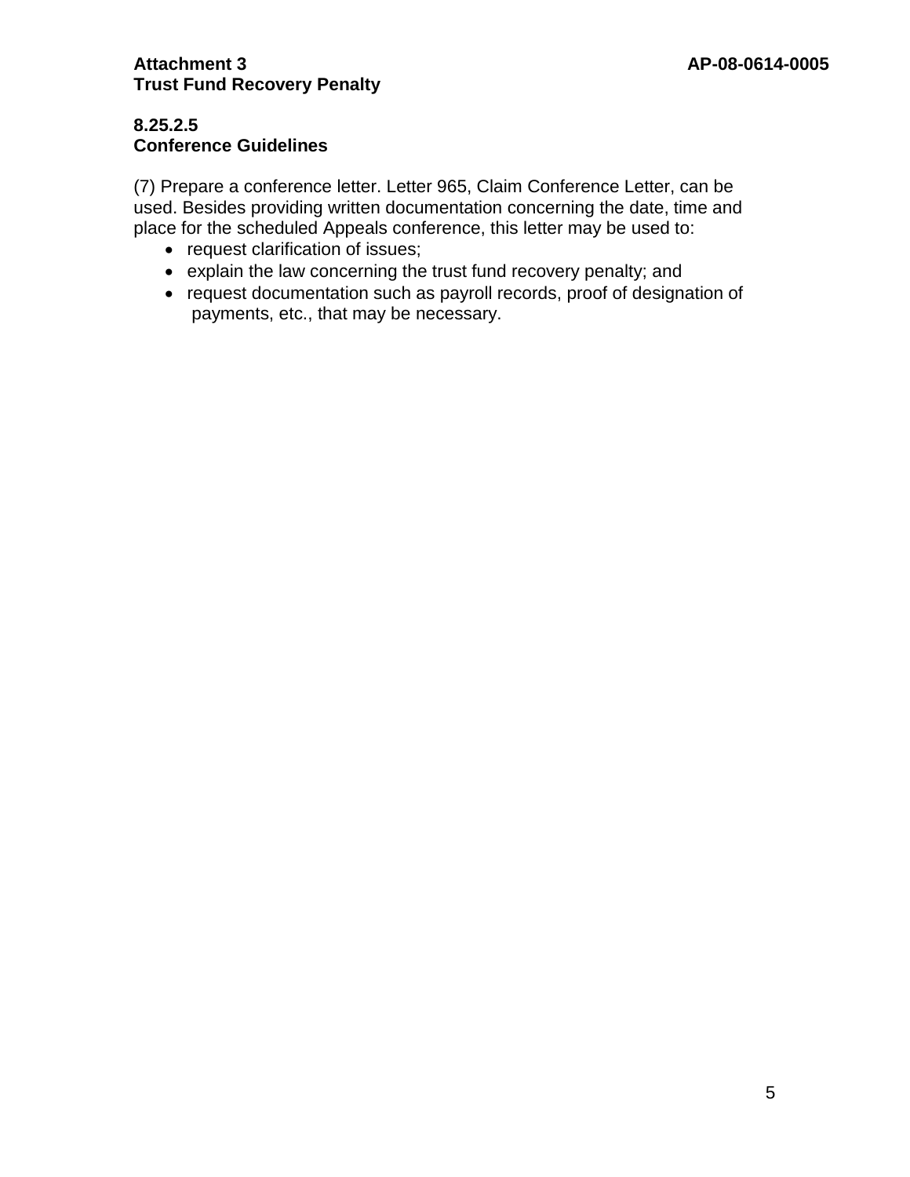**8.25.2.5**
**Conference Guidelines**

(7) Prepare a conference letter. Letter 965, Claim Conference Letter, can be used. Besides providing written documentation concerning the date, time and place for the scheduled Appeals conference, this letter may be used to:

- request clarification of issues;
- explain the law concerning the trust fund recovery penalty; and
- request documentation such as payroll records, proof of designation of payments, etc., that may be necessary.